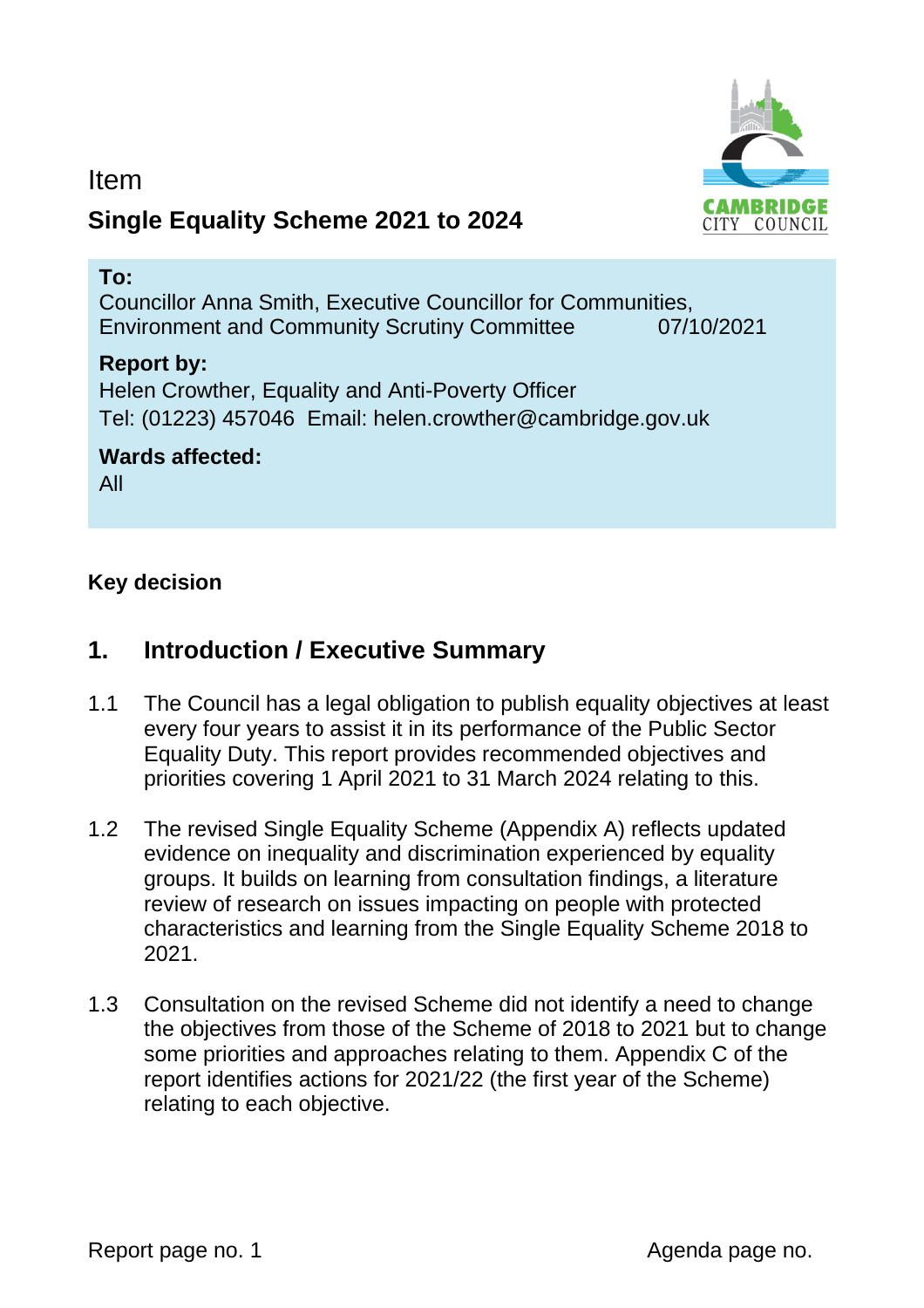Item

# Single Equality Scheme 2021 to 2024

**To:**
Councillor Anna Smith, Executive Councillor for Communities, Environment and Community Scrutiny Committee 07/10/2021

**Report by:**
Helen Crowther, Equality and Anti-Poverty Officer
Tel: (01223) 457046 Email: helen.crowther@cambridge.gov.uk

**Wards affected:**
All

**Key decision**

## 1. Introduction / Executive Summary

1.1 The Council has a legal obligation to publish equality objectives at least every four years to assist it in its performance of the Public Sector Equality Duty. This report provides recommended objectives and priorities covering 1 April 2021 to 31 March 2024 relating to this.

1.2 The revised Single Equality Scheme (Appendix A) reflects updated evidence on inequality and discrimination experienced by equality groups. It builds on learning from consultation findings, a literature review of research on issues impacting on people with protected characteristics and learning from the Single Equality Scheme 2018 to 2021.

1.3 Consultation on the revised Scheme did not identify a need to change the objectives from those of the Scheme of 2018 to 2021 but to change some priorities and approaches relating to them. Appendix C of the report identifies actions for 2021/22 (the first year of the Scheme) relating to each objective.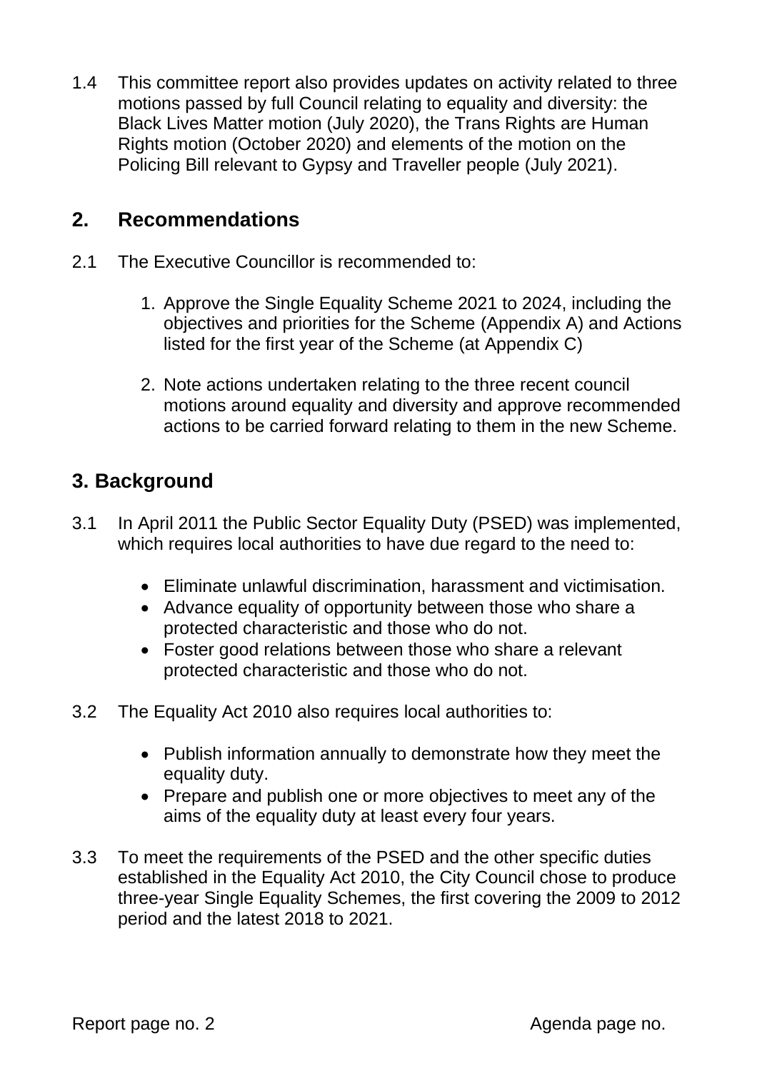1.4 This committee report also provides updates on activity related to three motions passed by full Council relating to equality and diversity: the Black Lives Matter motion (July 2020), the Trans Rights are Human Rights motion (October 2020) and elements of the motion on the Policing Bill relevant to Gypsy and Traveller people (July 2021).

## 2. Recommendations

2.1 The Executive Councillor is recommended to:

1. Approve the Single Equality Scheme 2021 to 2024, including the objectives and priorities for the Scheme (Appendix A) and Actions listed for the first year of the Scheme (at Appendix C)

2. Note actions undertaken relating to the three recent council motions around equality and diversity and approve recommended actions to be carried forward relating to them in the new Scheme.

## 3. Background

3.1 In April 2011 the Public Sector Equality Duty (PSED) was implemented, which requires local authorities to have due regard to the need to:

- Eliminate unlawful discrimination, harassment and victimisation.
- Advance equality of opportunity between those who share a protected characteristic and those who do not.
- Foster good relations between those who share a relevant protected characteristic and those who do not.

3.2 The Equality Act 2010 also requires local authorities to:

- Publish information annually to demonstrate how they meet the equality duty.
- Prepare and publish one or more objectives to meet any of the aims of the equality duty at least every four years.

3.3 To meet the requirements of the PSED and the other specific duties established in the Equality Act 2010, the City Council chose to produce three-year Single Equality Schemes, the first covering the 2009 to 2012 period and the latest 2018 to 2021.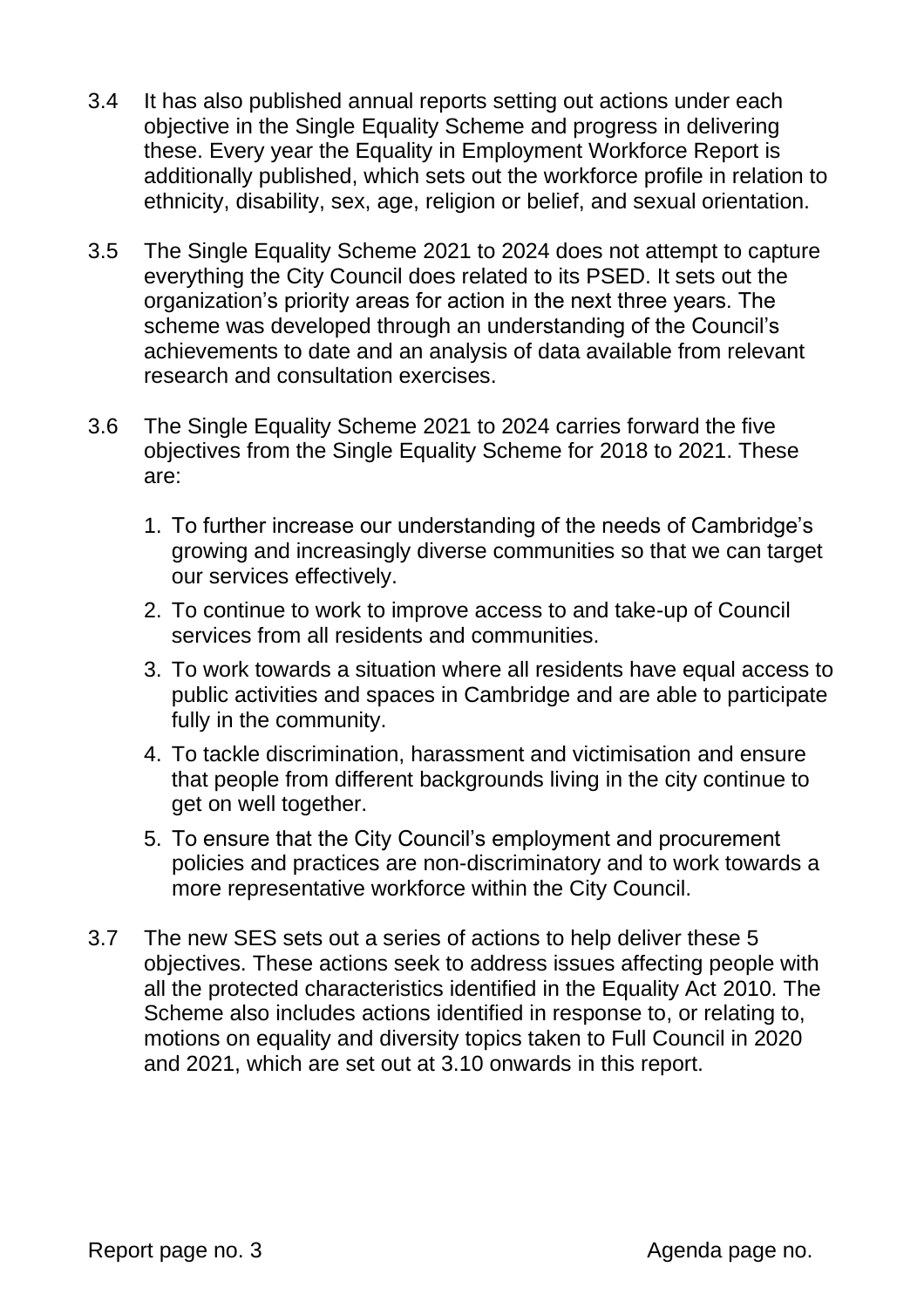3.4 It has also published annual reports setting out actions under each objective in the Single Equality Scheme and progress in delivering these. Every year the Equality in Employment Workforce Report is additionally published, which sets out the workforce profile in relation to ethnicity, disability, sex, age, religion or belief, and sexual orientation.

3.5 The Single Equality Scheme 2021 to 2024 does not attempt to capture everything the City Council does related to its PSED. It sets out the organization's priority areas for action in the next three years. The scheme was developed through an understanding of the Council's achievements to date and an analysis of data available from relevant research and consultation exercises.

3.6 The Single Equality Scheme 2021 to 2024 carries forward the five objectives from the Single Equality Scheme for 2018 to 2021. These are:

1. To further increase our understanding of the needs of Cambridge's growing and increasingly diverse communities so that we can target our services effectively.
2. To continue to work to improve access to and take-up of Council services from all residents and communities.
3. To work towards a situation where all residents have equal access to public activities and spaces in Cambridge and are able to participate fully in the community.
4. To tackle discrimination, harassment and victimisation and ensure that people from different backgrounds living in the city continue to get on well together.
5. To ensure that the City Council's employment and procurement policies and practices are non-discriminatory and to work towards a more representative workforce within the City Council.

3.7 The new SES sets out a series of actions to help deliver these 5 objectives. These actions seek to address issues affecting people with all the protected characteristics identified in the Equality Act 2010. The Scheme also includes actions identified in response to, or relating to, motions on equality and diversity topics taken to Full Council in 2020 and 2021, which are set out at 3.10 onwards in this report.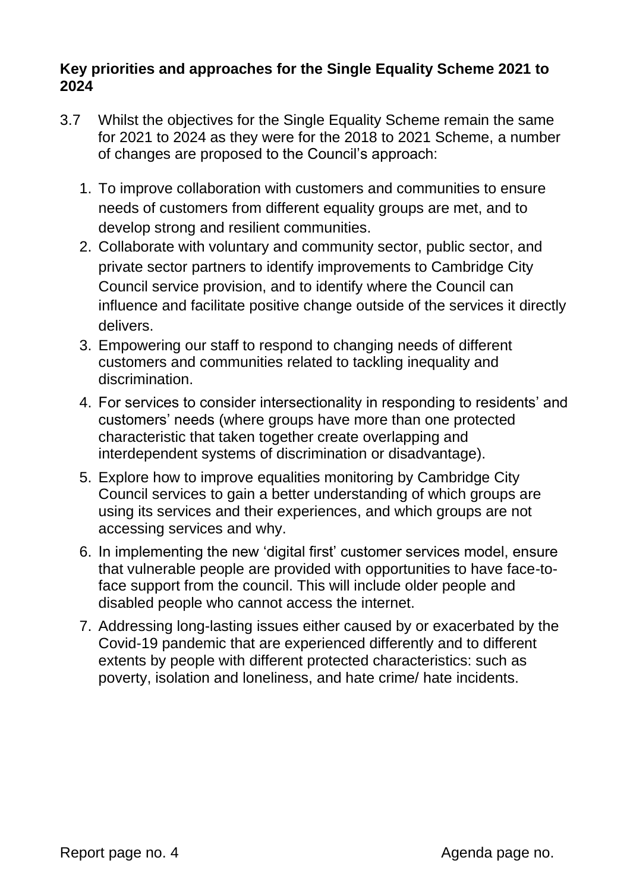**Key priorities and approaches for the Single Equality Scheme 2021 to 2024**

3.7 Whilst the objectives for the Single Equality Scheme remain the same for 2021 to 2024 as they were for the 2018 to 2021 Scheme, a number of changes are proposed to the Council's approach:

1. To improve collaboration with customers and communities to ensure needs of customers from different equality groups are met, and to develop strong and resilient communities.
2. Collaborate with voluntary and community sector, public sector, and private sector partners to identify improvements to Cambridge City Council service provision, and to identify where the Council can influence and facilitate positive change outside of the services it directly delivers.
3. Empowering our staff to respond to changing needs of different customers and communities related to tackling inequality and discrimination.
4. For services to consider intersectionality in responding to residents' and customers' needs (where groups have more than one protected characteristic that taken together create overlapping and interdependent systems of discrimination or disadvantage).
5. Explore how to improve equalities monitoring by Cambridge City Council services to gain a better understanding of which groups are using its services and their experiences, and which groups are not accessing services and why.
6. In implementing the new 'digital first' customer services model, ensure that vulnerable people are provided with opportunities to have face-to-face support from the council. This will include older people and disabled people who cannot access the internet.
7. Addressing long-lasting issues either caused by or exacerbated by the Covid-19 pandemic that are experienced differently and to different extents by people with different protected characteristics: such as poverty, isolation and loneliness, and hate crime/ hate incidents.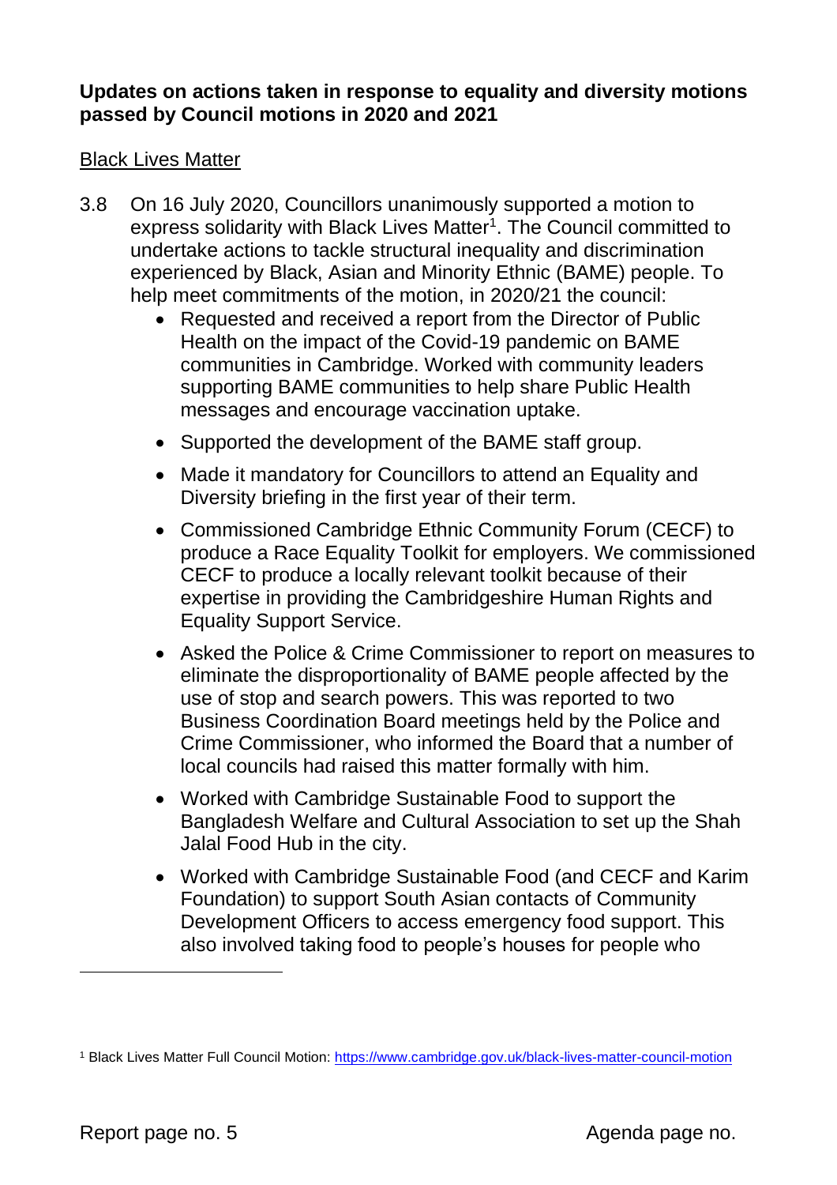**Updates on actions taken in response to equality and diversity motions passed by Council motions in 2020 and 2021**

Black Lives Matter

3.8 On 16 July 2020, Councillors unanimously supported a motion to express solidarity with Black Lives Matter[1]. The Council committed to undertake actions to tackle structural inequality and discrimination experienced by Black, Asian and Minority Ethnic (BAME) people. To help meet commitments of the motion, in 2020/21 the council:

- Requested and received a report from the Director of Public Health on the impact of the Covid-19 pandemic on BAME communities in Cambridge. Worked with community leaders supporting BAME communities to help share Public Health messages and encourage vaccination uptake.
- Supported the development of the BAME staff group.
- Made it mandatory for Councillors to attend an Equality and Diversity briefing in the first year of their term.
- Commissioned Cambridge Ethnic Community Forum (CECF) to produce a Race Equality Toolkit for employers. We commissioned CECF to produce a locally relevant toolkit because of their expertise in providing the Cambridgeshire Human Rights and Equality Support Service.
- Asked the Police & Crime Commissioner to report on measures to eliminate the disproportionality of BAME people affected by the use of stop and search powers. This was reported to two Business Coordination Board meetings held by the Police and Crime Commissioner, who informed the Board that a number of local councils had raised this matter formally with him.
- Worked with Cambridge Sustainable Food to support the Bangladesh Welfare and Cultural Association to set up the Shah Jalal Food Hub in the city.
- Worked with Cambridge Sustainable Food (and CECF and Karim Foundation) to support South Asian contacts of Community Development Officers to access emergency food support. This also involved taking food to people's houses for people who

[1] Black Lives Matter Full Council Motion: https://www.cambridge.gov.uk/black-lives-matter-council-motion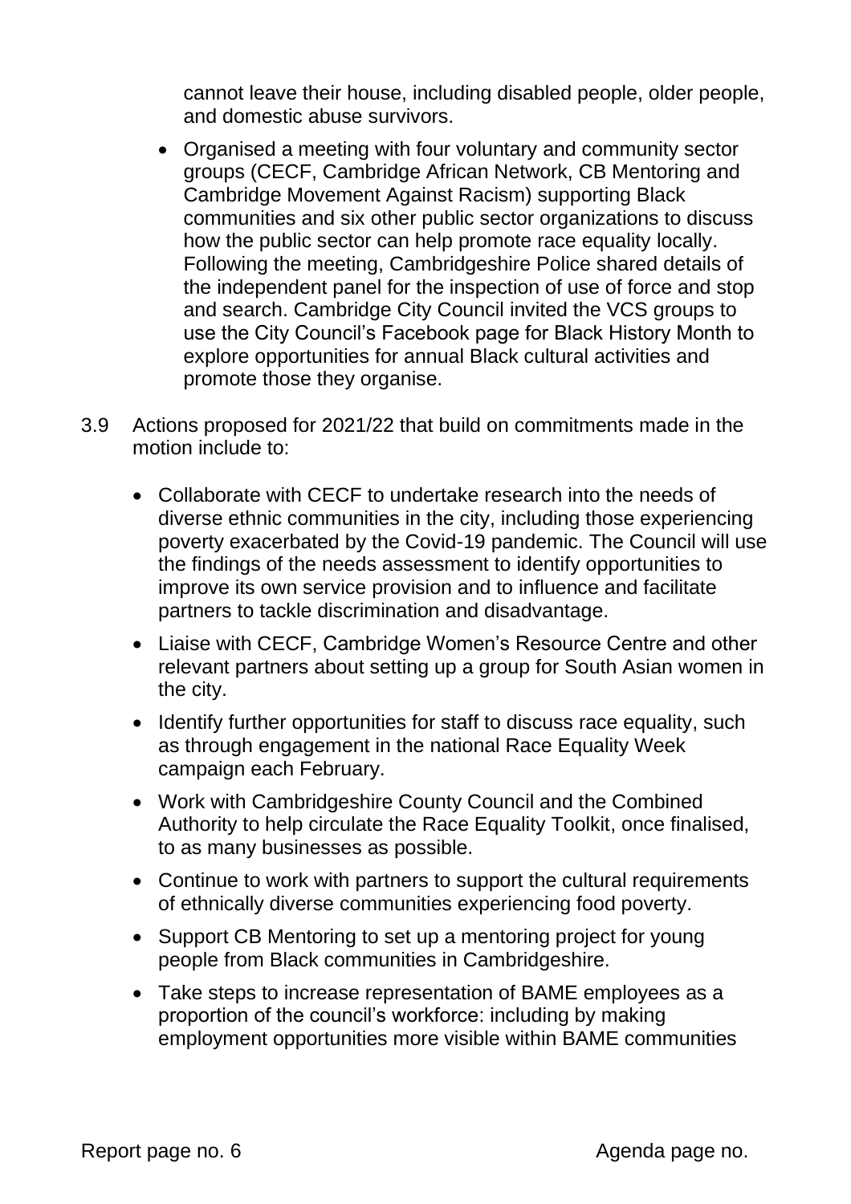cannot leave their house, including disabled people, older people, and domestic abuse survivors.

- Organised a meeting with four voluntary and community sector groups (CECF, Cambridge African Network, CB Mentoring and Cambridge Movement Against Racism) supporting Black communities and six other public sector organizations to discuss how the public sector can help promote race equality locally. Following the meeting, Cambridgeshire Police shared details of the independent panel for the inspection of use of force and stop and search. Cambridge City Council invited the VCS groups to use the City Council's Facebook page for Black History Month to explore opportunities for annual Black cultural activities and promote those they organise.

3.9 Actions proposed for 2021/22 that build on commitments made in the motion include to:

- Collaborate with CECF to undertake research into the needs of diverse ethnic communities in the city, including those experiencing poverty exacerbated by the Covid-19 pandemic. The Council will use the findings of the needs assessment to identify opportunities to improve its own service provision and to influence and facilitate partners to tackle discrimination and disadvantage.
- Liaise with CECF, Cambridge Women's Resource Centre and other relevant partners about setting up a group for South Asian women in the city.
- Identify further opportunities for staff to discuss race equality, such as through engagement in the national Race Equality Week campaign each February.
- Work with Cambridgeshire County Council and the Combined Authority to help circulate the Race Equality Toolkit, once finalised, to as many businesses as possible.
- Continue to work with partners to support the cultural requirements of ethnically diverse communities experiencing food poverty.
- Support CB Mentoring to set up a mentoring project for young people from Black communities in Cambridgeshire.
- Take steps to increase representation of BAME employees as a proportion of the council's workforce: including by making employment opportunities more visible within BAME communities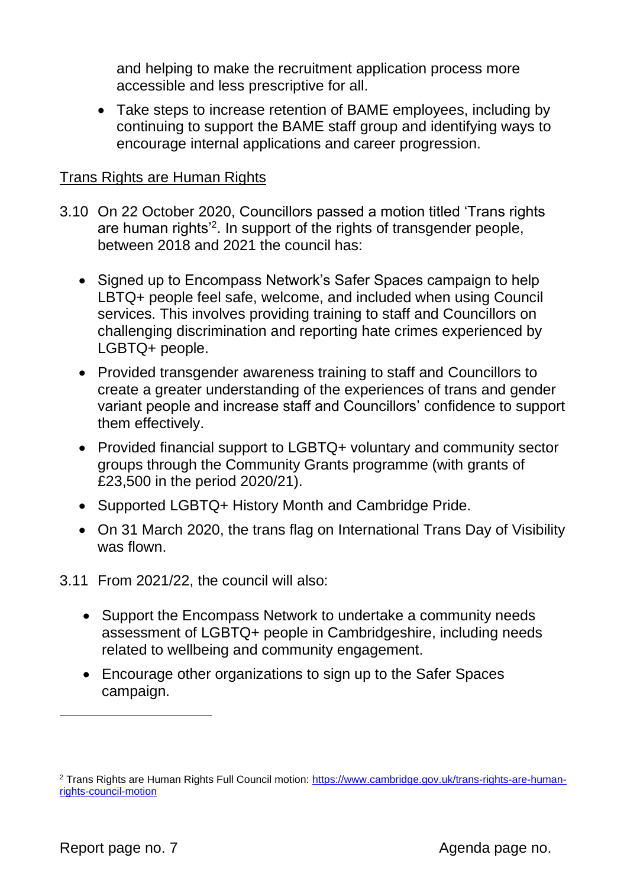and helping to make the recruitment application process more accessible and less prescriptive for all.

- Take steps to increase retention of BAME employees, including by continuing to support the BAME staff group and identifying ways to encourage internal applications and career progression.

<u>Trans Rights are Human Rights</u>

3.10 On 22 October 2020, Councillors passed a motion titled 'Trans rights are human rights'[2]. In support of the rights of transgender people, between 2018 and 2021 the council has:

- Signed up to Encompass Network's Safer Spaces campaign to help LBTQ+ people feel safe, welcome, and included when using Council services. This involves providing training to staff and Councillors on challenging discrimination and reporting hate crimes experienced by LGBTQ+ people.
- Provided transgender awareness training to staff and Councillors to create a greater understanding of the experiences of trans and gender variant people and increase staff and Councillors' confidence to support them effectively.
- Provided financial support to LGBTQ+ voluntary and community sector groups through the Community Grants programme (with grants of £23,500 in the period 2020/21).
- Supported LGBTQ+ History Month and Cambridge Pride.
- On 31 March 2020, the trans flag on International Trans Day of Visibility was flown.

3.11 From 2021/22, the council will also:

- Support the Encompass Network to undertake a community needs assessment of LGBTQ+ people in Cambridgeshire, including needs related to wellbeing and community engagement.
- Encourage other organizations to sign up to the Safer Spaces campaign.

---

[2] Trans Rights are Human Rights Full Council motion: https://www.cambridge.gov.uk/trans-rights-are-human-rights-council-motion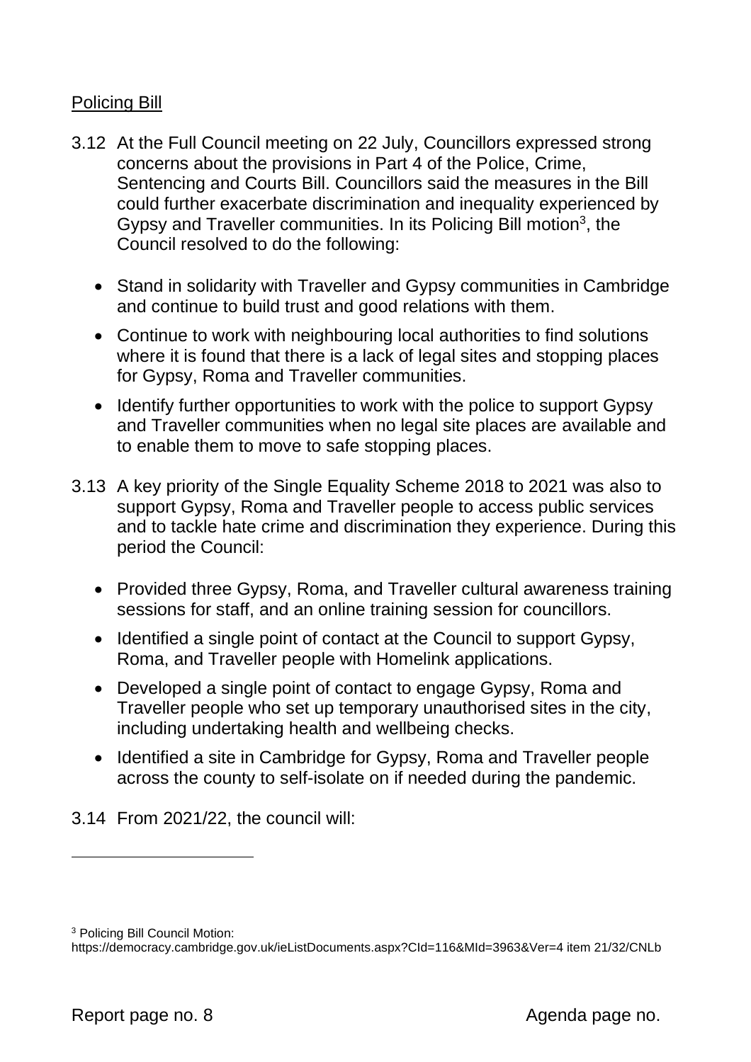Policing Bill

3.12 At the Full Council meeting on 22 July, Councillors expressed strong concerns about the provisions in Part 4 of the Police, Crime, Sentencing and Courts Bill. Councillors said the measures in the Bill could further exacerbate discrimination and inequality experienced by Gypsy and Traveller communities. In its Policing Bill motion[3], the Council resolved to do the following:

- Stand in solidarity with Traveller and Gypsy communities in Cambridge and continue to build trust and good relations with them.
- Continue to work with neighbouring local authorities to find solutions where it is found that there is a lack of legal sites and stopping places for Gypsy, Roma and Traveller communities.
- Identify further opportunities to work with the police to support Gypsy and Traveller communities when no legal site places are available and to enable them to move to safe stopping places.

3.13 A key priority of the Single Equality Scheme 2018 to 2021 was also to support Gypsy, Roma and Traveller people to access public services and to tackle hate crime and discrimination they experience. During this period the Council:

- Provided three Gypsy, Roma, and Traveller cultural awareness training sessions for staff, and an online training session for councillors.
- Identified a single point of contact at the Council to support Gypsy, Roma, and Traveller people with Homelink applications.
- Developed a single point of contact to engage Gypsy, Roma and Traveller people who set up temporary unauthorised sites in the city, including undertaking health and wellbeing checks.
- Identified a site in Cambridge for Gypsy, Roma and Traveller people across the county to self-isolate on if needed during the pandemic.

3.14 From 2021/22, the council will:

---

[3] Policing Bill Council Motion: https://democracy.cambridge.gov.uk/ieListDocuments.aspx?CId=116&MId=3963&Ver=4 item 21/32/CNLb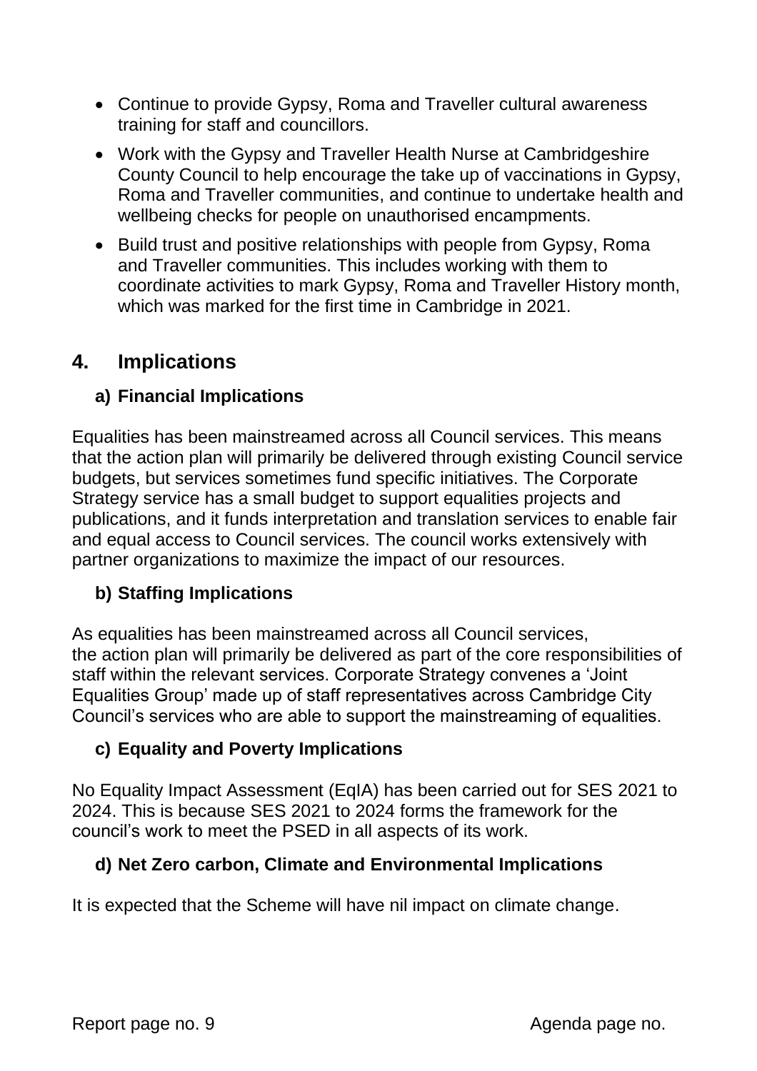- Continue to provide Gypsy, Roma and Traveller cultural awareness training for staff and councillors.
- Work with the Gypsy and Traveller Health Nurse at Cambridgeshire County Council to help encourage the take up of vaccinations in Gypsy, Roma and Traveller communities, and continue to undertake health and wellbeing checks for people on unauthorised encampments.
- Build trust and positive relationships with people from Gypsy, Roma and Traveller communities. This includes working with them to coordinate activities to mark Gypsy, Roma and Traveller History month, which was marked for the first time in Cambridge in 2021.

## 4. Implications

### a) Financial Implications

Equalities has been mainstreamed across all Council services. This means that the action plan will primarily be delivered through existing Council service budgets, but services sometimes fund specific initiatives. The Corporate Strategy service has a small budget to support equalities projects and publications, and it funds interpretation and translation services to enable fair and equal access to Council services. The council works extensively with partner organizations to maximize the impact of our resources.

### b) Staffing Implications

As equalities has been mainstreamed across all Council services, the action plan will primarily be delivered as part of the core responsibilities of staff within the relevant services. Corporate Strategy convenes a 'Joint Equalities Group' made up of staff representatives across Cambridge City Council's services who are able to support the mainstreaming of equalities.

### c) Equality and Poverty Implications

No Equality Impact Assessment (EqIA) has been carried out for SES 2021 to 2024. This is because SES 2021 to 2024 forms the framework for the council's work to meet the PSED in all aspects of its work.

### d) Net Zero carbon, Climate and Environmental Implications

It is expected that the Scheme will have nil impact on climate change.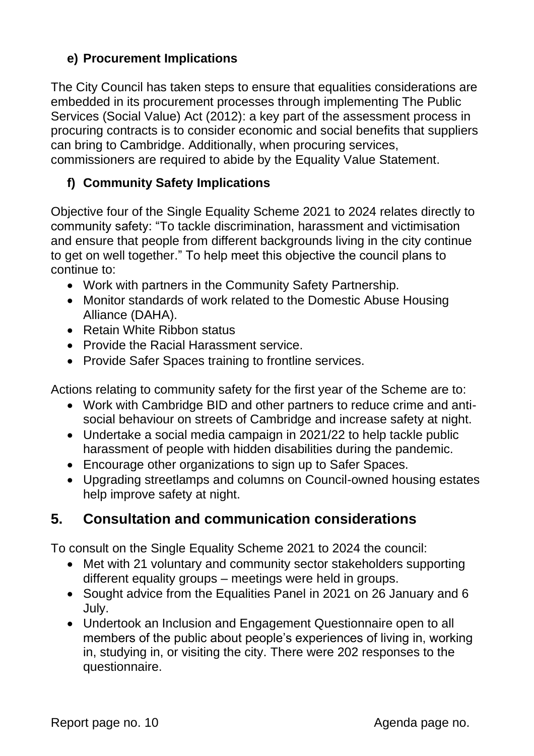### e) Procurement Implications

The City Council has taken steps to ensure that equalities considerations are embedded in its procurement processes through implementing The Public Services (Social Value) Act (2012): a key part of the assessment process in procuring contracts is to consider economic and social benefits that suppliers can bring to Cambridge. Additionally, when procuring services, commissioners are required to abide by the Equality Value Statement.

### f) Community Safety Implications

Objective four of the Single Equality Scheme 2021 to 2024 relates directly to community safety: "To tackle discrimination, harassment and victimisation and ensure that people from different backgrounds living in the city continue to get on well together." To help meet this objective the council plans to continue to:

- Work with partners in the Community Safety Partnership.
- Monitor standards of work related to the Domestic Abuse Housing Alliance (DAHA).
- Retain White Ribbon status
- Provide the Racial Harassment service.
- Provide Safer Spaces training to frontline services.

Actions relating to community safety for the first year of the Scheme are to:

- Work with Cambridge BID and other partners to reduce crime and anti-social behaviour on streets of Cambridge and increase safety at night.
- Undertake a social media campaign in 2021/22 to help tackle public harassment of people with hidden disabilities during the pandemic.
- Encourage other organizations to sign up to Safer Spaces.
- Upgrading streetlamps and columns on Council-owned housing estates help improve safety at night.

## 5. Consultation and communication considerations

To consult on the Single Equality Scheme 2021 to 2024 the council:

- Met with 21 voluntary and community sector stakeholders supporting different equality groups – meetings were held in groups.
- Sought advice from the Equalities Panel in 2021 on 26 January and 6 July.
- Undertook an Inclusion and Engagement Questionnaire open to all members of the public about people's experiences of living in, working in, studying in, or visiting the city. There were 202 responses to the questionnaire.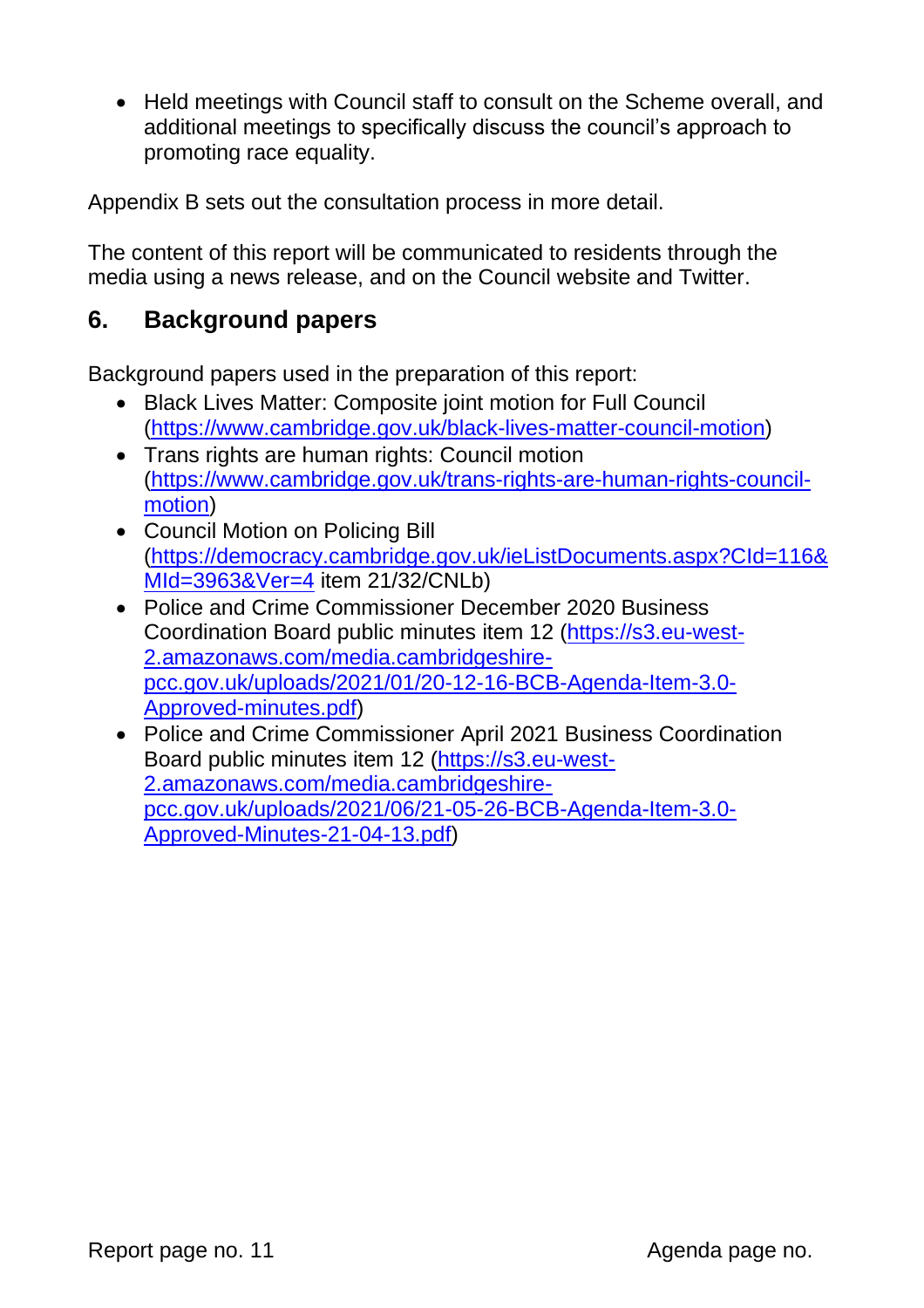- Held meetings with Council staff to consult on the Scheme overall, and additional meetings to specifically discuss the council's approach to promoting race equality.

Appendix B sets out the consultation process in more detail.

The content of this report will be communicated to residents through the media using a news release, and on the Council website and Twitter.

## 6. Background papers

Background papers used in the preparation of this report:

- Black Lives Matter: Composite joint motion for Full Council (https://www.cambridge.gov.uk/black-lives-matter-council-motion)
- Trans rights are human rights: Council motion (https://www.cambridge.gov.uk/trans-rights-are-human-rights-council-motion)
- Council Motion on Policing Bill (https://democracy.cambridge.gov.uk/ieListDocuments.aspx?CId=116&MId=3963&Ver=4 item 21/32/CNLb)
- Police and Crime Commissioner December 2020 Business Coordination Board public minutes item 12 (https://s3.eu-west-2.amazonaws.com/media.cambridgeshire-pcc.gov.uk/uploads/2021/01/20-12-16-BCB-Agenda-Item-3.0-Approved-minutes.pdf)
- Police and Crime Commissioner April 2021 Business Coordination Board public minutes item 12 (https://s3.eu-west-2.amazonaws.com/media.cambridgeshire-pcc.gov.uk/uploads/2021/06/21-05-26-BCB-Agenda-Item-3.0-Approved-Minutes-21-04-13.pdf)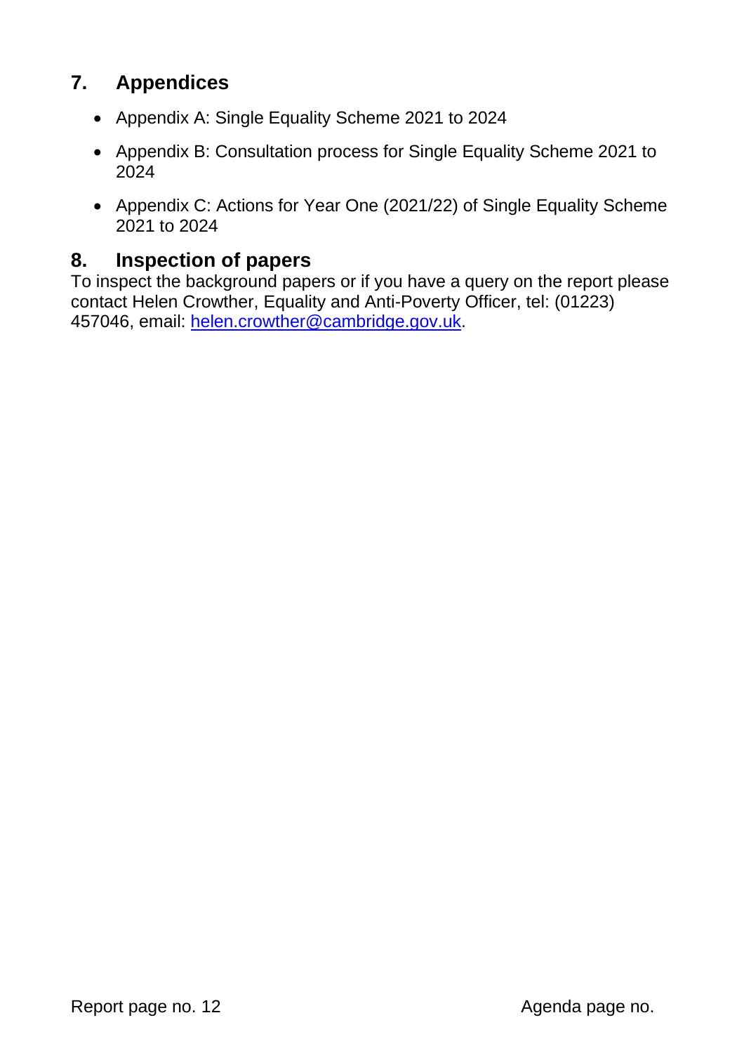## 7. Appendices

- Appendix A: Single Equality Scheme 2021 to 2024
- Appendix B: Consultation process for Single Equality Scheme 2021 to 2024
- Appendix C: Actions for Year One (2021/22) of Single Equality Scheme 2021 to 2024

## 8. Inspection of papers

To inspect the background papers or if you have a query on the report please contact Helen Crowther, Equality and Anti-Poverty Officer, tel: (01223) 457046, email: helen.crowther@cambridge.gov.uk.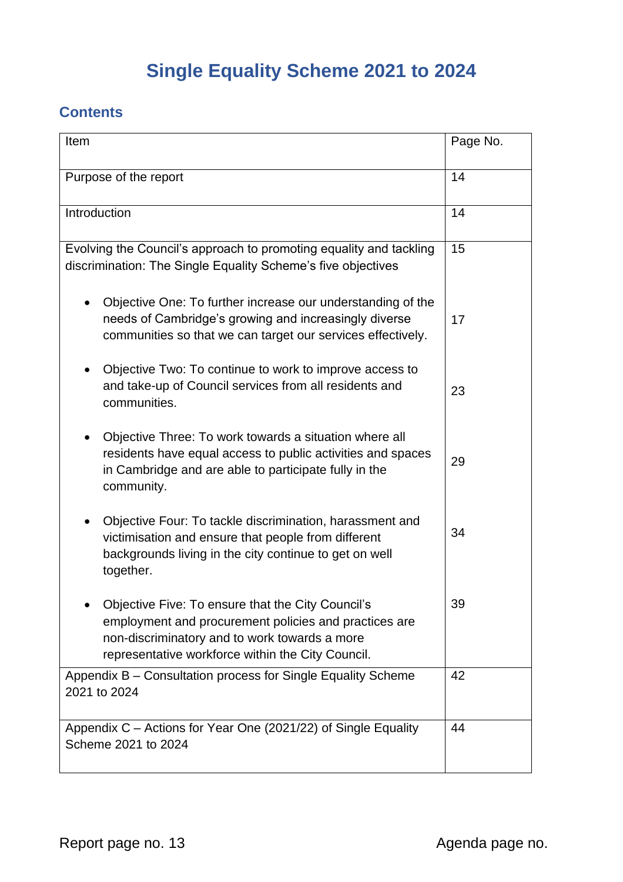# Single Equality Scheme 2021 to 2024

## Contents

| Item | Page No. |
|---|---|
| Purpose of the report | 14 |
| Introduction | 14 |
| Evolving the Council's approach to promoting equality and tackling discrimination: The Single Equality Scheme's five objectives | 15 |
| • Objective One: To further increase our understanding of the needs of Cambridge's growing and increasingly diverse communities so that we can target our services effectively. | 17 |
| • Objective Two: To continue to work to improve access to and take-up of Council services from all residents and communities. | 23 |
| • Objective Three: To work towards a situation where all residents have equal access to public activities and spaces in Cambridge and are able to participate fully in the community. | 29 |
| • Objective Four: To tackle discrimination, harassment and victimisation and ensure that people from different backgrounds living in the city continue to get on well together. | 34 |
| • Objective Five: To ensure that the City Council's employment and procurement policies and practices are non-discriminatory and to work towards a more representative workforce within the City Council. | 39 |
| Appendix B – Consultation process for Single Equality Scheme 2021 to 2024 | 42 |
| Appendix C – Actions for Year One (2021/22) of Single Equality Scheme 2021 to 2024 | 44 |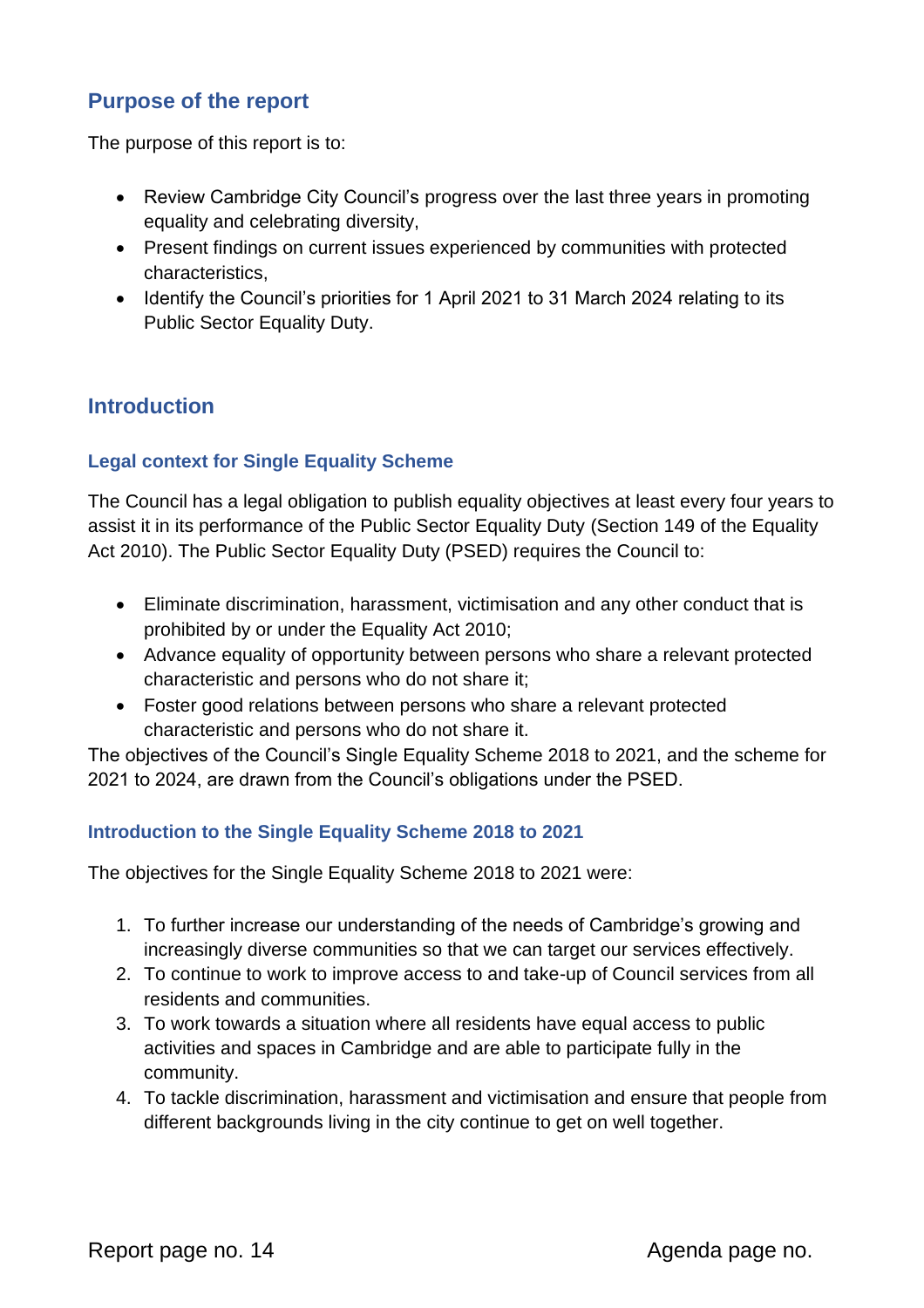## Purpose of the report

The purpose of this report is to:

- Review Cambridge City Council's progress over the last three years in promoting equality and celebrating diversity,
- Present findings on current issues experienced by communities with protected characteristics,
- Identify the Council's priorities for 1 April 2021 to 31 March 2024 relating to its Public Sector Equality Duty.

## Introduction

### Legal context for Single Equality Scheme

The Council has a legal obligation to publish equality objectives at least every four years to assist it in its performance of the Public Sector Equality Duty (Section 149 of the Equality Act 2010). The Public Sector Equality Duty (PSED) requires the Council to:

- Eliminate discrimination, harassment, victimisation and any other conduct that is prohibited by or under the Equality Act 2010;
- Advance equality of opportunity between persons who share a relevant protected characteristic and persons who do not share it;
- Foster good relations between persons who share a relevant protected characteristic and persons who do not share it.

The objectives of the Council's Single Equality Scheme 2018 to 2021, and the scheme for 2021 to 2024, are drawn from the Council's obligations under the PSED.

### Introduction to the Single Equality Scheme 2018 to 2021

The objectives for the Single Equality Scheme 2018 to 2021 were:

1. To further increase our understanding of the needs of Cambridge's growing and increasingly diverse communities so that we can target our services effectively.
2. To continue to work to improve access to and take-up of Council services from all residents and communities.
3. To work towards a situation where all residents have equal access to public activities and spaces in Cambridge and are able to participate fully in the community.
4. To tackle discrimination, harassment and victimisation and ensure that people from different backgrounds living in the city continue to get on well together.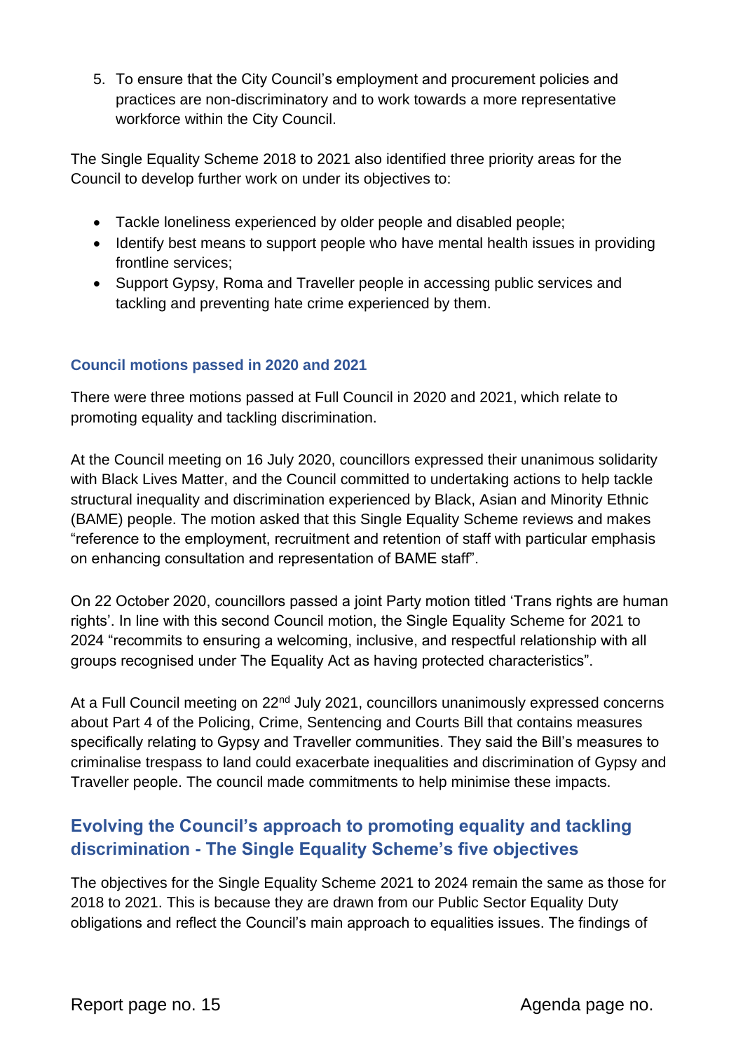5. To ensure that the City Council's employment and procurement policies and practices are non-discriminatory and to work towards a more representative workforce within the City Council.

The Single Equality Scheme 2018 to 2021 also identified three priority areas for the Council to develop further work on under its objectives to:

- Tackle loneliness experienced by older people and disabled people;
- Identify best means to support people who have mental health issues in providing frontline services;
- Support Gypsy, Roma and Traveller people in accessing public services and tackling and preventing hate crime experienced by them.

### Council motions passed in 2020 and 2021

There were three motions passed at Full Council in 2020 and 2021, which relate to promoting equality and tackling discrimination.

At the Council meeting on 16 July 2020, councillors expressed their unanimous solidarity with Black Lives Matter, and the Council committed to undertaking actions to help tackle structural inequality and discrimination experienced by Black, Asian and Minority Ethnic (BAME) people. The motion asked that this Single Equality Scheme reviews and makes "reference to the employment, recruitment and retention of staff with particular emphasis on enhancing consultation and representation of BAME staff".

On 22 October 2020, councillors passed a joint Party motion titled 'Trans rights are human rights'. In line with this second Council motion, the Single Equality Scheme for 2021 to 2024 "recommits to ensuring a welcoming, inclusive, and respectful relationship with all groups recognised under The Equality Act as having protected characteristics".

At a Full Council meeting on 22nd July 2021, councillors unanimously expressed concerns about Part 4 of the Policing, Crime, Sentencing and Courts Bill that contains measures specifically relating to Gypsy and Traveller communities. They said the Bill's measures to criminalise trespass to land could exacerbate inequalities and discrimination of Gypsy and Traveller people. The council made commitments to help minimise these impacts.

## Evolving the Council's approach to promoting equality and tackling discrimination - The Single Equality Scheme's five objectives

The objectives for the Single Equality Scheme 2021 to 2024 remain the same as those for 2018 to 2021. This is because they are drawn from our Public Sector Equality Duty obligations and reflect the Council's main approach to equalities issues. The findings of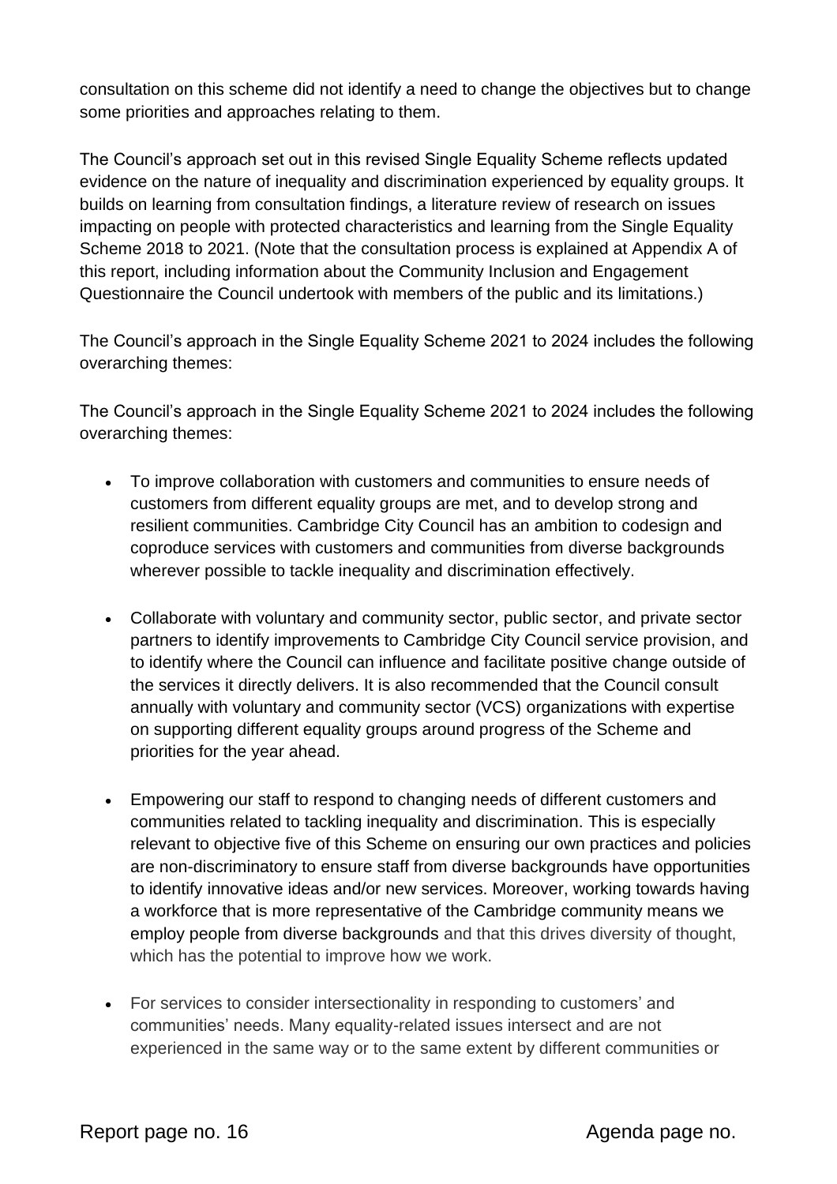consultation on this scheme did not identify a need to change the objectives but to change some priorities and approaches relating to them.

The Council's approach set out in this revised Single Equality Scheme reflects updated evidence on the nature of inequality and discrimination experienced by equality groups. It builds on learning from consultation findings, a literature review of research on issues impacting on people with protected characteristics and learning from the Single Equality Scheme 2018 to 2021. (Note that the consultation process is explained at Appendix A of this report, including information about the Community Inclusion and Engagement Questionnaire the Council undertook with members of the public and its limitations.)

The Council's approach in the Single Equality Scheme 2021 to 2024 includes the following overarching themes:

The Council's approach in the Single Equality Scheme 2021 to 2024 includes the following overarching themes:

- To improve collaboration with customers and communities to ensure needs of customers from different equality groups are met, and to develop strong and resilient communities. Cambridge City Council has an ambition to codesign and coproduce services with customers and communities from diverse backgrounds wherever possible to tackle inequality and discrimination effectively.

- Collaborate with voluntary and community sector, public sector, and private sector partners to identify improvements to Cambridge City Council service provision, and to identify where the Council can influence and facilitate positive change outside of the services it directly delivers. It is also recommended that the Council consult annually with voluntary and community sector (VCS) organizations with expertise on supporting different equality groups around progress of the Scheme and priorities for the year ahead.

- Empowering our staff to respond to changing needs of different customers and communities related to tackling inequality and discrimination. This is especially relevant to objective five of this Scheme on ensuring our own practices and policies are non-discriminatory to ensure staff from diverse backgrounds have opportunities to identify innovative ideas and/or new services. Moreover, working towards having a workforce that is more representative of the Cambridge community means we employ people from diverse backgrounds and that this drives diversity of thought, which has the potential to improve how we work.

- For services to consider intersectionality in responding to customers' and communities' needs. Many equality-related issues intersect and are not experienced in the same way or to the same extent by different communities or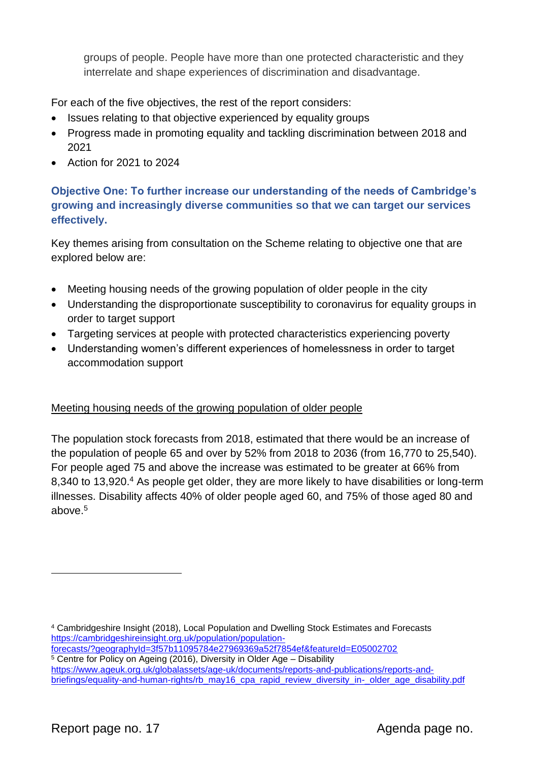groups of people. People have more than one protected characteristic and they interrelate and shape experiences of discrimination and disadvantage.

For each of the five objectives, the rest of the report considers:

- Issues relating to that objective experienced by equality groups
- Progress made in promoting equality and tackling discrimination between 2018 and 2021
- Action for 2021 to 2024

### Objective One: To further increase our understanding of the needs of Cambridge's growing and increasingly diverse communities so that we can target our services effectively.

Key themes arising from consultation on the Scheme relating to objective one that are explored below are:

- Meeting housing needs of the growing population of older people in the city
- Understanding the disproportionate susceptibility to coronavirus for equality groups in order to target support
- Targeting services at people with protected characteristics experiencing poverty
- Understanding women's different experiences of homelessness in order to target accommodation support

<u>Meeting housing needs of the growing population of older people</u>

The population stock forecasts from 2018, estimated that there would be an increase of the population of people 65 and over by 52% from 2018 to 2036 (from 16,770 to 25,540). For people aged 75 and above the increase was estimated to be greater at 66% from 8,340 to 13,920.[4] As people get older, they are more likely to have disabilities or long-term illnesses. Disability affects 40% of older people aged 60, and 75% of those aged 80 and above.[5]

---

[4] Cambridgeshire Insight (2018), Local Population and Dwelling Stock Estimates and Forecasts https://cambridgeshireinsight.org.uk/population/population-forecasts/?geographyId=3f57b11095784e27969369a52f7854ef&featureId=E05002702

[5] Centre for Policy on Ageing (2016), Diversity in Older Age – Disability https://www.ageuk.org.uk/globalassets/age-uk/documents/reports-and-publications/reports-and-briefings/equality-and-human-rights/rb_may16_cpa_rapid_review_diversity_in-_older_age_disability.pdf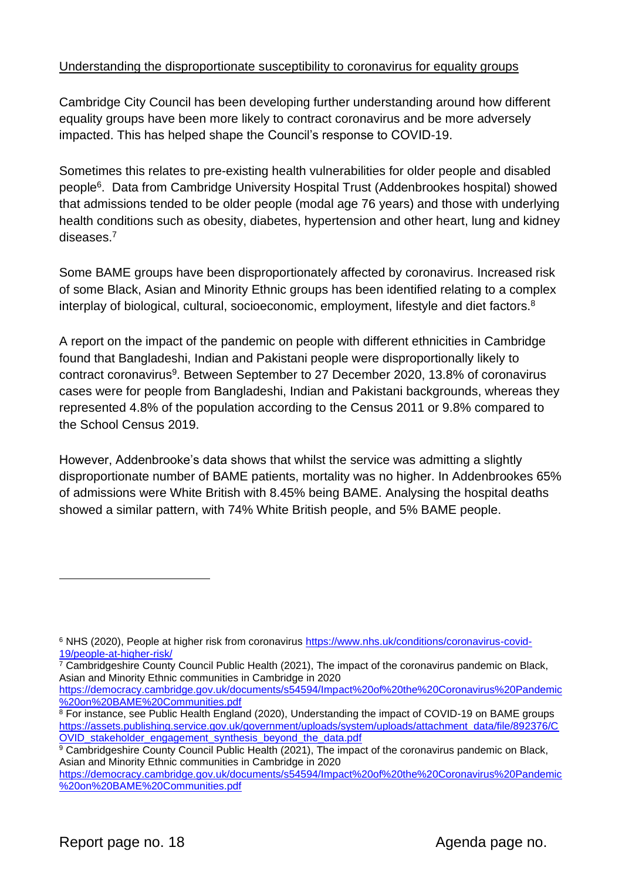Understanding the disproportionate susceptibility to coronavirus for equality groups

Cambridge City Council has been developing further understanding around how different equality groups have been more likely to contract coronavirus and be more adversely impacted. This has helped shape the Council's response to COVID-19.

Sometimes this relates to pre-existing health vulnerabilities for older people and disabled people[6]. Data from Cambridge University Hospital Trust (Addenbrookes hospital) showed that admissions tended to be older people (modal age 76 years) and those with underlying health conditions such as obesity, diabetes, hypertension and other heart, lung and kidney diseases.[7]

Some BAME groups have been disproportionately affected by coronavirus. Increased risk of some Black, Asian and Minority Ethnic groups has been identified relating to a complex interplay of biological, cultural, socioeconomic, employment, lifestyle and diet factors.[8]

A report on the impact of the pandemic on people with different ethnicities in Cambridge found that Bangladeshi, Indian and Pakistani people were disproportionally likely to contract coronavirus[9]. Between September to 27 December 2020, 13.8% of coronavirus cases were for people from Bangladeshi, Indian and Pakistani backgrounds, whereas they represented 4.8% of the population according to the Census 2011 or 9.8% compared to the School Census 2019.

However, Addenbrooke's data shows that whilst the service was admitting a slightly disproportionate number of BAME patients, mortality was no higher. In Addenbrookes 65% of admissions were White British with 8.45% being BAME. Analysing the hospital deaths showed a similar pattern, with 74% White British people, and 5% BAME people.

---

[6] NHS (2020), People at higher risk from coronavirus https://www.nhs.uk/conditions/coronavirus-covid-19/people-at-higher-risk/

[7] Cambridgeshire County Council Public Health (2021), The impact of the coronavirus pandemic on Black, Asian and Minority Ethnic communities in Cambridge in 2020 https://democracy.cambridge.gov.uk/documents/s54594/Impact%20of%20the%20Coronavirus%20Pandemic%20on%20BAME%20Communities.pdf

[8] For instance, see Public Health England (2020), Understanding the impact of COVID-19 on BAME groups https://assets.publishing.service.gov.uk/government/uploads/system/uploads/attachment_data/file/892376/COVID_stakeholder_engagement_synthesis_beyond_the_data.pdf

[9] Cambridgeshire County Council Public Health (2021), The impact of the coronavirus pandemic on Black, Asian and Minority Ethnic communities in Cambridge in 2020 https://democracy.cambridge.gov.uk/documents/s54594/Impact%20of%20the%20Coronavirus%20Pandemic%20on%20BAME%20Communities.pdf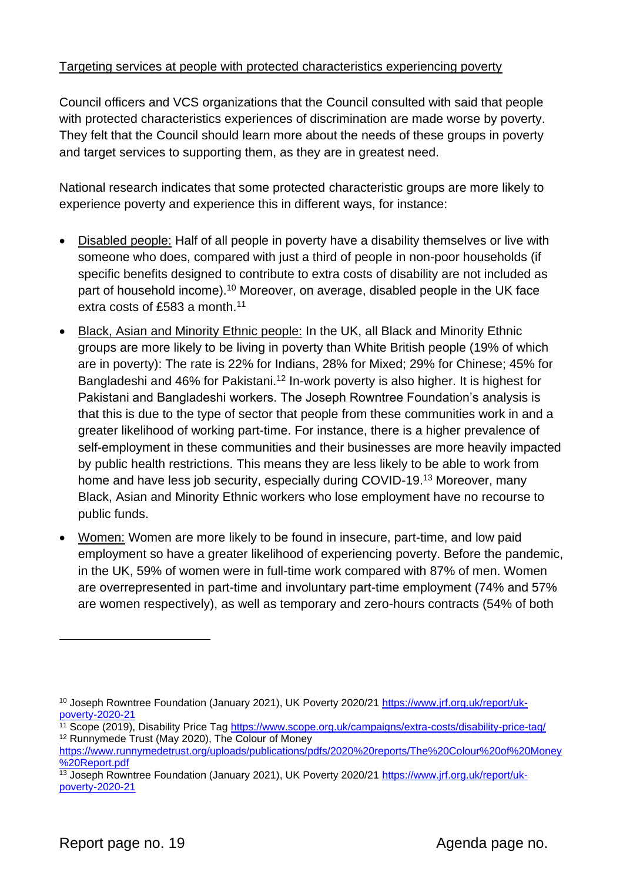Targeting services at people with protected characteristics experiencing poverty

Council officers and VCS organizations that the Council consulted with said that people with protected characteristics experiences of discrimination are made worse by poverty. They felt that the Council should learn more about the needs of these groups in poverty and target services to supporting them, as they are in greatest need.

National research indicates that some protected characteristic groups are more likely to experience poverty and experience this in different ways, for instance:

- Disabled people: Half of all people in poverty have a disability themselves or live with someone who does, compared with just a third of people in non-poor households (if specific benefits designed to contribute to extra costs of disability are not included as part of household income).[10] Moreover, on average, disabled people in the UK face extra costs of £583 a month.[11]
- Black, Asian and Minority Ethnic people: In the UK, all Black and Minority Ethnic groups are more likely to be living in poverty than White British people (19% of which are in poverty): The rate is 22% for Indians, 28% for Mixed; 29% for Chinese; 45% for Bangladeshi and 46% for Pakistani.[12] In-work poverty is also higher. It is highest for Pakistani and Bangladeshi workers. The Joseph Rowntree Foundation's analysis is that this is due to the type of sector that people from these communities work in and a greater likelihood of working part-time. For instance, there is a higher prevalence of self-employment in these communities and their businesses are more heavily impacted by public health restrictions. This means they are less likely to be able to work from home and have less job security, especially during COVID-19.[13] Moreover, many Black, Asian and Minority Ethnic workers who lose employment have no recourse to public funds.
- Women: Women are more likely to be found in insecure, part-time, and low paid employment so have a greater likelihood of experiencing poverty. Before the pandemic, in the UK, 59% of women were in full-time work compared with 87% of men. Women are overrepresented in part-time and involuntary part-time employment (74% and 57% are women respectively), as well as temporary and zero-hours contracts (54% of both

---

[10] Joseph Rowntree Foundation (January 2021), UK Poverty 2020/21 https://www.jrf.org.uk/report/uk-poverty-2020-21

[11] Scope (2019), Disability Price Tag https://www.scope.org.uk/campaigns/extra-costs/disability-price-tag/

[12] Runnymede Trust (May 2020), The Colour of Money https://www.runnymedetrust.org/uploads/publications/pdfs/2020%20reports/The%20Colour%20of%20Money%20Report.pdf

[13] Joseph Rowntree Foundation (January 2021), UK Poverty 2020/21 https://www.jrf.org.uk/report/uk-poverty-2020-21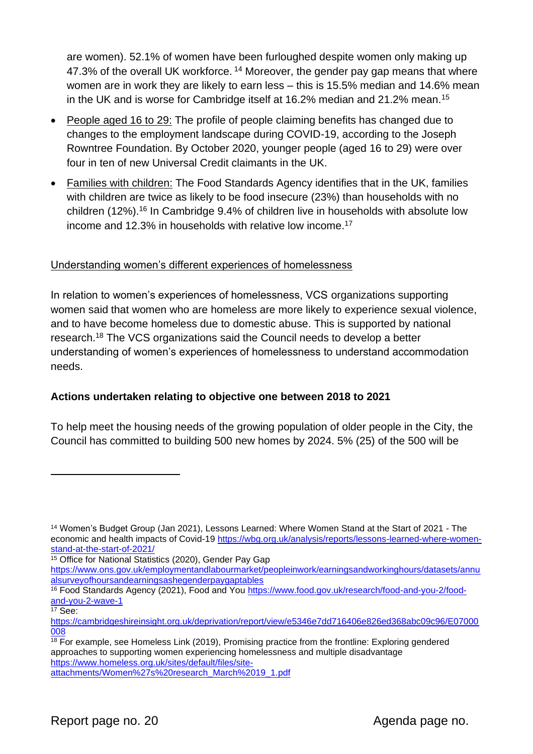are women). 52.1% of women have been furloughed despite women only making up 47.3% of the overall UK workforce. [14] Moreover, the gender pay gap means that where women are in work they are likely to earn less – this is 15.5% median and 14.6% mean in the UK and is worse for Cambridge itself at 16.2% median and 21.2% mean.[15]

- People aged 16 to 29: The profile of people claiming benefits has changed due to changes to the employment landscape during COVID-19, according to the Joseph Rowntree Foundation. By October 2020, younger people (aged 16 to 29) were over four in ten of new Universal Credit claimants in the UK.
- Families with children: The Food Standards Agency identifies that in the UK, families with children are twice as likely to be food insecure (23%) than households with no children (12%).[16] In Cambridge 9.4% of children live in households with absolute low income and 12.3% in households with relative low income.[17]

Understanding women's different experiences of homelessness

In relation to women's experiences of homelessness, VCS organizations supporting women said that women who are homeless are more likely to experience sexual violence, and to have become homeless due to domestic abuse. This is supported by national research.[18] The VCS organizations said the Council needs to develop a better understanding of women's experiences of homelessness to understand accommodation needs.

**Actions undertaken relating to objective one between 2018 to 2021**

To help meet the housing needs of the growing population of older people in the City, the Council has committed to building 500 new homes by 2024. 5% (25) of the 500 will be

---

[14] Women's Budget Group (Jan 2021), Lessons Learned: Where Women Stand at the Start of 2021 - The economic and health impacts of Covid-19 https://wbg.org.uk/analysis/reports/lessons-learned-where-women-stand-at-the-start-of-2021/

[15] Office for National Statistics (2020), Gender Pay Gap https://www.ons.gov.uk/employmentandlabourmarket/peopleinwork/earningsandworkinghours/datasets/annualsurveyofhoursandearningsashegenderpaygaptables

[16] Food Standards Agency (2021), Food and You https://www.food.gov.uk/research/food-and-you-2/food-and-you-2-wave-1

[17] See: https://cambridgeshireinsight.org.uk/deprivation/report/view/e5346e7dd716406e826ed368abc09c96/E07000008

[18] For example, see Homeless Link (2019), Promising practice from the frontline: Exploring gendered approaches to supporting women experiencing homelessness and multiple disadvantage https://www.homeless.org.uk/sites/default/files/site-attachments/Women%27s%20research_March%2019_1.pdf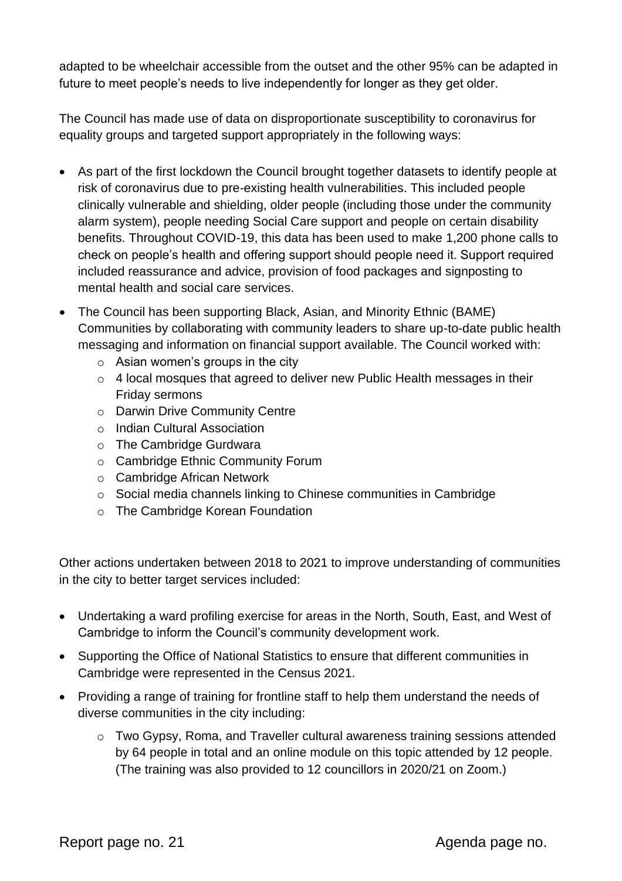adapted to be wheelchair accessible from the outset and the other 95% can be adapted in future to meet people's needs to live independently for longer as they get older.

The Council has made use of data on disproportionate susceptibility to coronavirus for equality groups and targeted support appropriately in the following ways:

- As part of the first lockdown the Council brought together datasets to identify people at risk of coronavirus due to pre-existing health vulnerabilities. This included people clinically vulnerable and shielding, older people (including those under the community alarm system), people needing Social Care support and people on certain disability benefits. Throughout COVID-19, this data has been used to make 1,200 phone calls to check on people's health and offering support should people need it. Support required included reassurance and advice, provision of food packages and signposting to mental health and social care services.
- The Council has been supporting Black, Asian, and Minority Ethnic (BAME) Communities by collaborating with community leaders to share up-to-date public health messaging and information on financial support available. The Council worked with:
    - Asian women's groups in the city
    - 4 local mosques that agreed to deliver new Public Health messages in their Friday sermons
    - Darwin Drive Community Centre
    - Indian Cultural Association
    - The Cambridge Gurdwara
    - Cambridge Ethnic Community Forum
    - Cambridge African Network
    - Social media channels linking to Chinese communities in Cambridge
    - The Cambridge Korean Foundation

Other actions undertaken between 2018 to 2021 to improve understanding of communities in the city to better target services included:

- Undertaking a ward profiling exercise for areas in the North, South, East, and West of Cambridge to inform the Council's community development work.
- Supporting the Office of National Statistics to ensure that different communities in Cambridge were represented in the Census 2021.
- Providing a range of training for frontline staff to help them understand the needs of diverse communities in the city including:
    - Two Gypsy, Roma, and Traveller cultural awareness training sessions attended by 64 people in total and an online module on this topic attended by 12 people. (The training was also provided to 12 councillors in 2020/21 on Zoom.)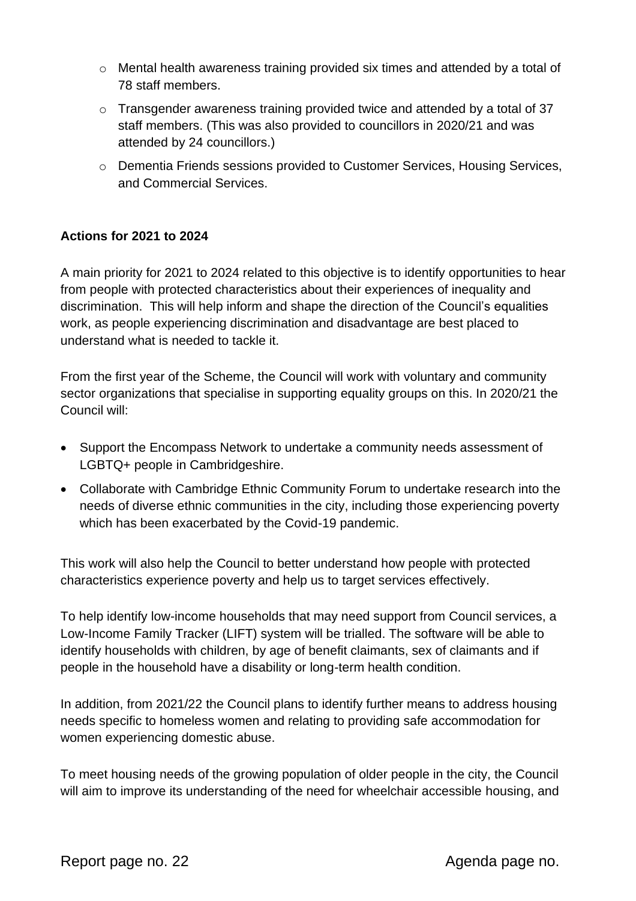- Mental health awareness training provided six times and attended by a total of 78 staff members.
- Transgender awareness training provided twice and attended by a total of 37 staff members. (This was also provided to councillors in 2020/21 and was attended by 24 councillors.)
- Dementia Friends sessions provided to Customer Services, Housing Services, and Commercial Services.

**Actions for 2021 to 2024**

A main priority for 2021 to 2024 related to this objective is to identify opportunities to hear from people with protected characteristics about their experiences of inequality and discrimination. This will help inform and shape the direction of the Council's equalities work, as people experiencing discrimination and disadvantage are best placed to understand what is needed to tackle it.

From the first year of the Scheme, the Council will work with voluntary and community sector organizations that specialise in supporting equality groups on this. In 2020/21 the Council will:

- Support the Encompass Network to undertake a community needs assessment of LGBTQ+ people in Cambridgeshire.
- Collaborate with Cambridge Ethnic Community Forum to undertake research into the needs of diverse ethnic communities in the city, including those experiencing poverty which has been exacerbated by the Covid-19 pandemic.

This work will also help the Council to better understand how people with protected characteristics experience poverty and help us to target services effectively.

To help identify low-income households that may need support from Council services, a Low-Income Family Tracker (LIFT) system will be trialled. The software will be able to identify households with children, by age of benefit claimants, sex of claimants and if people in the household have a disability or long-term health condition.

In addition, from 2021/22 the Council plans to identify further means to address housing needs specific to homeless women and relating to providing safe accommodation for women experiencing domestic abuse.

To meet housing needs of the growing population of older people in the city, the Council will aim to improve its understanding of the need for wheelchair accessible housing, and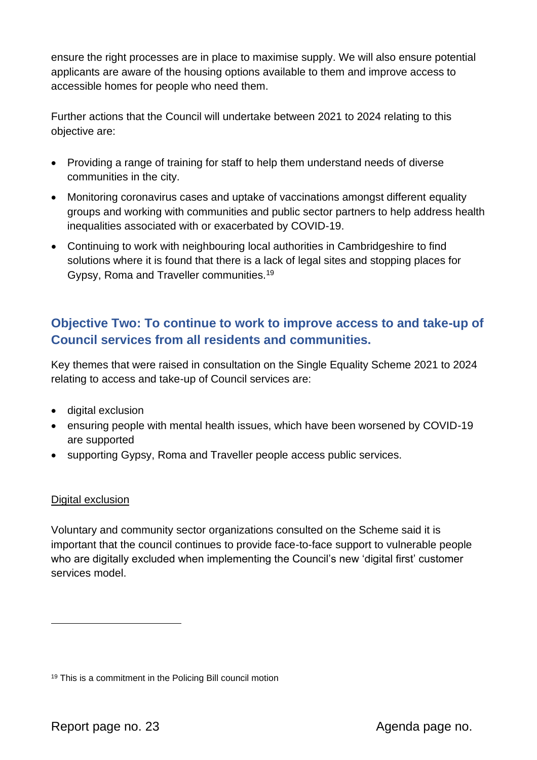ensure the right processes are in place to maximise supply. We will also ensure potential applicants are aware of the housing options available to them and improve access to accessible homes for people who need them.

Further actions that the Council will undertake between 2021 to 2024 relating to this objective are:

- Providing a range of training for staff to help them understand needs of diverse communities in the city.
- Monitoring coronavirus cases and uptake of vaccinations amongst different equality groups and working with communities and public sector partners to help address health inequalities associated with or exacerbated by COVID-19.
- Continuing to work with neighbouring local authorities in Cambridgeshire to find solutions where it is found that there is a lack of legal sites and stopping places for Gypsy, Roma and Traveller communities.[19]

## Objective Two: To continue to work to improve access to and take-up of Council services from all residents and communities.

Key themes that were raised in consultation on the Single Equality Scheme 2021 to 2024 relating to access and take-up of Council services are:

- digital exclusion
- ensuring people with mental health issues, which have been worsened by COVID-19 are supported
- supporting Gypsy, Roma and Traveller people access public services.

### Digital exclusion

Voluntary and community sector organizations consulted on the Scheme said it is important that the council continues to provide face-to-face support to vulnerable people who are digitally excluded when implementing the Council's new 'digital first' customer services model.

---

[19] This is a commitment in the Policing Bill council motion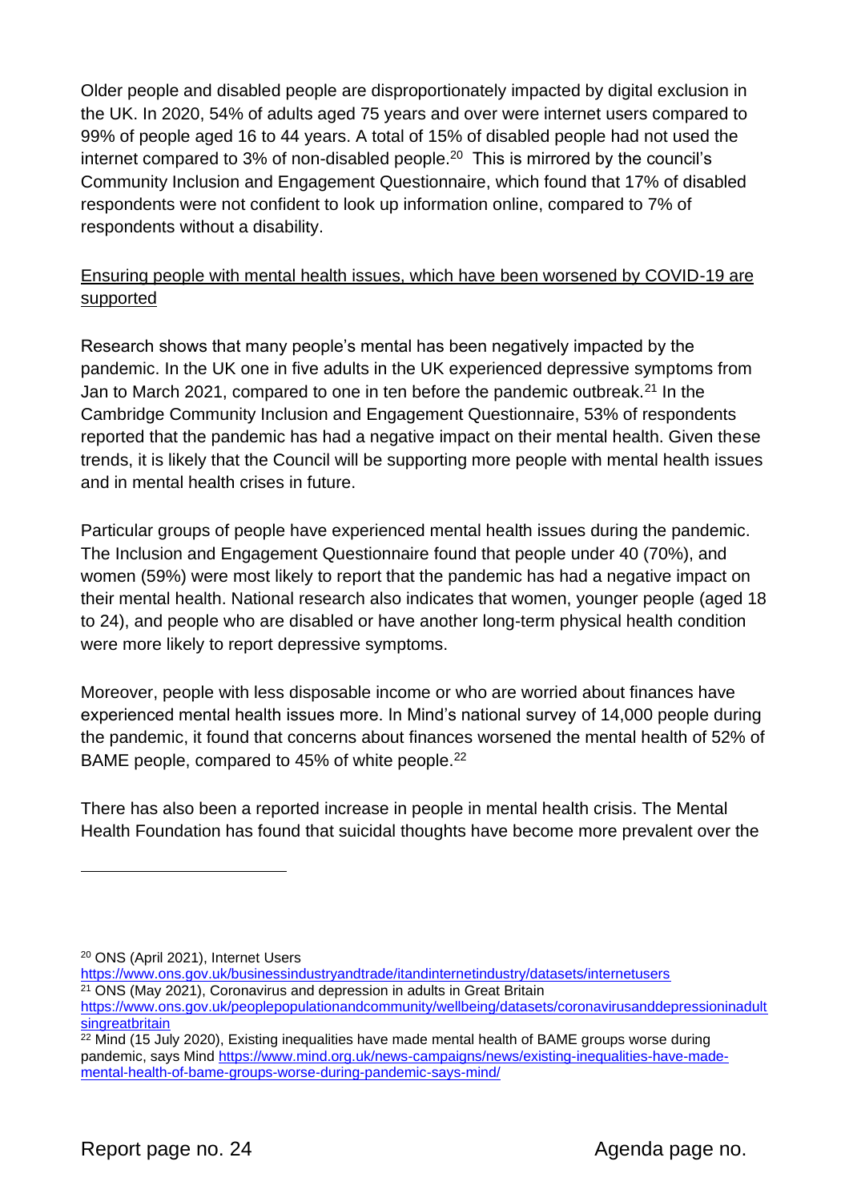Older people and disabled people are disproportionately impacted by digital exclusion in the UK. In 2020, 54% of adults aged 75 years and over were internet users compared to 99% of people aged 16 to 44 years. A total of 15% of disabled people had not used the internet compared to 3% of non-disabled people.[20] This is mirrored by the council's Community Inclusion and Engagement Questionnaire, which found that 17% of disabled respondents were not confident to look up information online, compared to 7% of respondents without a disability.

<u>Ensuring people with mental health issues, which have been worsened by COVID-19 are supported</u>

Research shows that many people's mental has been negatively impacted by the pandemic. In the UK one in five adults in the UK experienced depressive symptoms from Jan to March 2021, compared to one in ten before the pandemic outbreak.[21] In the Cambridge Community Inclusion and Engagement Questionnaire, 53% of respondents reported that the pandemic has had a negative impact on their mental health. Given these trends, it is likely that the Council will be supporting more people with mental health issues and in mental health crises in future.

Particular groups of people have experienced mental health issues during the pandemic. The Inclusion and Engagement Questionnaire found that people under 40 (70%), and women (59%) were most likely to report that the pandemic has had a negative impact on their mental health. National research also indicates that women, younger people (aged 18 to 24), and people who are disabled or have another long-term physical health condition were more likely to report depressive symptoms.

Moreover, people with less disposable income or who are worried about finances have experienced mental health issues more. In Mind's national survey of 14,000 people during the pandemic, it found that concerns about finances worsened the mental health of 52% of BAME people, compared to 45% of white people.[22]

There has also been a reported increase in people in mental health crisis. The Mental Health Foundation has found that suicidal thoughts have become more prevalent over the

---

[20] ONS (April 2021), Internet Users https://www.ons.gov.uk/businessindustryandtrade/itandinternetindustry/datasets/internetusers

[21] ONS (May 2021), Coronavirus and depression in adults in Great Britain https://www.ons.gov.uk/peoplepopulationandcommunity/wellbeing/datasets/coronavirusanddepressioninadultsingreatbritain

[22] Mind (15 July 2020), Existing inequalities have made mental health of BAME groups worse during pandemic, says Mind https://www.mind.org.uk/news-campaigns/news/existing-inequalities-have-made-mental-health-of-bame-groups-worse-during-pandemic-says-mind/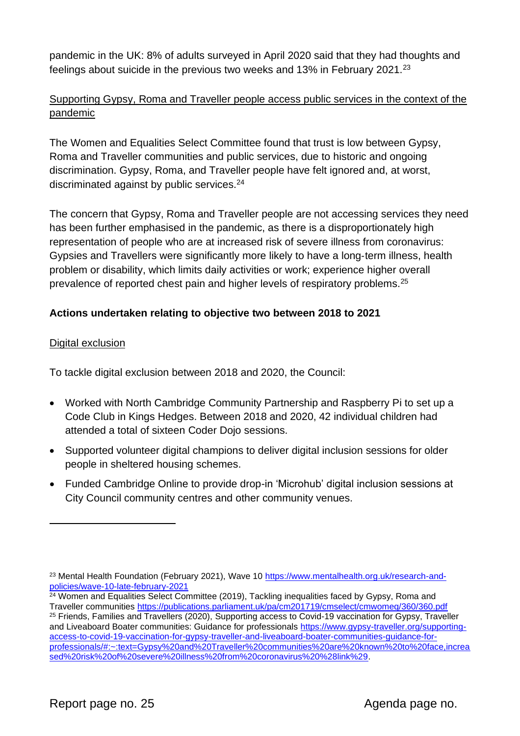pandemic in the UK: 8% of adults surveyed in April 2020 said that they had thoughts and feelings about suicide in the previous two weeks and 13% in February 2021.[23]

Supporting Gypsy, Roma and Traveller people access public services in the context of the pandemic

The Women and Equalities Select Committee found that trust is low between Gypsy, Roma and Traveller communities and public services, due to historic and ongoing discrimination. Gypsy, Roma, and Traveller people have felt ignored and, at worst, discriminated against by public services.[24]

The concern that Gypsy, Roma and Traveller people are not accessing services they need has been further emphasised in the pandemic, as there is a disproportionately high representation of people who are at increased risk of severe illness from coronavirus: Gypsies and Travellers were significantly more likely to have a long-term illness, health problem or disability, which limits daily activities or work; experience higher overall prevalence of reported chest pain and higher levels of respiratory problems.[25]

**Actions undertaken relating to objective two between 2018 to 2021**

Digital exclusion

To tackle digital exclusion between 2018 and 2020, the Council:

- Worked with North Cambridge Community Partnership and Raspberry Pi to set up a Code Club in Kings Hedges. Between 2018 and 2020, 42 individual children had attended a total of sixteen Coder Dojo sessions.
- Supported volunteer digital champions to deliver digital inclusion sessions for older people in sheltered housing schemes.
- Funded Cambridge Online to provide drop-in 'Microhub' digital inclusion sessions at City Council community centres and other community venues.

---

[23] Mental Health Foundation (February 2021), Wave 10 https://www.mentalhealth.org.uk/research-and-policies/wave-10-late-february-2021

[24] Women and Equalities Select Committee (2019), Tackling inequalities faced by Gypsy, Roma and Traveller communities https://publications.parliament.uk/pa/cm201719/cmselect/cmwomeq/360/360.pdf

[25] Friends, Families and Travellers (2020), Supporting access to Covid-19 vaccination for Gypsy, Traveller and Liveaboard Boater communities: Guidance for professionals https://www.gypsy-traveller.org/supporting-access-to-covid-19-vaccination-for-gypsy-traveller-and-liveaboard-boater-communities-guidance-for-professionals/#:~:text=Gypsy%20and%20Traveller%20communities%20are%20known%20to%20face,increased%20risk%20of%20severe%20illness%20from%20coronavirus%20%28link%29.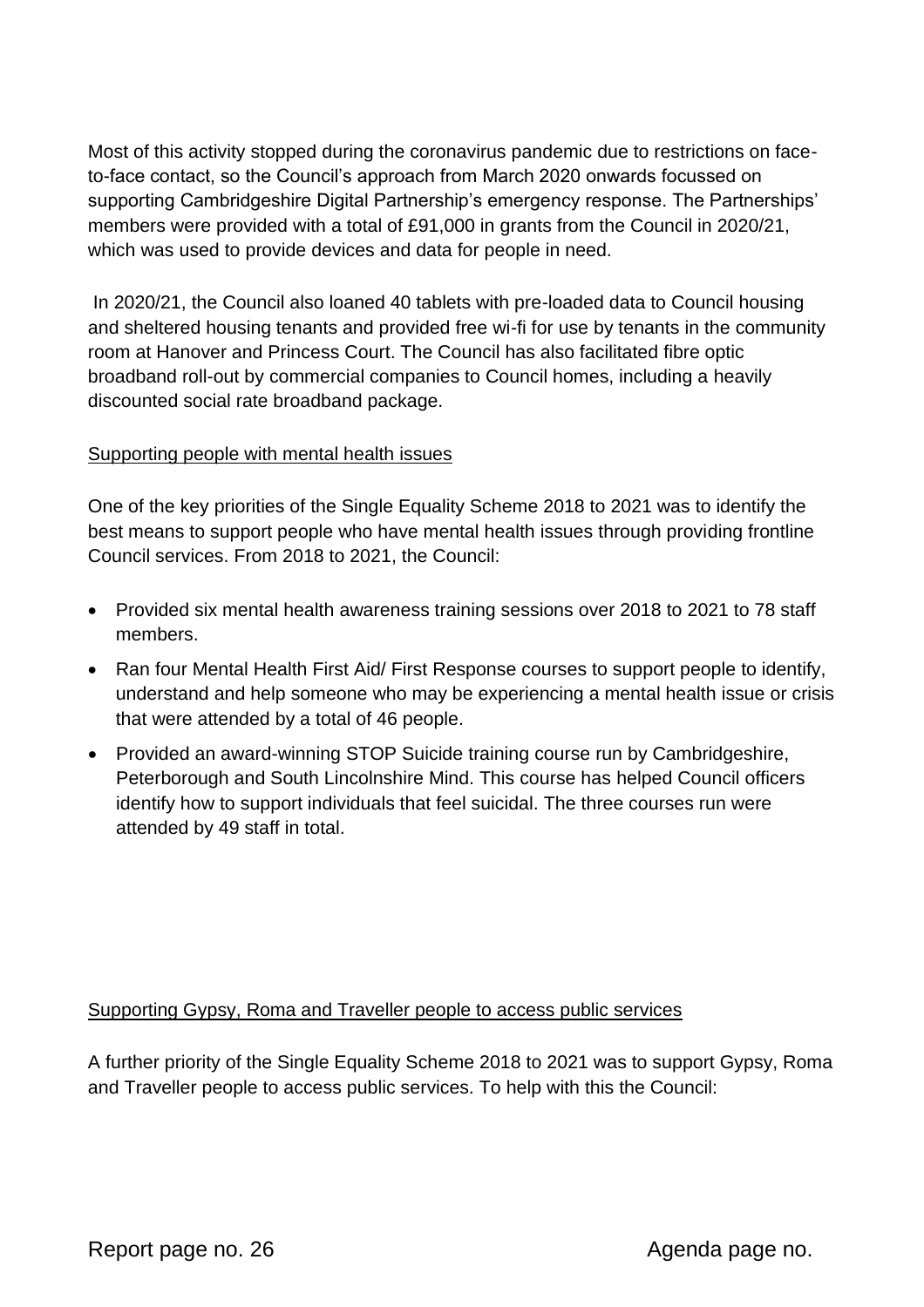Most of this activity stopped during the coronavirus pandemic due to restrictions on face-to-face contact, so the Council's approach from March 2020 onwards focussed on supporting Cambridgeshire Digital Partnership's emergency response. The Partnerships' members were provided with a total of £91,000 in grants from the Council in 2020/21, which was used to provide devices and data for people in need.

In 2020/21, the Council also loaned 40 tablets with pre-loaded data to Council housing and sheltered housing tenants and provided free wi-fi for use by tenants in the community room at Hanover and Princess Court. The Council has also facilitated fibre optic broadband roll-out by commercial companies to Council homes, including a heavily discounted social rate broadband package.

<u>Supporting people with mental health issues</u>

One of the key priorities of the Single Equality Scheme 2018 to 2021 was to identify the best means to support people who have mental health issues through providing frontline Council services. From 2018 to 2021, the Council:

- Provided six mental health awareness training sessions over 2018 to 2021 to 78 staff members.
- Ran four Mental Health First Aid/ First Response courses to support people to identify, understand and help someone who may be experiencing a mental health issue or crisis that were attended by a total of 46 people.
- Provided an award-winning STOP Suicide training course run by Cambridgeshire, Peterborough and South Lincolnshire Mind. This course has helped Council officers identify how to support individuals that feel suicidal. The three courses run were attended by 49 staff in total.

<u>Supporting Gypsy, Roma and Traveller people to access public services</u>

A further priority of the Single Equality Scheme 2018 to 2021 was to support Gypsy, Roma and Traveller people to access public services. To help with this the Council: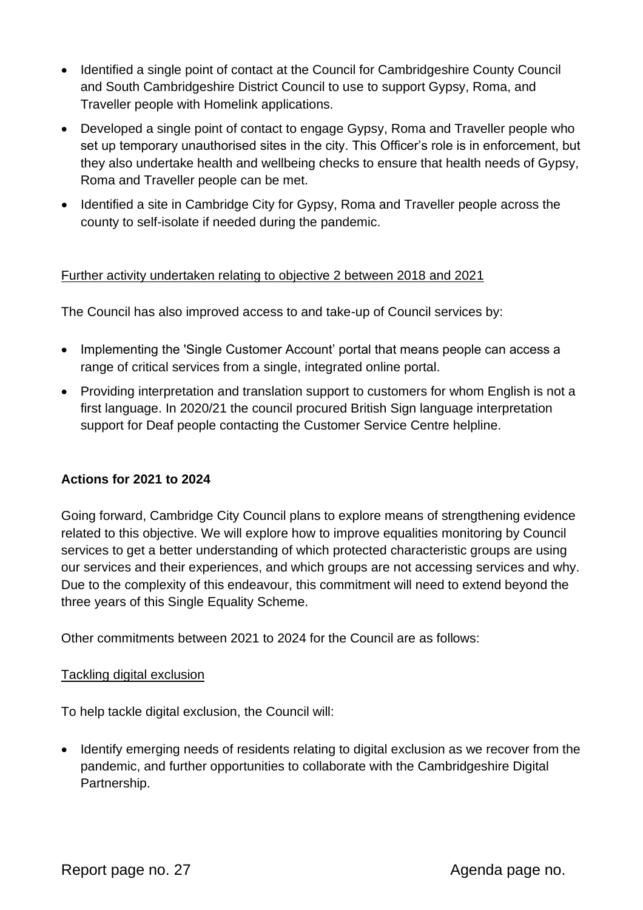- Identified a single point of contact at the Council for Cambridgeshire County Council and South Cambridgeshire District Council to use to support Gypsy, Roma, and Traveller people with Homelink applications.
- Developed a single point of contact to engage Gypsy, Roma and Traveller people who set up temporary unauthorised sites in the city. This Officer's role is in enforcement, but they also undertake health and wellbeing checks to ensure that health needs of Gypsy, Roma and Traveller people can be met.
- Identified a site in Cambridge City for Gypsy, Roma and Traveller people across the county to self-isolate if needed during the pandemic.

Further activity undertaken relating to objective 2 between 2018 and 2021

The Council has also improved access to and take-up of Council services by:

- Implementing the 'Single Customer Account' portal that means people can access a range of critical services from a single, integrated online portal.
- Providing interpretation and translation support to customers for whom English is not a first language. In 2020/21 the council procured British Sign language interpretation support for Deaf people contacting the Customer Service Centre helpline.

**Actions for 2021 to 2024**

Going forward, Cambridge City Council plans to explore means of strengthening evidence related to this objective. We will explore how to improve equalities monitoring by Council services to get a better understanding of which protected characteristic groups are using our services and their experiences, and which groups are not accessing services and why. Due to the complexity of this endeavour, this commitment will need to extend beyond the three years of this Single Equality Scheme.

Other commitments between 2021 to 2024 for the Council are as follows:

Tackling digital exclusion

To help tackle digital exclusion, the Council will:

- Identify emerging needs of residents relating to digital exclusion as we recover from the pandemic, and further opportunities to collaborate with the Cambridgeshire Digital Partnership.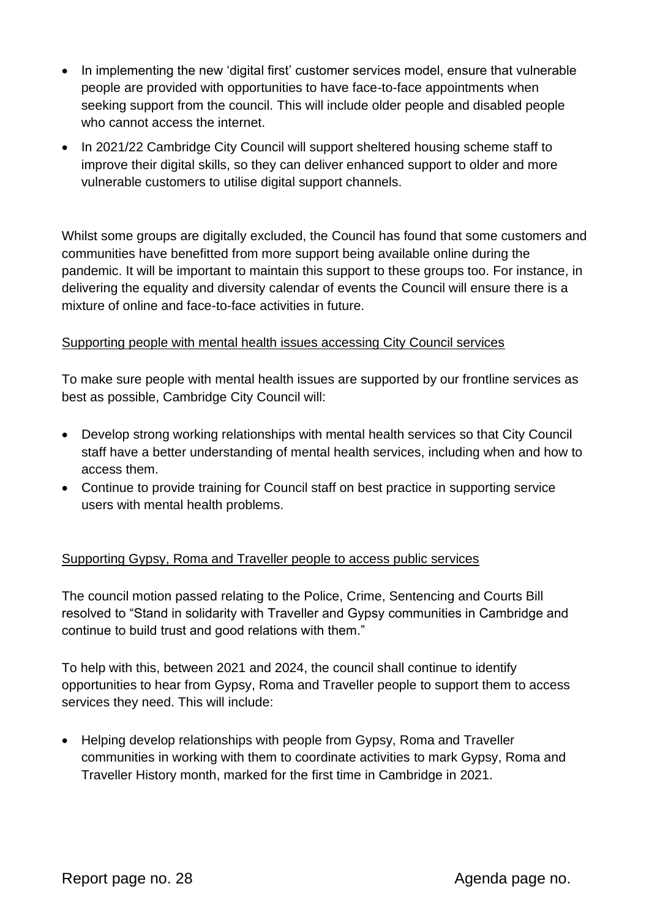- In implementing the new 'digital first' customer services model, ensure that vulnerable people are provided with opportunities to have face-to-face appointments when seeking support from the council. This will include older people and disabled people who cannot access the internet.
- In 2021/22 Cambridge City Council will support sheltered housing scheme staff to improve their digital skills, so they can deliver enhanced support to older and more vulnerable customers to utilise digital support channels.

Whilst some groups are digitally excluded, the Council has found that some customers and communities have benefitted from more support being available online during the pandemic. It will be important to maintain this support to these groups too. For instance, in delivering the equality and diversity calendar of events the Council will ensure there is a mixture of online and face-to-face activities in future.

<u>Supporting people with mental health issues accessing City Council services</u>

To make sure people with mental health issues are supported by our frontline services as best as possible, Cambridge City Council will:

- Develop strong working relationships with mental health services so that City Council staff have a better understanding of mental health services, including when and how to access them.
- Continue to provide training for Council staff on best practice in supporting service users with mental health problems.

<u>Supporting Gypsy, Roma and Traveller people to access public services</u>

The council motion passed relating to the Police, Crime, Sentencing and Courts Bill resolved to "Stand in solidarity with Traveller and Gypsy communities in Cambridge and continue to build trust and good relations with them."

To help with this, between 2021 and 2024, the council shall continue to identify opportunities to hear from Gypsy, Roma and Traveller people to support them to access services they need. This will include:

- Helping develop relationships with people from Gypsy, Roma and Traveller communities in working with them to coordinate activities to mark Gypsy, Roma and Traveller History month, marked for the first time in Cambridge in 2021.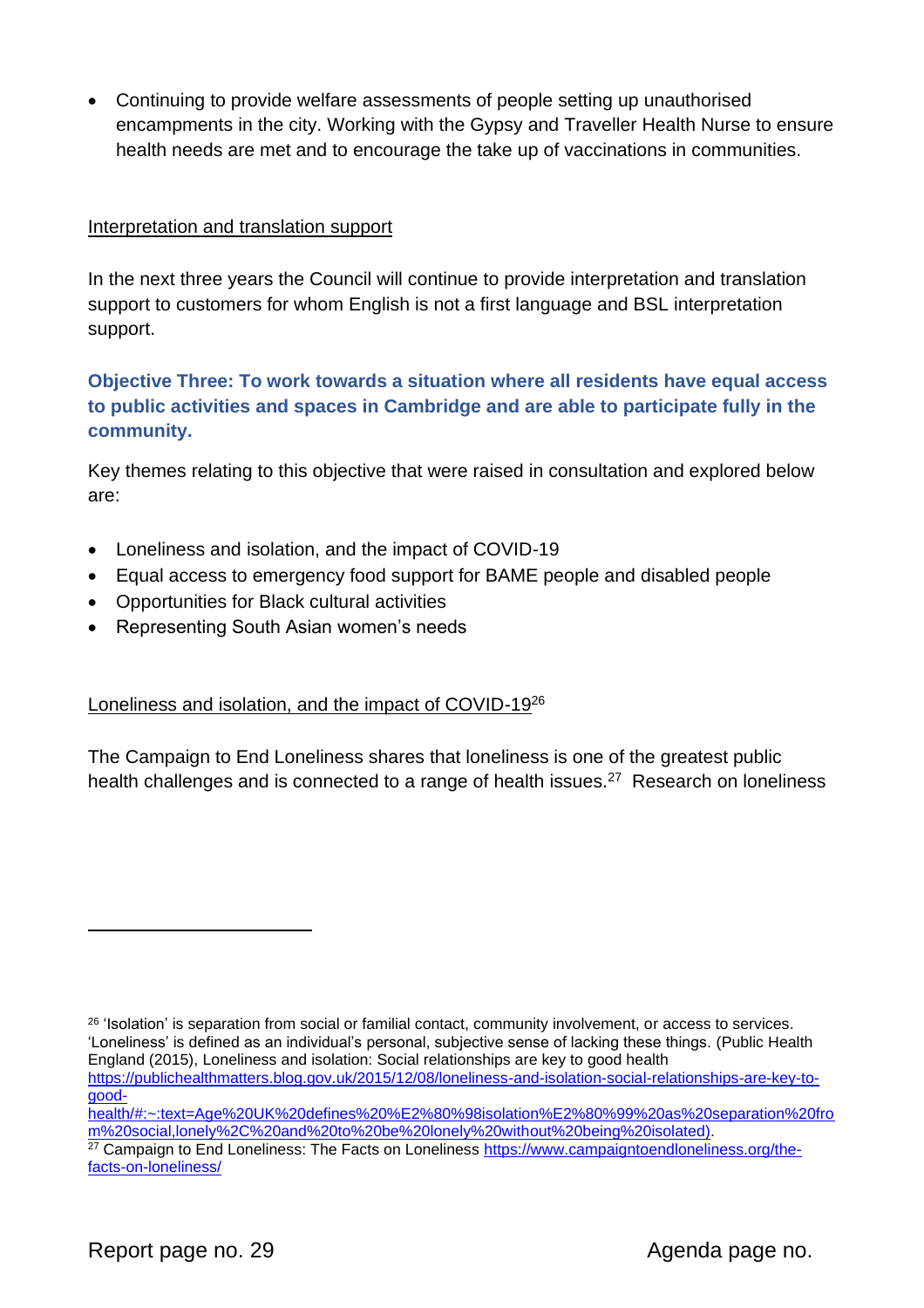- Continuing to provide welfare assessments of people setting up unauthorised encampments in the city. Working with the Gypsy and Traveller Health Nurse to ensure health needs are met and to encourage the take up of vaccinations in communities.

Interpretation and translation support

In the next three years the Council will continue to provide interpretation and translation support to customers for whom English is not a first language and BSL interpretation support.

### Objective Three: To work towards a situation where all residents have equal access to public activities and spaces in Cambridge and are able to participate fully in the community.

Key themes relating to this objective that were raised in consultation and explored below are:

- Loneliness and isolation, and the impact of COVID-19
- Equal access to emergency food support for BAME people and disabled people
- Opportunities for Black cultural activities
- Representing South Asian women's needs

Loneliness and isolation, and the impact of COVID-19[26]

The Campaign to End Loneliness shares that loneliness is one of the greatest public health challenges and is connected to a range of health issues.[27] Research on loneliness

---

[26] 'Isolation' is separation from social or familial contact, community involvement, or access to services. 'Loneliness' is defined as an individual's personal, subjective sense of lacking these things. (Public Health England (2015), Loneliness and isolation: Social relationships are key to good health https://publichealthmatters.blog.gov.uk/2015/12/08/loneliness-and-isolation-social-relationships-are-key-to-good-health/#:~:text=Age%20UK%20defines%20%E2%80%98isolation%E2%80%99%20as%20separation%20from%20social,lonely%2C%20and%20to%20be%20lonely%20without%20being%20isolated).

[27] Campaign to End Loneliness: The Facts on Loneliness https://www.campaigntoendloneliness.org/the-facts-on-loneliness/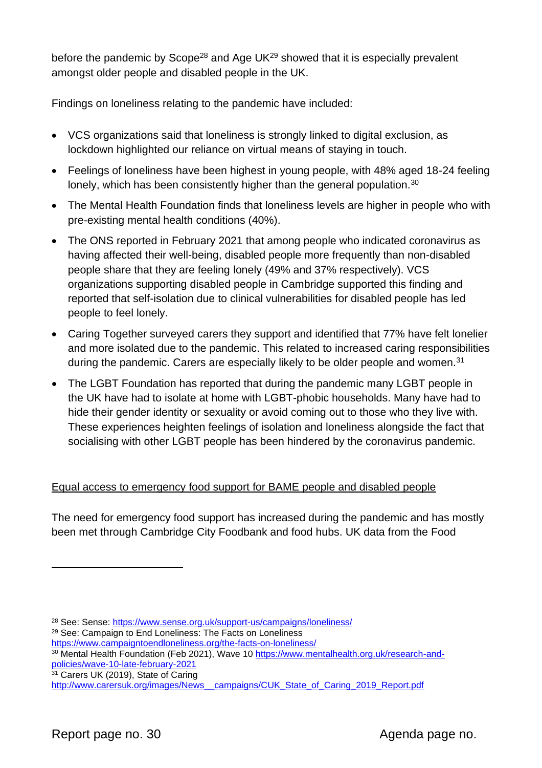before the pandemic by Scope[28] and Age UK[29] showed that it is especially prevalent amongst older people and disabled people in the UK.

Findings on loneliness relating to the pandemic have included:

- VCS organizations said that loneliness is strongly linked to digital exclusion, as lockdown highlighted our reliance on virtual means of staying in touch.
- Feelings of loneliness have been highest in young people, with 48% aged 18-24 feeling lonely, which has been consistently higher than the general population.[30]
- The Mental Health Foundation finds that loneliness levels are higher in people who with pre-existing mental health conditions (40%).
- The ONS reported in February 2021 that among people who indicated coronavirus as having affected their well-being, disabled people more frequently than non-disabled people share that they are feeling lonely (49% and 37% respectively). VCS organizations supporting disabled people in Cambridge supported this finding and reported that self-isolation due to clinical vulnerabilities for disabled people has led people to feel lonely.
- Caring Together surveyed carers they support and identified that 77% have felt lonelier and more isolated due to the pandemic. This related to increased caring responsibilities during the pandemic. Carers are especially likely to be older people and women.[31]
- The LGBT Foundation has reported that during the pandemic many LGBT people in the UK have had to isolate at home with LGBT-phobic households. Many have had to hide their gender identity or sexuality or avoid coming out to those who they live with. These experiences heighten feelings of isolation and loneliness alongside the fact that socialising with other LGBT people has been hindered by the coronavirus pandemic.

<u>Equal access to emergency food support for BAME people and disabled people</u>

The need for emergency food support has increased during the pandemic and has mostly been met through Cambridge City Foodbank and food hubs. UK data from the Food

---

[28] See: Sense: https://www.sense.org.uk/support-us/campaigns/loneliness/

[29] See: Campaign to End Loneliness: The Facts on Loneliness https://www.campaigntoendloneliness.org/the-facts-on-loneliness/

[30] Mental Health Foundation (Feb 2021), Wave 10 https://www.mentalhealth.org.uk/research-and-policies/wave-10-late-february-2021

[31] Carers UK (2019), State of Caring http://www.carersuk.org/images/News__campaigns/CUK_State_of_Caring_2019_Report.pdf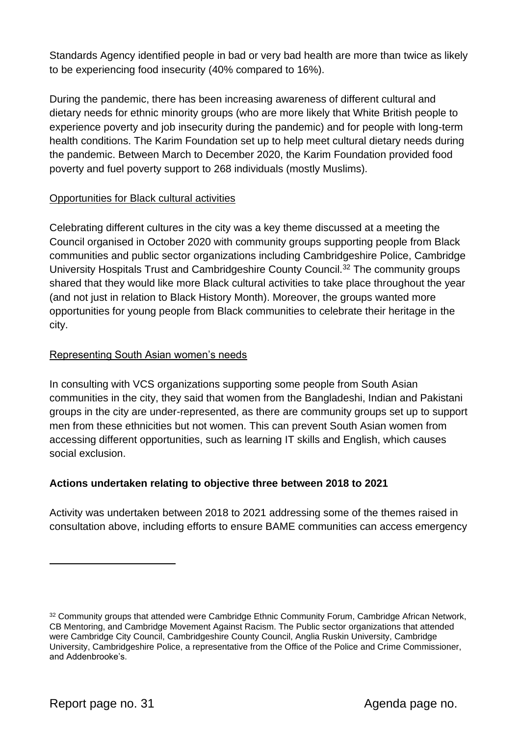Standards Agency identified people in bad or very bad health are more than twice as likely to be experiencing food insecurity (40% compared to 16%).

During the pandemic, there has been increasing awareness of different cultural and dietary needs for ethnic minority groups (who are more likely that White British people to experience poverty and job insecurity during the pandemic) and for people with long-term health conditions. The Karim Foundation set up to help meet cultural dietary needs during the pandemic. Between March to December 2020, the Karim Foundation provided food poverty and fuel poverty support to 268 individuals (mostly Muslims).

<u>Opportunities for Black cultural activities</u>

Celebrating different cultures in the city was a key theme discussed at a meeting the Council organised in October 2020 with community groups supporting people from Black communities and public sector organizations including Cambridgeshire Police, Cambridge University Hospitals Trust and Cambridgeshire County Council.[32] The community groups shared that they would like more Black cultural activities to take place throughout the year (and not just in relation to Black History Month). Moreover, the groups wanted more opportunities for young people from Black communities to celebrate their heritage in the city.

<u>Representing South Asian women's needs</u>

In consulting with VCS organizations supporting some people from South Asian communities in the city, they said that women from the Bangladeshi, Indian and Pakistani groups in the city are under-represented, as there are community groups set up to support men from these ethnicities but not women. This can prevent South Asian women from accessing different opportunities, such as learning IT skills and English, which causes social exclusion.

**Actions undertaken relating to objective three between 2018 to 2021**

Activity was undertaken between 2018 to 2021 addressing some of the themes raised in consultation above, including efforts to ensure BAME communities can access emergency

---

[32] Community groups that attended were Cambridge Ethnic Community Forum, Cambridge African Network, CB Mentoring, and Cambridge Movement Against Racism. The Public sector organizations that attended were Cambridge City Council, Cambridgeshire County Council, Anglia Ruskin University, Cambridge University, Cambridgeshire Police, a representative from the Office of the Police and Crime Commissioner, and Addenbrooke's.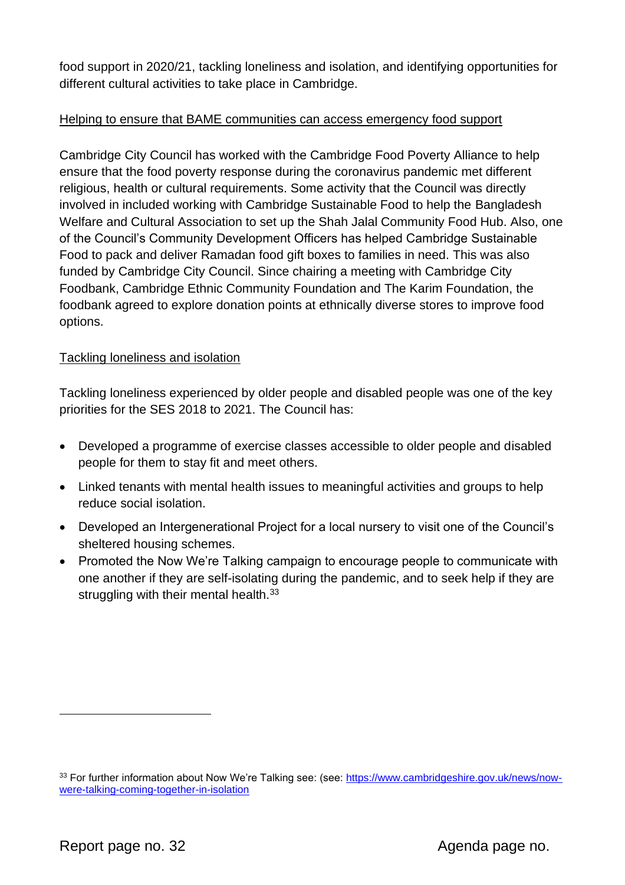food support in 2020/21, tackling loneliness and isolation, and identifying opportunities for different cultural activities to take place in Cambridge.

<u>Helping to ensure that BAME communities can access emergency food support</u>

Cambridge City Council has worked with the Cambridge Food Poverty Alliance to help ensure that the food poverty response during the coronavirus pandemic met different religious, health or cultural requirements. Some activity that the Council was directly involved in included working with Cambridge Sustainable Food to help the Bangladesh Welfare and Cultural Association to set up the Shah Jalal Community Food Hub. Also, one of the Council's Community Development Officers has helped Cambridge Sustainable Food to pack and deliver Ramadan food gift boxes to families in need. This was also funded by Cambridge City Council. Since chairing a meeting with Cambridge City Foodbank, Cambridge Ethnic Community Foundation and The Karim Foundation, the foodbank agreed to explore donation points at ethnically diverse stores to improve food options.

<u>Tackling loneliness and isolation</u>

Tackling loneliness experienced by older people and disabled people was one of the key priorities for the SES 2018 to 2021. The Council has:

- Developed a programme of exercise classes accessible to older people and disabled people for them to stay fit and meet others.
- Linked tenants with mental health issues to meaningful activities and groups to help reduce social isolation.
- Developed an Intergenerational Project for a local nursery to visit one of the Council's sheltered housing schemes.
- Promoted the Now We're Talking campaign to encourage people to communicate with one another if they are self-isolating during the pandemic, and to seek help if they are struggling with their mental health.[33]

---

[33] For further information about Now We're Talking see: (see: https://www.cambridgeshire.gov.uk/news/now-were-talking-coming-together-in-isolation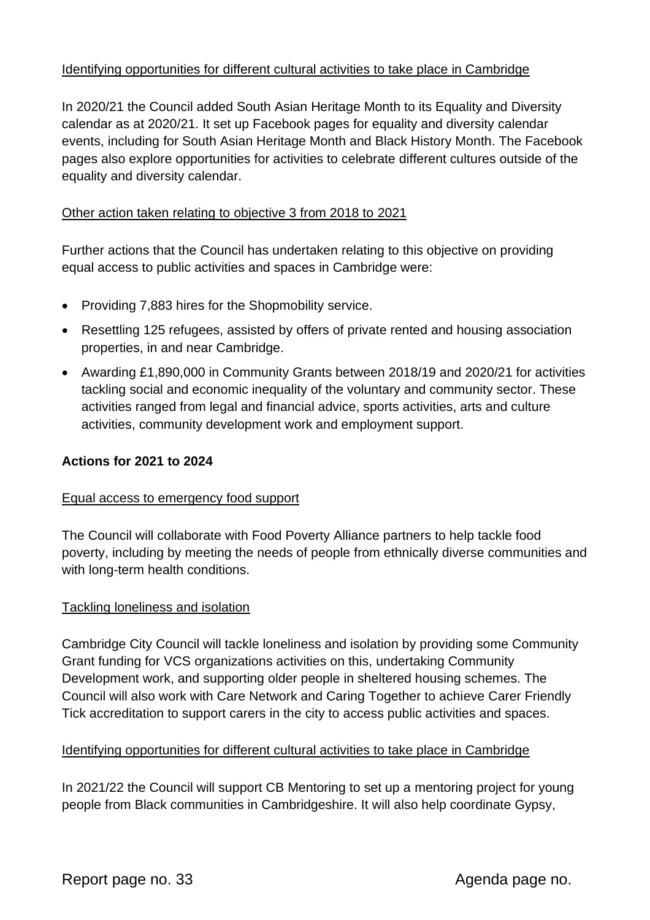Identifying opportunities for different cultural activities to take place in Cambridge

In 2020/21 the Council added South Asian Heritage Month to its Equality and Diversity calendar as at 2020/21. It set up Facebook pages for equality and diversity calendar events, including for South Asian Heritage Month and Black History Month. The Facebook pages also explore opportunities for activities to celebrate different cultures outside of the equality and diversity calendar.

Other action taken relating to objective 3 from 2018 to 2021

Further actions that the Council has undertaken relating to this objective on providing equal access to public activities and spaces in Cambridge were:

- Providing 7,883 hires for the Shopmobility service.
- Resettling 125 refugees, assisted by offers of private rented and housing association properties, in and near Cambridge.
- Awarding £1,890,000 in Community Grants between 2018/19 and 2020/21 for activities tackling social and economic inequality of the voluntary and community sector. These activities ranged from legal and financial advice, sports activities, arts and culture activities, community development work and employment support.

**Actions for 2021 to 2024**

Equal access to emergency food support

The Council will collaborate with Food Poverty Alliance partners to help tackle food poverty, including by meeting the needs of people from ethnically diverse communities and with long-term health conditions.

Tackling loneliness and isolation

Cambridge City Council will tackle loneliness and isolation by providing some Community Grant funding for VCS organizations activities on this, undertaking Community Development work, and supporting older people in sheltered housing schemes. The Council will also work with Care Network and Caring Together to achieve Carer Friendly Tick accreditation to support carers in the city to access public activities and spaces.

Identifying opportunities for different cultural activities to take place in Cambridge

In 2021/22 the Council will support CB Mentoring to set up a mentoring project for young people from Black communities in Cambridgeshire. It will also help coordinate Gypsy,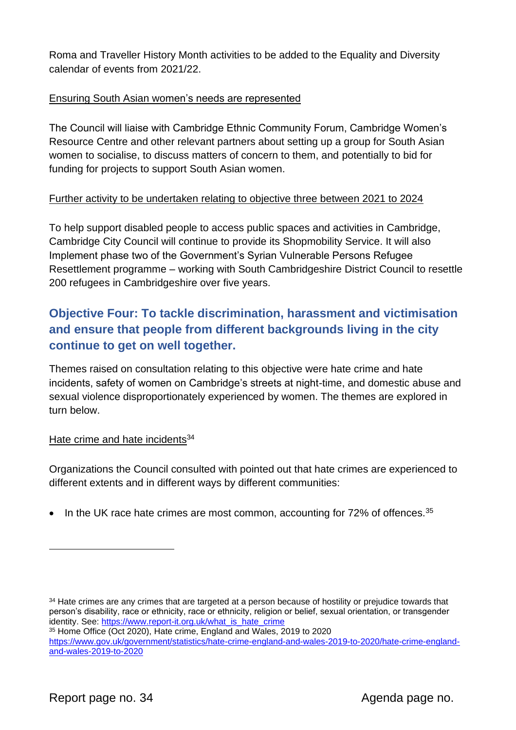Roma and Traveller History Month activities to be added to the Equality and Diversity calendar of events from 2021/22.

Ensuring South Asian women's needs are represented

The Council will liaise with Cambridge Ethnic Community Forum, Cambridge Women's Resource Centre and other relevant partners about setting up a group for South Asian women to socialise, to discuss matters of concern to them, and potentially to bid for funding for projects to support South Asian women.

Further activity to be undertaken relating to objective three between 2021 to 2024

To help support disabled people to access public spaces and activities in Cambridge, Cambridge City Council will continue to provide its Shopmobility Service. It will also Implement phase two of the Government's Syrian Vulnerable Persons Refugee Resettlement programme – working with South Cambridgeshire District Council to resettle 200 refugees in Cambridgeshire over five years.

## Objective Four: To tackle discrimination, harassment and victimisation and ensure that people from different backgrounds living in the city continue to get on well together.

Themes raised on consultation relating to this objective were hate crime and hate incidents, safety of women on Cambridge's streets at night-time, and domestic abuse and sexual violence disproportionately experienced by women. The themes are explored in turn below.

Hate crime and hate incidents[34]

Organizations the Council consulted with pointed out that hate crimes are experienced to different extents and in different ways by different communities:

- In the UK race hate crimes are most common, accounting for 72% of offences.[35]

---

[34] Hate crimes are any crimes that are targeted at a person because of hostility or prejudice towards that person's disability, race or ethnicity, race or ethnicity, religion or belief, sexual orientation, or transgender identity. See: https://www.report-it.org.uk/what_is_hate_crime

[35] Home Office (Oct 2020), Hate crime, England and Wales, 2019 to 2020 https://www.gov.uk/government/statistics/hate-crime-england-and-wales-2019-to-2020/hate-crime-england-and-wales-2019-to-2020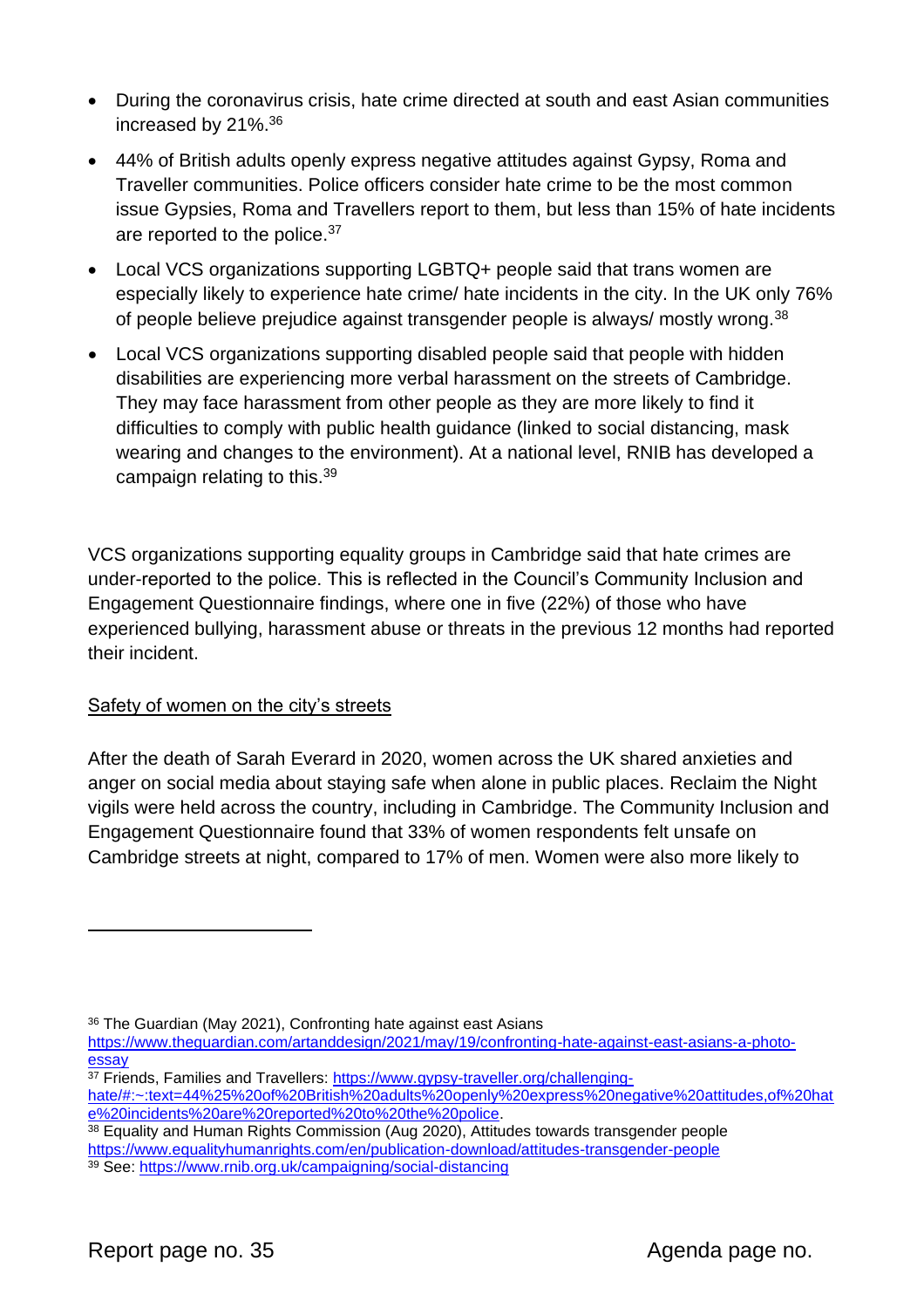- During the coronavirus crisis, hate crime directed at south and east Asian communities increased by 21%.[36]
- 44% of British adults openly express negative attitudes against Gypsy, Roma and Traveller communities. Police officers consider hate crime to be the most common issue Gypsies, Roma and Travellers report to them, but less than 15% of hate incidents are reported to the police.[37]
- Local VCS organizations supporting LGBTQ+ people said that trans women are especially likely to experience hate crime/ hate incidents in the city. In the UK only 76% of people believe prejudice against transgender people is always/ mostly wrong.[38]
- Local VCS organizations supporting disabled people said that people with hidden disabilities are experiencing more verbal harassment on the streets of Cambridge. They may face harassment from other people as they are more likely to find it difficulties to comply with public health guidance (linked to social distancing, mask wearing and changes to the environment). At a national level, RNIB has developed a campaign relating to this.[39]

VCS organizations supporting equality groups in Cambridge said that hate crimes are under-reported to the police. This is reflected in the Council's Community Inclusion and Engagement Questionnaire findings, where one in five (22%) of those who have experienced bullying, harassment abuse or threats in the previous 12 months had reported their incident.

<u>Safety of women on the city's streets</u>

After the death of Sarah Everard in 2020, women across the UK shared anxieties and anger on social media about staying safe when alone in public places. Reclaim the Night vigils were held across the country, including in Cambridge. The Community Inclusion and Engagement Questionnaire found that 33% of women respondents felt unsafe on Cambridge streets at night, compared to 17% of men. Women were also more likely to

---

[36] The Guardian (May 2021), Confronting hate against east Asians https://www.theguardian.com/artanddesign/2021/may/19/confronting-hate-against-east-asians-a-photo-essay

[37] Friends, Families and Travellers: https://www.gypsy-traveller.org/challenging-hate/#:~:text=44%25%20of%20British%20adults%20openly%20express%20negative%20attitudes,of%20hate%20incidents%20are%20reported%20to%20the%20police.

[38] Equality and Human Rights Commission (Aug 2020), Attitudes towards transgender people https://www.equalityhumanrights.com/en/publication-download/attitudes-transgender-people

[39] See: https://www.rnib.org.uk/campaigning/social-distancing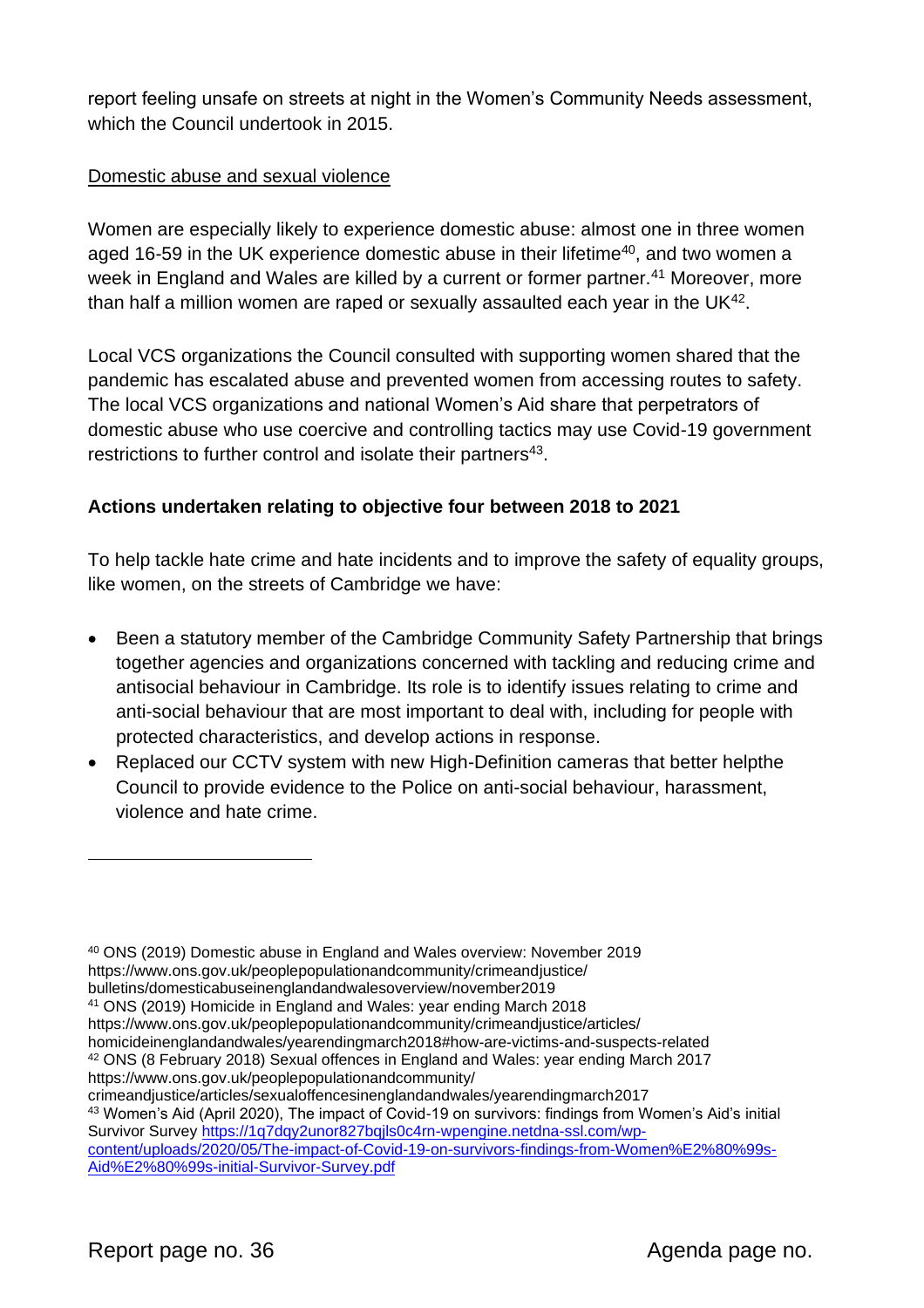report feeling unsafe on streets at night in the Women's Community Needs assessment, which the Council undertook in 2015.

Domestic abuse and sexual violence

Women are especially likely to experience domestic abuse: almost one in three women aged 16-59 in the UK experience domestic abuse in their lifetime[40], and two women a week in England and Wales are killed by a current or former partner.[41] Moreover, more than half a million women are raped or sexually assaulted each year in the UK[42].

Local VCS organizations the Council consulted with supporting women shared that the pandemic has escalated abuse and prevented women from accessing routes to safety. The local VCS organizations and national Women's Aid share that perpetrators of domestic abuse who use coercive and controlling tactics may use Covid-19 government restrictions to further control and isolate their partners[43].

**Actions undertaken relating to objective four between 2018 to 2021**

To help tackle hate crime and hate incidents and to improve the safety of equality groups, like women, on the streets of Cambridge we have:

- Been a statutory member of the Cambridge Community Safety Partnership that brings together agencies and organizations concerned with tackling and reducing crime and antisocial behaviour in Cambridge. Its role is to identify issues relating to crime and anti-social behaviour that are most important to deal with, including for people with protected characteristics, and develop actions in response.
- Replaced our CCTV system with new High-Definition cameras that better helpthe Council to provide evidence to the Police on anti-social behaviour, harassment, violence and hate crime.

---

[40] ONS (2019) Domestic abuse in England and Wales overview: November 2019 https://www.ons.gov.uk/peoplepopulationandcommunity/crimeandjustice/bulletins/domesticabuseinenglandandwalesoverview/november2019

[41] ONS (2019) Homicide in England and Wales: year ending March 2018 https://www.ons.gov.uk/peoplepopulationandcommunity/crimeandjustice/articles/homicideinenglandandwales/yearendingmarch2018#how-are-victims-and-suspects-related

[42] ONS (8 February 2018) Sexual offences in England and Wales: year ending March 2017 https://www.ons.gov.uk/peoplepopulationandcommunity/crimeandjustice/articles/sexualoffencesinenglandandwales/yearendingmarch2017

[43] Women's Aid (April 2020), The impact of Covid-19 on survivors: findings from Women's Aid's initial Survivor Survey https://1q7dqy2unor827bqjls0c4rn-wpengine.netdna-ssl.com/wp-content/uploads/2020/05/The-impact-of-Covid-19-on-survivors-findings-from-Women%E2%80%99s-Aid%E2%80%99s-initial-Survivor-Survey.pdf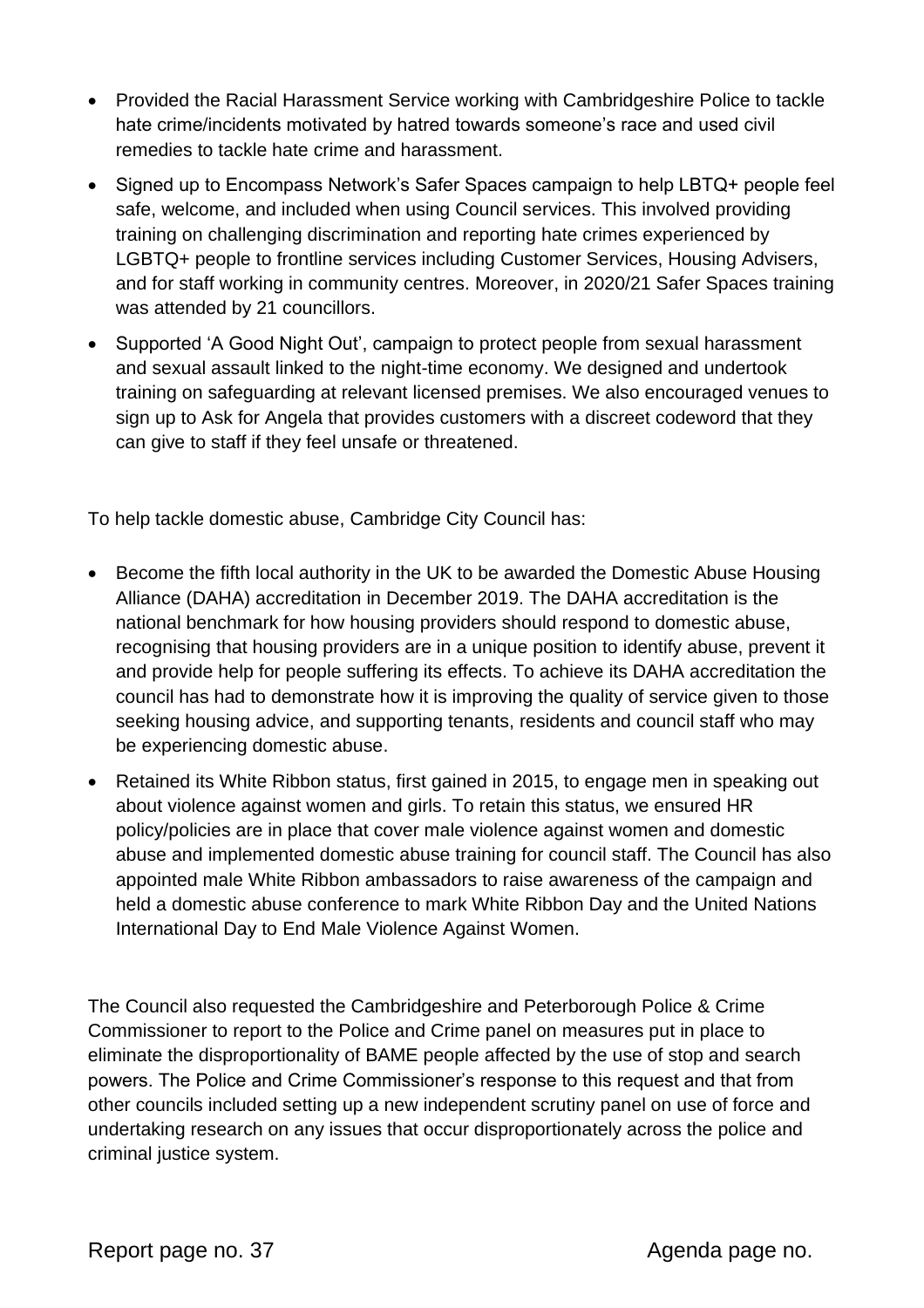- Provided the Racial Harassment Service working with Cambridgeshire Police to tackle hate crime/incidents motivated by hatred towards someone's race and used civil remedies to tackle hate crime and harassment.
- Signed up to Encompass Network's Safer Spaces campaign to help LBTQ+ people feel safe, welcome, and included when using Council services. This involved providing training on challenging discrimination and reporting hate crimes experienced by LGBTQ+ people to frontline services including Customer Services, Housing Advisers, and for staff working in community centres. Moreover, in 2020/21 Safer Spaces training was attended by 21 councillors.
- Supported 'A Good Night Out', campaign to protect people from sexual harassment and sexual assault linked to the night-time economy. We designed and undertook training on safeguarding at relevant licensed premises. We also encouraged venues to sign up to Ask for Angela that provides customers with a discreet codeword that they can give to staff if they feel unsafe or threatened.

To help tackle domestic abuse, Cambridge City Council has:

- Become the fifth local authority in the UK to be awarded the Domestic Abuse Housing Alliance (DAHA) accreditation in December 2019. The DAHA accreditation is the national benchmark for how housing providers should respond to domestic abuse, recognising that housing providers are in a unique position to identify abuse, prevent it and provide help for people suffering its effects. To achieve its DAHA accreditation the council has had to demonstrate how it is improving the quality of service given to those seeking housing advice, and supporting tenants, residents and council staff who may be experiencing domestic abuse.
- Retained its White Ribbon status, first gained in 2015, to engage men in speaking out about violence against women and girls. To retain this status, we ensured HR policy/policies are in place that cover male violence against women and domestic abuse and implemented domestic abuse training for council staff. The Council has also appointed male White Ribbon ambassadors to raise awareness of the campaign and held a domestic abuse conference to mark White Ribbon Day and the United Nations International Day to End Male Violence Against Women.

The Council also requested the Cambridgeshire and Peterborough Police & Crime Commissioner to report to the Police and Crime panel on measures put in place to eliminate the disproportionality of BAME people affected by the use of stop and search powers. The Police and Crime Commissioner's response to this request and that from other councils included setting up a new independent scrutiny panel on use of force and undertaking research on any issues that occur disproportionately across the police and criminal justice system.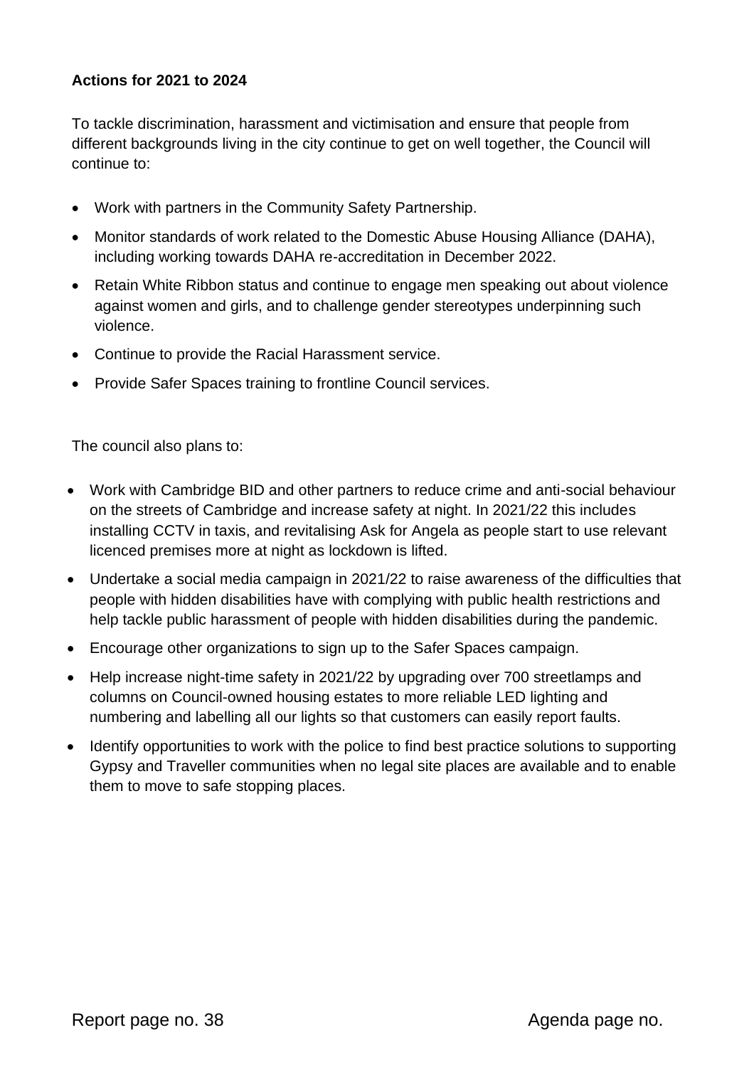**Actions for 2021 to 2024**

To tackle discrimination, harassment and victimisation and ensure that people from different backgrounds living in the city continue to get on well together, the Council will continue to:

- Work with partners in the Community Safety Partnership.
- Monitor standards of work related to the Domestic Abuse Housing Alliance (DAHA), including working towards DAHA re-accreditation in December 2022.
- Retain White Ribbon status and continue to engage men speaking out about violence against women and girls, and to challenge gender stereotypes underpinning such violence.
- Continue to provide the Racial Harassment service.
- Provide Safer Spaces training to frontline Council services.

The council also plans to:

- Work with Cambridge BID and other partners to reduce crime and anti-social behaviour on the streets of Cambridge and increase safety at night. In 2021/22 this includes installing CCTV in taxis, and revitalising Ask for Angela as people start to use relevant licenced premises more at night as lockdown is lifted.
- Undertake a social media campaign in 2021/22 to raise awareness of the difficulties that people with hidden disabilities have with complying with public health restrictions and help tackle public harassment of people with hidden disabilities during the pandemic.
- Encourage other organizations to sign up to the Safer Spaces campaign.
- Help increase night-time safety in 2021/22 by upgrading over 700 streetlamps and columns on Council-owned housing estates to more reliable LED lighting and numbering and labelling all our lights so that customers can easily report faults.
- Identify opportunities to work with the police to find best practice solutions to supporting Gypsy and Traveller communities when no legal site places are available and to enable them to move to safe stopping places.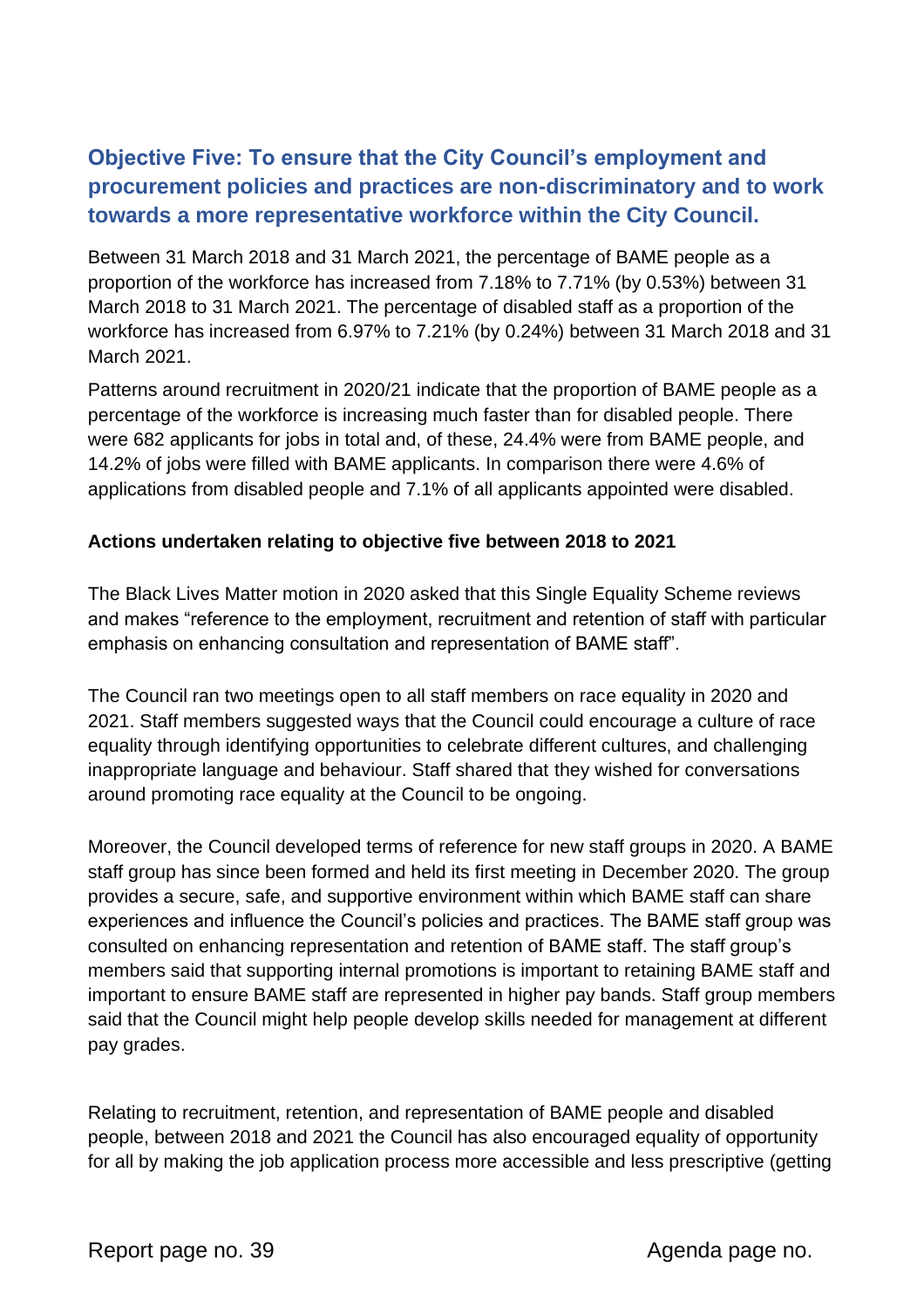## Objective Five: To ensure that the City Council's employment and procurement policies and practices are non-discriminatory and to work towards a more representative workforce within the City Council.

Between 31 March 2018 and 31 March 2021, the percentage of BAME people as a proportion of the workforce has increased from 7.18% to 7.71% (by 0.53%) between 31 March 2018 to 31 March 2021. The percentage of disabled staff as a proportion of the workforce has increased from 6.97% to 7.21% (by 0.24%) between 31 March 2018 and 31 March 2021.

Patterns around recruitment in 2020/21 indicate that the proportion of BAME people as a percentage of the workforce is increasing much faster than for disabled people. There were 682 applicants for jobs in total and, of these, 24.4% were from BAME people, and 14.2% of jobs were filled with BAME applicants. In comparison there were 4.6% of applications from disabled people and 7.1% of all applicants appointed were disabled.

**Actions undertaken relating to objective five between 2018 to 2021**

The Black Lives Matter motion in 2020 asked that this Single Equality Scheme reviews and makes "reference to the employment, recruitment and retention of staff with particular emphasis on enhancing consultation and representation of BAME staff".

The Council ran two meetings open to all staff members on race equality in 2020 and 2021. Staff members suggested ways that the Council could encourage a culture of race equality through identifying opportunities to celebrate different cultures, and challenging inappropriate language and behaviour. Staff shared that they wished for conversations around promoting race equality at the Council to be ongoing.

Moreover, the Council developed terms of reference for new staff groups in 2020. A BAME staff group has since been formed and held its first meeting in December 2020. The group provides a secure, safe, and supportive environment within which BAME staff can share experiences and influence the Council's policies and practices. The BAME staff group was consulted on enhancing representation and retention of BAME staff. The staff group's members said that supporting internal promotions is important to retaining BAME staff and important to ensure BAME staff are represented in higher pay bands. Staff group members said that the Council might help people develop skills needed for management at different pay grades.

Relating to recruitment, retention, and representation of BAME people and disabled people, between 2018 and 2021 the Council has also encouraged equality of opportunity for all by making the job application process more accessible and less prescriptive (getting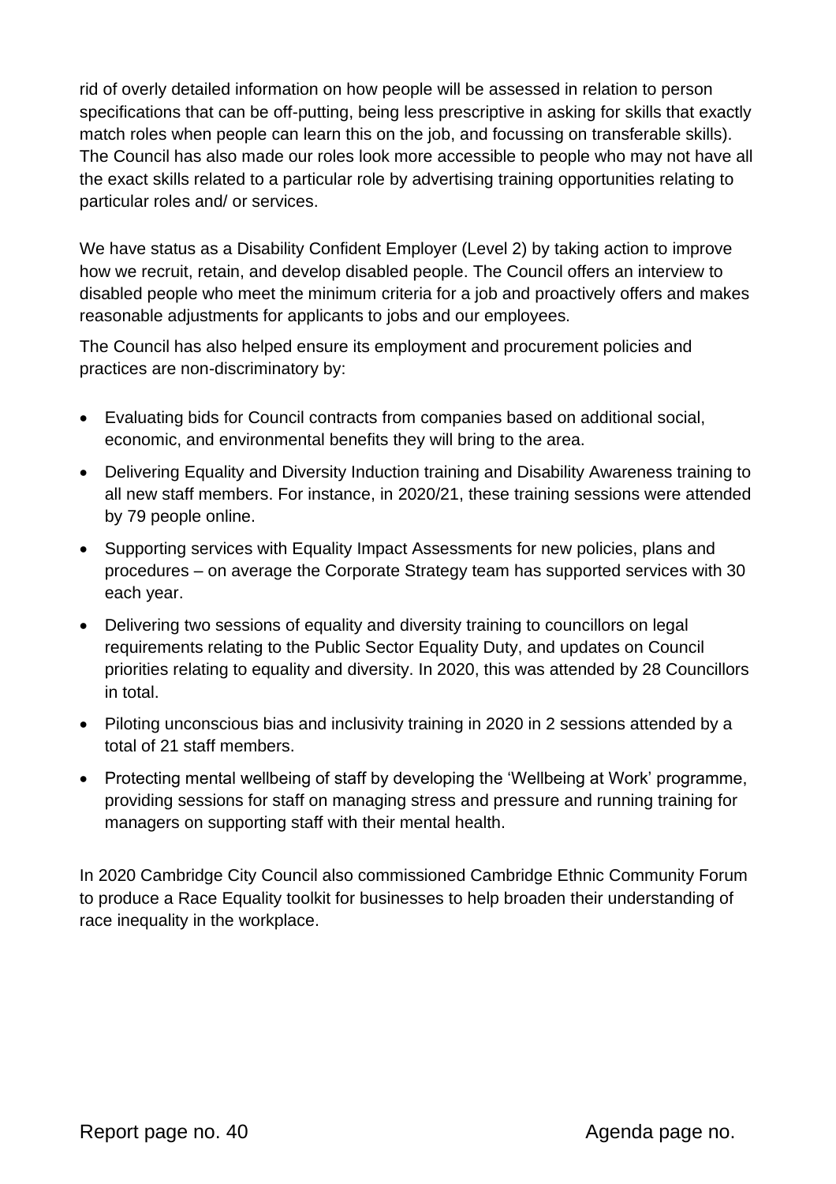rid of overly detailed information on how people will be assessed in relation to person specifications that can be off-putting, being less prescriptive in asking for skills that exactly match roles when people can learn this on the job, and focussing on transferable skills). The Council has also made our roles look more accessible to people who may not have all the exact skills related to a particular role by advertising training opportunities relating to particular roles and/ or services.

We have status as a Disability Confident Employer (Level 2) by taking action to improve how we recruit, retain, and develop disabled people. The Council offers an interview to disabled people who meet the minimum criteria for a job and proactively offers and makes reasonable adjustments for applicants to jobs and our employees.

The Council has also helped ensure its employment and procurement policies and practices are non-discriminatory by:

- Evaluating bids for Council contracts from companies based on additional social, economic, and environmental benefits they will bring to the area.
- Delivering Equality and Diversity Induction training and Disability Awareness training to all new staff members. For instance, in 2020/21, these training sessions were attended by 79 people online.
- Supporting services with Equality Impact Assessments for new policies, plans and procedures – on average the Corporate Strategy team has supported services with 30 each year.
- Delivering two sessions of equality and diversity training to councillors on legal requirements relating to the Public Sector Equality Duty, and updates on Council priorities relating to equality and diversity. In 2020, this was attended by 28 Councillors in total.
- Piloting unconscious bias and inclusivity training in 2020 in 2 sessions attended by a total of 21 staff members.
- Protecting mental wellbeing of staff by developing the 'Wellbeing at Work' programme, providing sessions for staff on managing stress and pressure and running training for managers on supporting staff with their mental health.

In 2020 Cambridge City Council also commissioned Cambridge Ethnic Community Forum to produce a Race Equality toolkit for businesses to help broaden their understanding of race inequality in the workplace.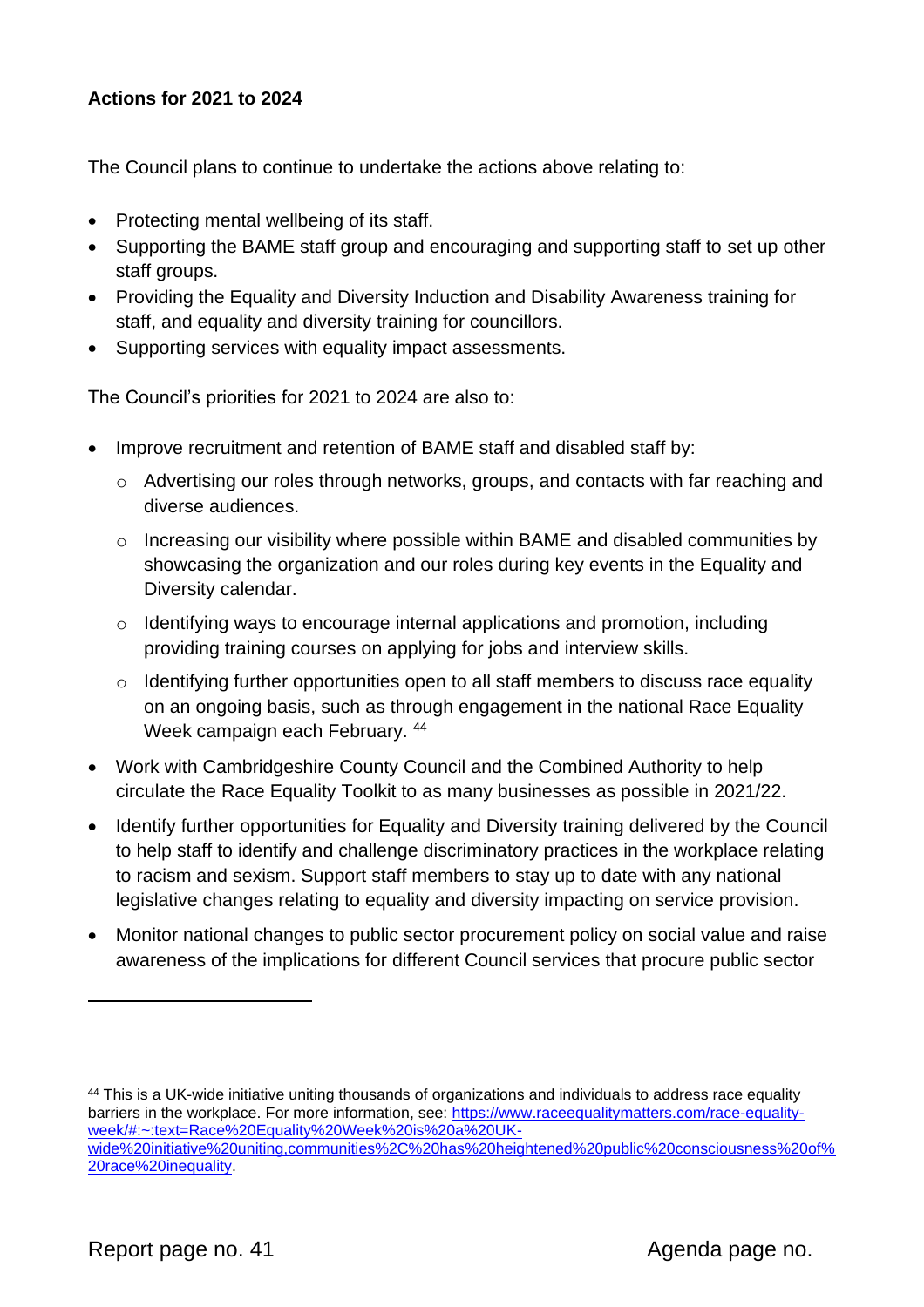**Actions for 2021 to 2024**

The Council plans to continue to undertake the actions above relating to:

- Protecting mental wellbeing of its staff.
- Supporting the BAME staff group and encouraging and supporting staff to set up other staff groups.
- Providing the Equality and Diversity Induction and Disability Awareness training for staff, and equality and diversity training for councillors.
- Supporting services with equality impact assessments.

The Council's priorities for 2021 to 2024 are also to:

- Improve recruitment and retention of BAME staff and disabled staff by:
    - Advertising our roles through networks, groups, and contacts with far reaching and diverse audiences.
    - Increasing our visibility where possible within BAME and disabled communities by showcasing the organization and our roles during key events in the Equality and Diversity calendar.
    - Identifying ways to encourage internal applications and promotion, including providing training courses on applying for jobs and interview skills.
    - Identifying further opportunities open to all staff members to discuss race equality on an ongoing basis, such as through engagement in the national Race Equality Week campaign each February. [44]
- Work with Cambridgeshire County Council and the Combined Authority to help circulate the Race Equality Toolkit to as many businesses as possible in 2021/22.
- Identify further opportunities for Equality and Diversity training delivered by the Council to help staff to identify and challenge discriminatory practices in the workplace relating to racism and sexism. Support staff members to stay up to date with any national legislative changes relating to equality and diversity impacting on service provision.
- Monitor national changes to public sector procurement policy on social value and raise awareness of the implications for different Council services that procure public sector

---

[44] This is a UK-wide initiative uniting thousands of organizations and individuals to address race equality barriers in the workplace. For more information, see: https://www.raceequalitymatters.com/race-equality-week/#:~:text=Race%20Equality%20Week%20is%20a%20UK-wide%20initiative%20uniting,communities%2C%20has%20heightened%20public%20consciousness%20of%20race%20inequality.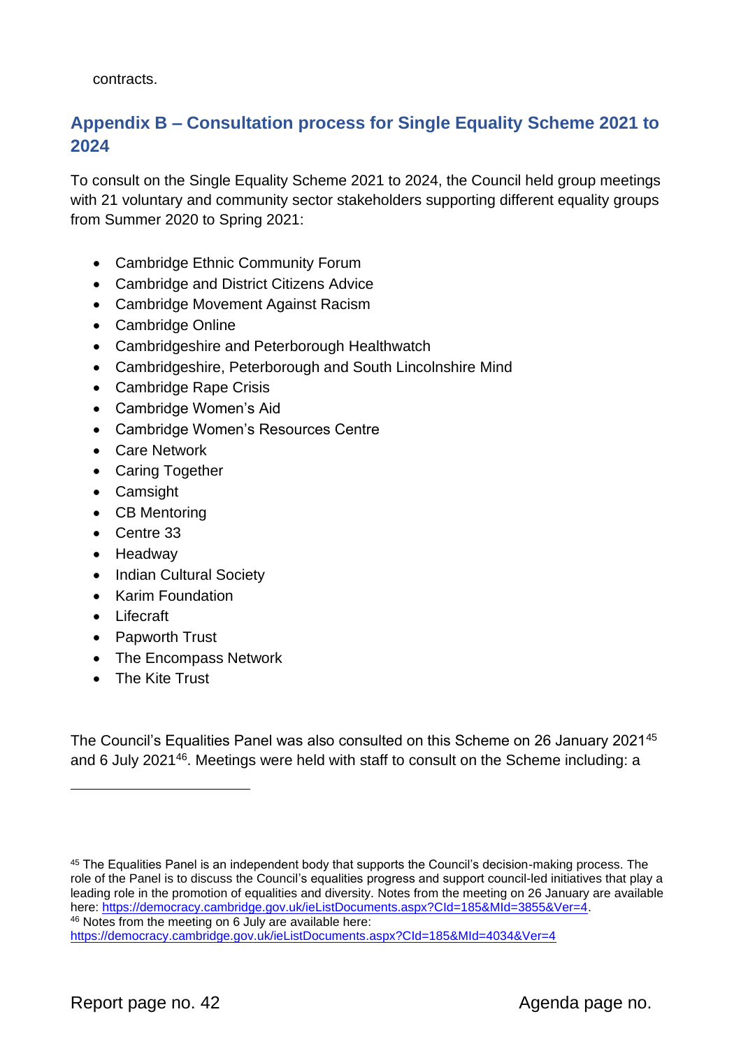contracts.

## Appendix B – Consultation process for Single Equality Scheme 2021 to 2024

To consult on the Single Equality Scheme 2021 to 2024, the Council held group meetings with 21 voluntary and community sector stakeholders supporting different equality groups from Summer 2020 to Spring 2021:

- Cambridge Ethnic Community Forum
- Cambridge and District Citizens Advice
- Cambridge Movement Against Racism
- Cambridge Online
- Cambridgeshire and Peterborough Healthwatch
- Cambridgeshire, Peterborough and South Lincolnshire Mind
- Cambridge Rape Crisis
- Cambridge Women's Aid
- Cambridge Women's Resources Centre
- Care Network
- Caring Together
- Camsight
- CB Mentoring
- Centre 33
- Headway
- Indian Cultural Society
- Karim Foundation
- Lifecraft
- Papworth Trust
- The Encompass Network
- The Kite Trust

The Council's Equalities Panel was also consulted on this Scheme on 26 January 2021[45] and 6 July 2021[46]. Meetings were held with staff to consult on the Scheme including: a

[45] The Equalities Panel is an independent body that supports the Council's decision-making process. The role of the Panel is to discuss the Council's equalities progress and support council-led initiatives that play a leading role in the promotion of equalities and diversity. Notes from the meeting on 26 January are available here: https://democracy.cambridge.gov.uk/ieListDocuments.aspx?CId=185&MId=3855&Ver=4.

[46] Notes from the meeting on 6 July are available here: https://democracy.cambridge.gov.uk/ieListDocuments.aspx?CId=185&MId=4034&Ver=4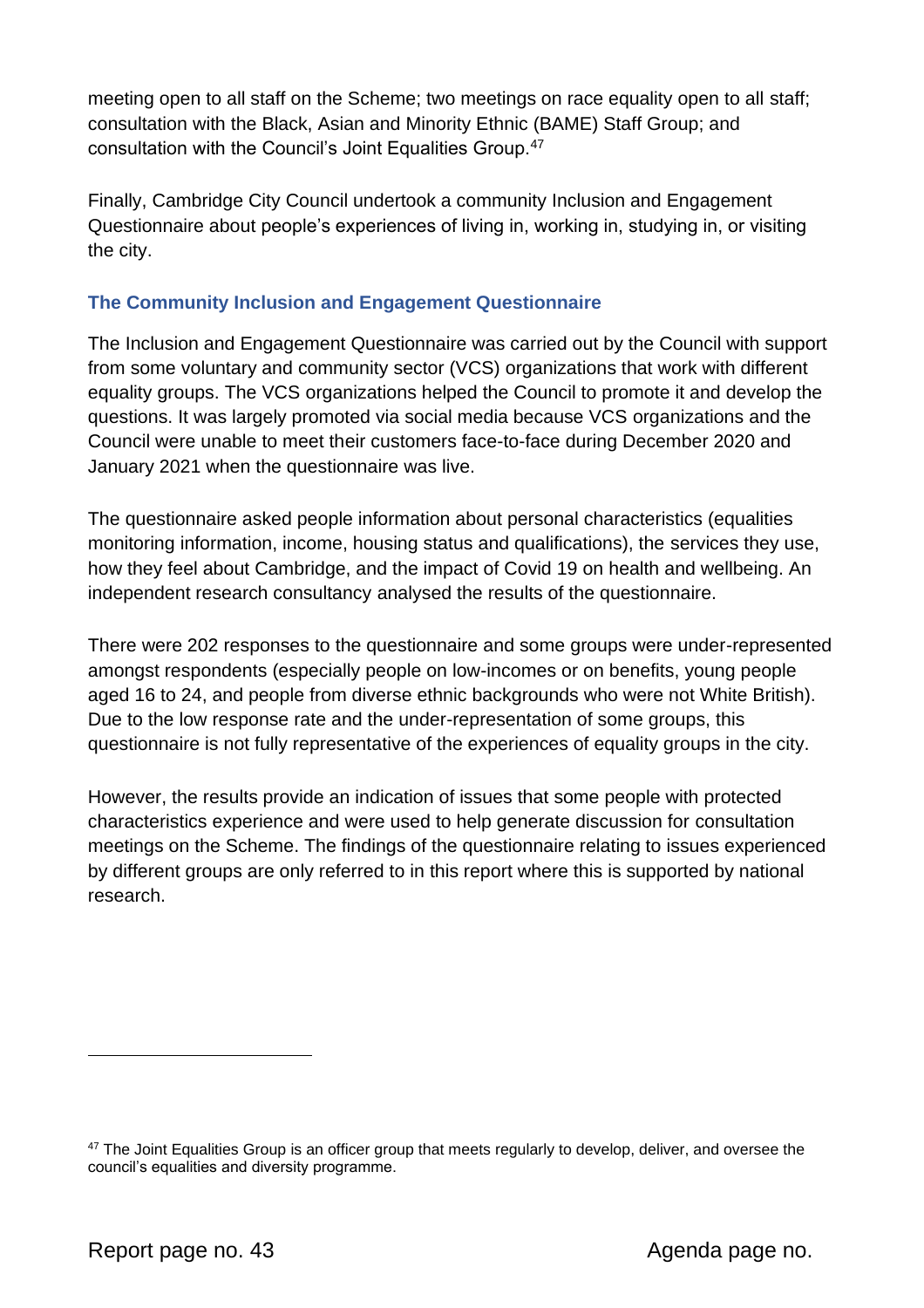meeting open to all staff on the Scheme; two meetings on race equality open to all staff; consultation with the Black, Asian and Minority Ethnic (BAME) Staff Group; and consultation with the Council's Joint Equalities Group.[47]

Finally, Cambridge City Council undertook a community Inclusion and Engagement Questionnaire about people's experiences of living in, working in, studying in, or visiting the city.

### The Community Inclusion and Engagement Questionnaire

The Inclusion and Engagement Questionnaire was carried out by the Council with support from some voluntary and community sector (VCS) organizations that work with different equality groups. The VCS organizations helped the Council to promote it and develop the questions. It was largely promoted via social media because VCS organizations and the Council were unable to meet their customers face-to-face during December 2020 and January 2021 when the questionnaire was live.

The questionnaire asked people information about personal characteristics (equalities monitoring information, income, housing status and qualifications), the services they use, how they feel about Cambridge, and the impact of Covid 19 on health and wellbeing. An independent research consultancy analysed the results of the questionnaire.

There were 202 responses to the questionnaire and some groups were under-represented amongst respondents (especially people on low-incomes or on benefits, young people aged 16 to 24, and people from diverse ethnic backgrounds who were not White British). Due to the low response rate and the under-representation of some groups, this questionnaire is not fully representative of the experiences of equality groups in the city.

However, the results provide an indication of issues that some people with protected characteristics experience and were used to help generate discussion for consultation meetings on the Scheme. The findings of the questionnaire relating to issues experienced by different groups are only referred to in this report where this is supported by national research.

[47] The Joint Equalities Group is an officer group that meets regularly to develop, deliver, and oversee the council's equalities and diversity programme.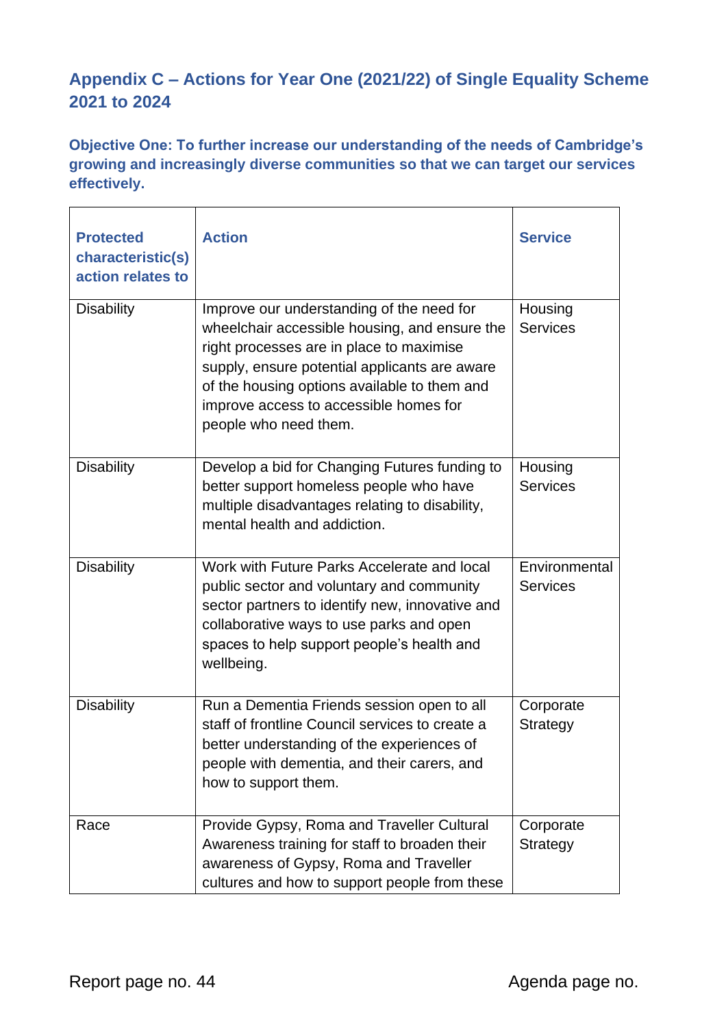## Appendix C – Actions for Year One (2021/22) of Single Equality Scheme 2021 to 2024

### Objective One: To further increase our understanding of the needs of Cambridge's growing and increasingly diverse communities so that we can target our services effectively.

| Protected characteristic(s) action relates to | Action | Service |
|---|---|---|
| Disability | Improve our understanding of the need for wheelchair accessible housing, and ensure the right processes are in place to maximise supply, ensure potential applicants are aware of the housing options available to them and improve access to accessible homes for people who need them. | Housing Services |
| Disability | Develop a bid for Changing Futures funding to better support homeless people who have multiple disadvantages relating to disability, mental health and addiction. | Housing Services |
| Disability | Work with Future Parks Accelerate and local public sector and voluntary and community sector partners to identify new, innovative and collaborative ways to use parks and open spaces to help support people's health and wellbeing. | Environmental Services |
| Disability | Run a Dementia Friends session open to all staff of frontline Council services to create a better understanding of the experiences of people with dementia, and their carers, and how to support them. | Corporate Strategy |
| Race | Provide Gypsy, Roma and Traveller Cultural Awareness training for staff to broaden their awareness of Gypsy, Roma and Traveller cultures and how to support people from these | Corporate Strategy |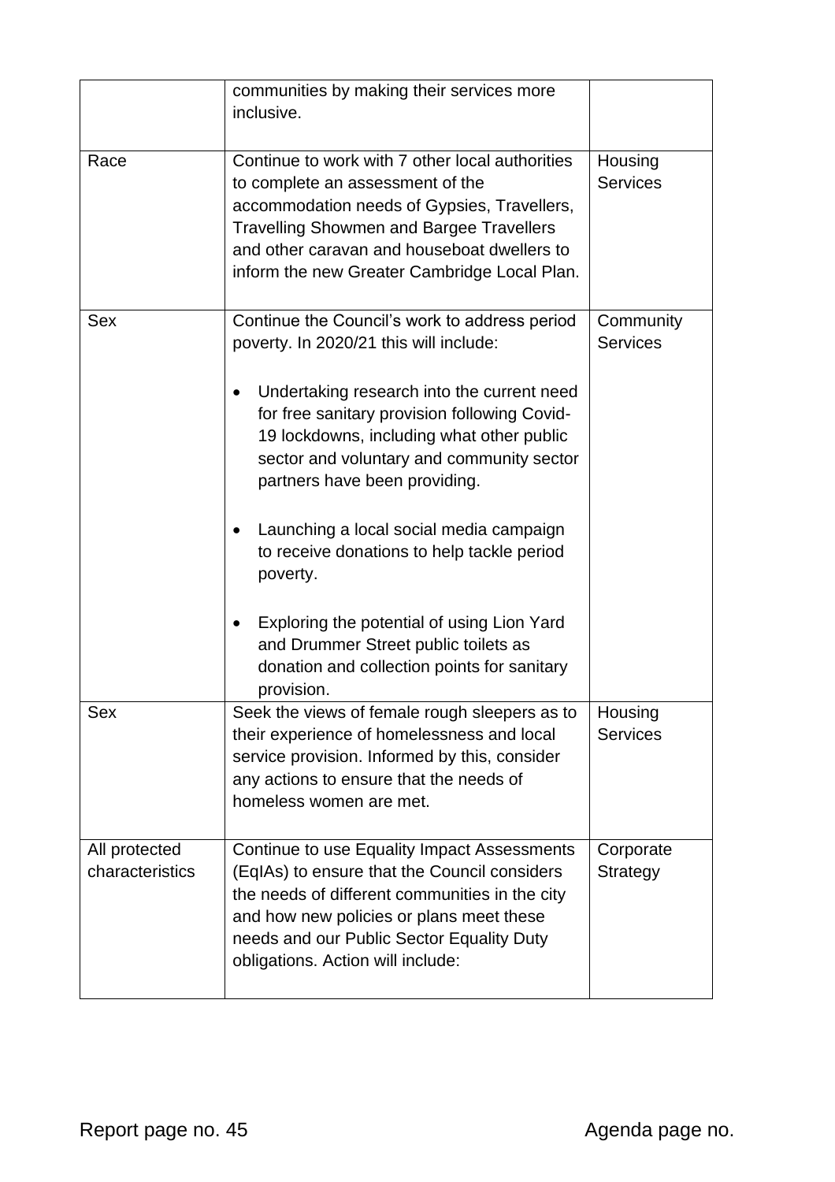| | | |
|---|---|---|
| | communities by making their services more inclusive. | |
| Race | Continue to work with 7 other local authorities to complete an assessment of the accommodation needs of Gypsies, Travellers, Travelling Showmen and Bargee Travellers and other caravan and houseboat dwellers to inform the new Greater Cambridge Local Plan. | Housing Services |
| Sex | Continue the Council's work to address period poverty. In 2020/21 this will include:<br><br>• Undertaking research into the current need for free sanitary provision following Covid-19 lockdowns, including what other public sector and voluntary and community sector partners have been providing.<br><br>• Launching a local social media campaign to receive donations to help tackle period poverty.<br><br>• Exploring the potential of using Lion Yard and Drummer Street public toilets as donation and collection points for sanitary provision. | Community Services |
| Sex | Seek the views of female rough sleepers as to their experience of homelessness and local service provision. Informed by this, consider any actions to ensure that the needs of homeless women are met. | Housing Services |
| All protected characteristics | Continue to use Equality Impact Assessments (EqIAs) to ensure that the Council considers the needs of different communities in the city and how new policies or plans meet these needs and our Public Sector Equality Duty obligations. Action will include: | Corporate Strategy |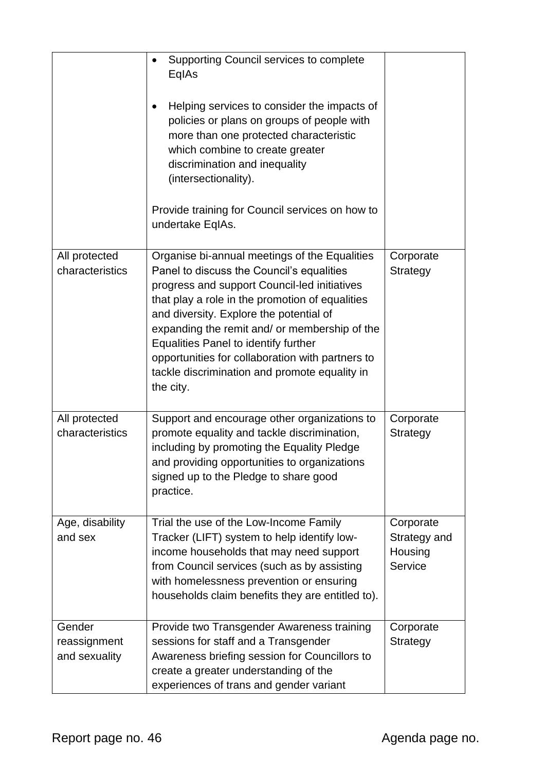| | | |
|---|---|---|
| | • Supporting Council services to complete EqIAs<br><br>• Helping services to consider the impacts of policies or plans on groups of people with more than one protected characteristic which combine to create greater discrimination and inequality (intersectionality).<br><br>Provide training for Council services on how to undertake EqIAs. | |
| All protected characteristics | Organise bi-annual meetings of the Equalities Panel to discuss the Council's equalities progress and support Council-led initiatives that play a role in the promotion of equalities and diversity. Explore the potential of expanding the remit and/ or membership of the Equalities Panel to identify further opportunities for collaboration with partners to tackle discrimination and promote equality in the city. | Corporate Strategy |
| All protected characteristics | Support and encourage other organizations to promote equality and tackle discrimination, including by promoting the Equality Pledge and providing opportunities to organizations signed up to the Pledge to share good practice. | Corporate Strategy |
| Age, disability and sex | Trial the use of the Low-Income Family Tracker (LIFT) system to help identify low-income households that may need support from Council services (such as by assisting with homelessness prevention or ensuring households claim benefits they are entitled to). | Corporate Strategy and Housing Service |
| Gender reassignment and sexuality | Provide two Transgender Awareness training sessions for staff and a Transgender Awareness briefing session for Councillors to create a greater understanding of the experiences of trans and gender variant | Corporate Strategy |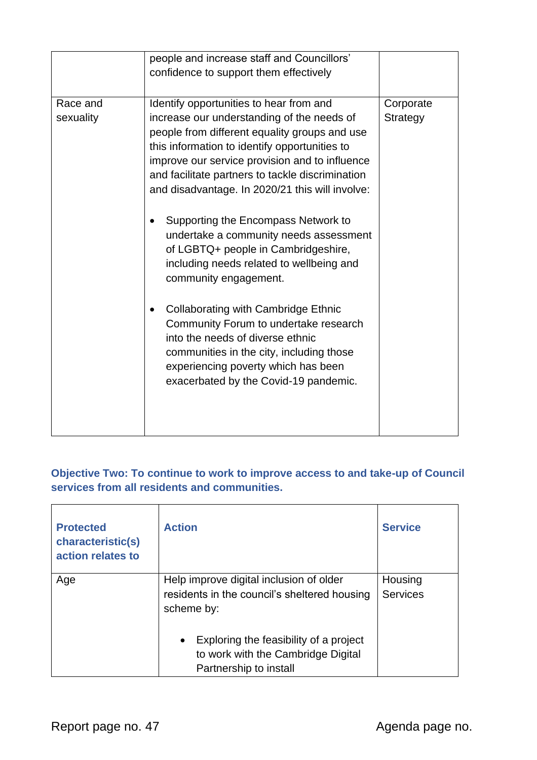| | | |
|---|---|---|
| | people and increase staff and Councillors' confidence to support them effectively | |
| Race and sexuality | Identify opportunities to hear from and increase our understanding of the needs of people from different equality groups and use this information to identify opportunities to improve our service provision and to influence and facilitate partners to tackle discrimination and disadvantage. In 2020/21 this will involve:<br><br>• Supporting the Encompass Network to undertake a community needs assessment of LGBTQ+ people in Cambridgeshire, including needs related to wellbeing and community engagement.<br><br>• Collaborating with Cambridge Ethnic Community Forum to undertake research into the needs of diverse ethnic communities in the city, including those experiencing poverty which has been exacerbated by the Covid-19 pandemic. | Corporate Strategy |

### Objective Two: To continue to work to improve access to and take-up of Council services from all residents and communities.

| Protected characteristic(s) action relates to | Action | Service |
|---|---|---|
| Age | Help improve digital inclusion of older residents in the council's sheltered housing scheme by:<br><br>• Exploring the feasibility of a project to work with the Cambridge Digital Partnership to install | Housing Services |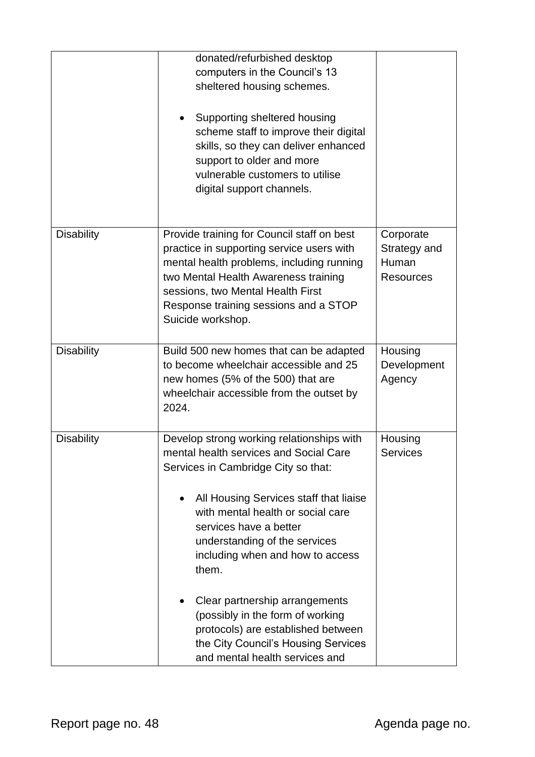| | | |
|---|---|---|
| | donated/refurbished desktop computers in the Council's 13 sheltered housing schemes.<br><br>• Supporting sheltered housing scheme staff to improve their digital skills, so they can deliver enhanced support to older and more vulnerable customers to utilise digital support channels. | |
| Disability | Provide training for Council staff on best practice in supporting service users with mental health problems, including running two Mental Health Awareness training sessions, two Mental Health First Response training sessions and a STOP Suicide workshop. | Corporate Strategy and Human Resources |
| Disability | Build 500 new homes that can be adapted to become wheelchair accessible and 25 new homes (5% of the 500) that are wheelchair accessible from the outset by 2024. | Housing Development Agency |
| Disability | Develop strong working relationships with mental health services and Social Care Services in Cambridge City so that:<br><br>• All Housing Services staff that liaise with mental health or social care services have a better understanding of the services including when and how to access them.<br><br>• Clear partnership arrangements (possibly in the form of working protocols) are established between the City Council's Housing Services and mental health services and | Housing Services |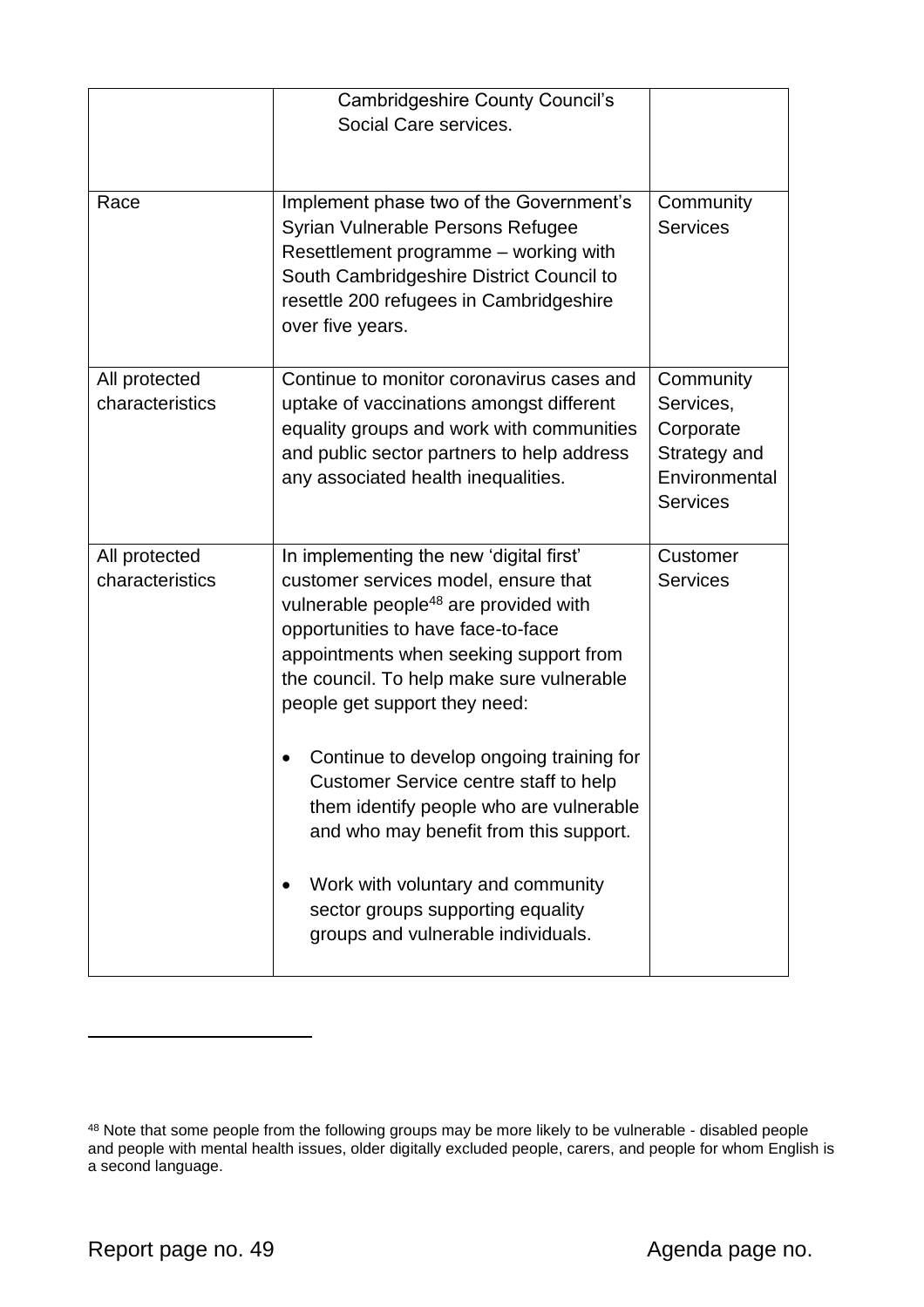| | | |
|---|---|---|
| | Cambridgeshire County Council's Social Care services. | |
| Race | Implement phase two of the Government's Syrian Vulnerable Persons Refugee Resettlement programme – working with South Cambridgeshire District Council to resettle 200 refugees in Cambridgeshire over five years. | Community Services |
| All protected characteristics | Continue to monitor coronavirus cases and uptake of vaccinations amongst different equality groups and work with communities and public sector partners to help address any associated health inequalities. | Community Services, Corporate Strategy and Environmental Services |
| All protected characteristics | In implementing the new 'digital first' customer services model, ensure that vulnerable people[48] are provided with opportunities to have face-to-face appointments when seeking support from the council. To help make sure vulnerable people get support they need:<br><br>• Continue to develop ongoing training for Customer Service centre staff to help them identify people who are vulnerable and who may benefit from this support.<br><br>• Work with voluntary and community sector groups supporting equality groups and vulnerable individuals. | Customer Services |

[48] Note that some people from the following groups may be more likely to be vulnerable - disabled people and people with mental health issues, older digitally excluded people, carers, and people for whom English is a second language.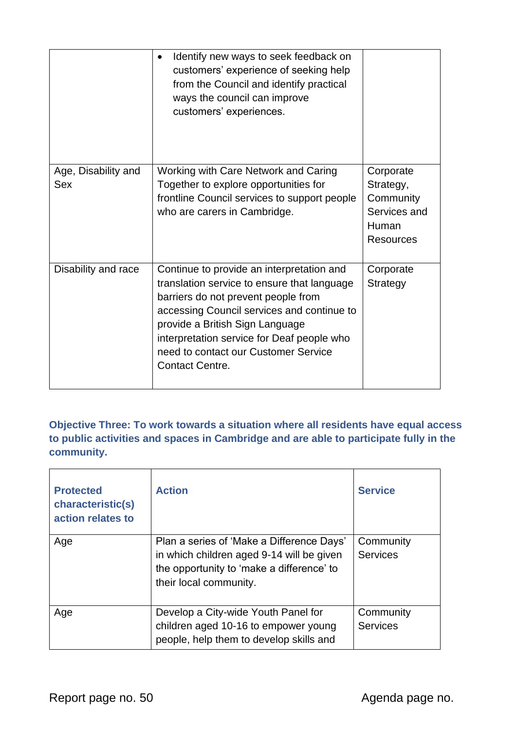|  |  |  |
|---|---|---|
|  | - Identify new ways to seek feedback on customers' experience of seeking help from the Council and identify practical ways the council can improve customers' experiences. |  |
| Age, Disability and Sex | Working with Care Network and Caring Together to explore opportunities for frontline Council services to support people who are carers in Cambridge. | Corporate Strategy, Community Services and Human Resources |
| Disability and race | Continue to provide an interpretation and translation service to ensure that language barriers do not prevent people from accessing Council services and continue to provide a British Sign Language interpretation service for Deaf people who need to contact our Customer Service Contact Centre. | Corporate Strategy |

**Objective Three: To work towards a situation where all residents have equal access to public activities and spaces in Cambridge and are able to participate fully in the community.**

| Protected characteristic(s) action relates to | Action | Service |
|---|---|---|
| Age | Plan a series of 'Make a Difference Days' in which children aged 9-14 will be given the opportunity to 'make a difference' to their local community. | Community Services |
| Age | Develop a City-wide Youth Panel for children aged 10-16 to empower young people, help them to develop skills and | Community Services |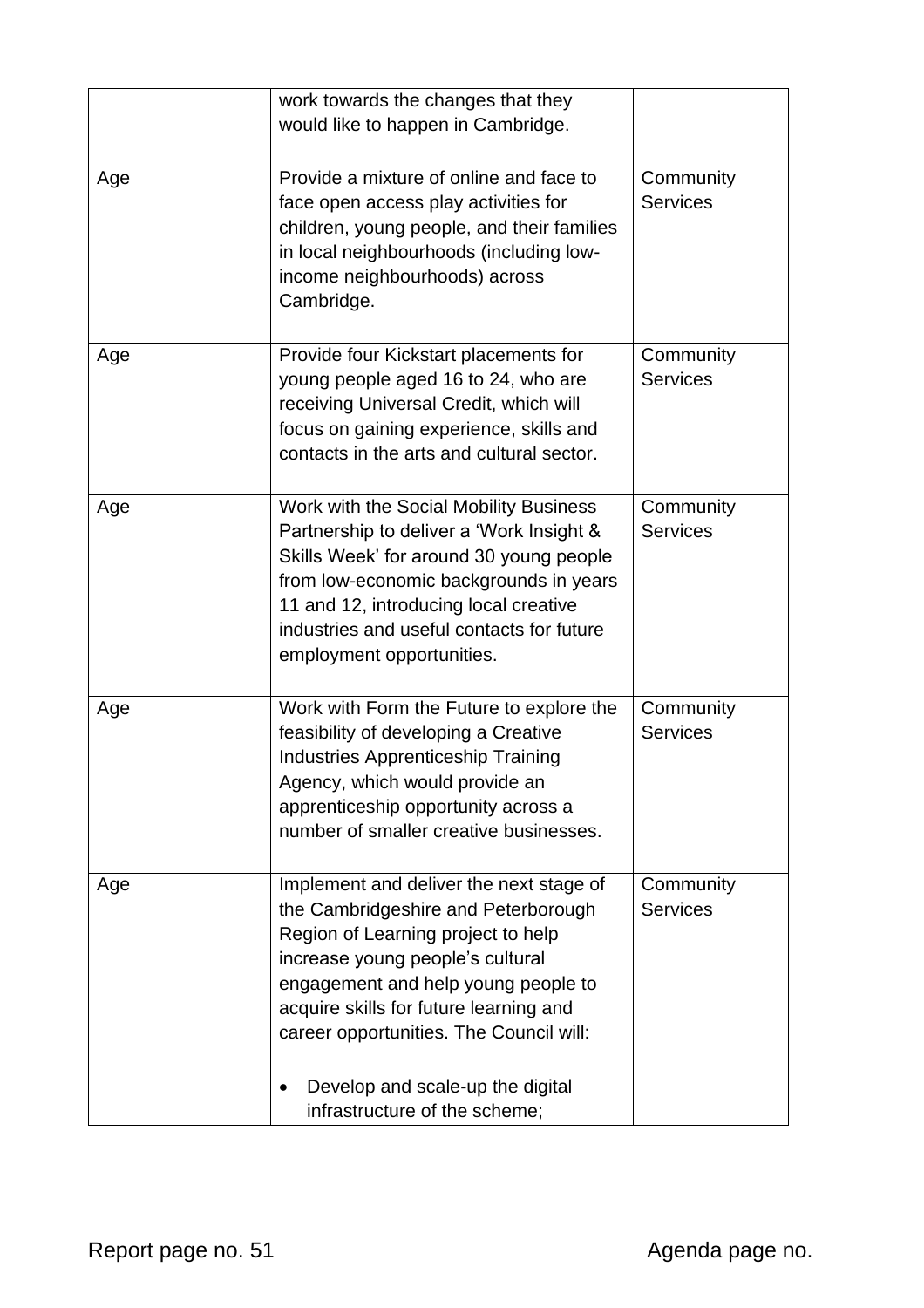| | | |
|---|---|---|
| | work towards the changes that they would like to happen in Cambridge. | |
| Age | Provide a mixture of online and face to face open access play activities for children, young people, and their families in local neighbourhoods (including low-income neighbourhoods) across Cambridge. | Community Services |
| Age | Provide four Kickstart placements for young people aged 16 to 24, who are receiving Universal Credit, which will focus on gaining experience, skills and contacts in the arts and cultural sector. | Community Services |
| Age | Work with the Social Mobility Business Partnership to deliver a 'Work Insight & Skills Week' for around 30 young people from low-economic backgrounds in years 11 and 12, introducing local creative industries and useful contacts for future employment opportunities. | Community Services |
| Age | Work with Form the Future to explore the feasibility of developing a Creative Industries Apprenticeship Training Agency, which would provide an apprenticeship opportunity across a number of smaller creative businesses. | Community Services |
| Age | Implement and deliver the next stage of the Cambridgeshire and Peterborough Region of Learning project to help increase young people's cultural engagement and help young people to acquire skills for future learning and career opportunities. The Council will:<br><br>• Develop and scale-up the digital infrastructure of the scheme; | Community Services |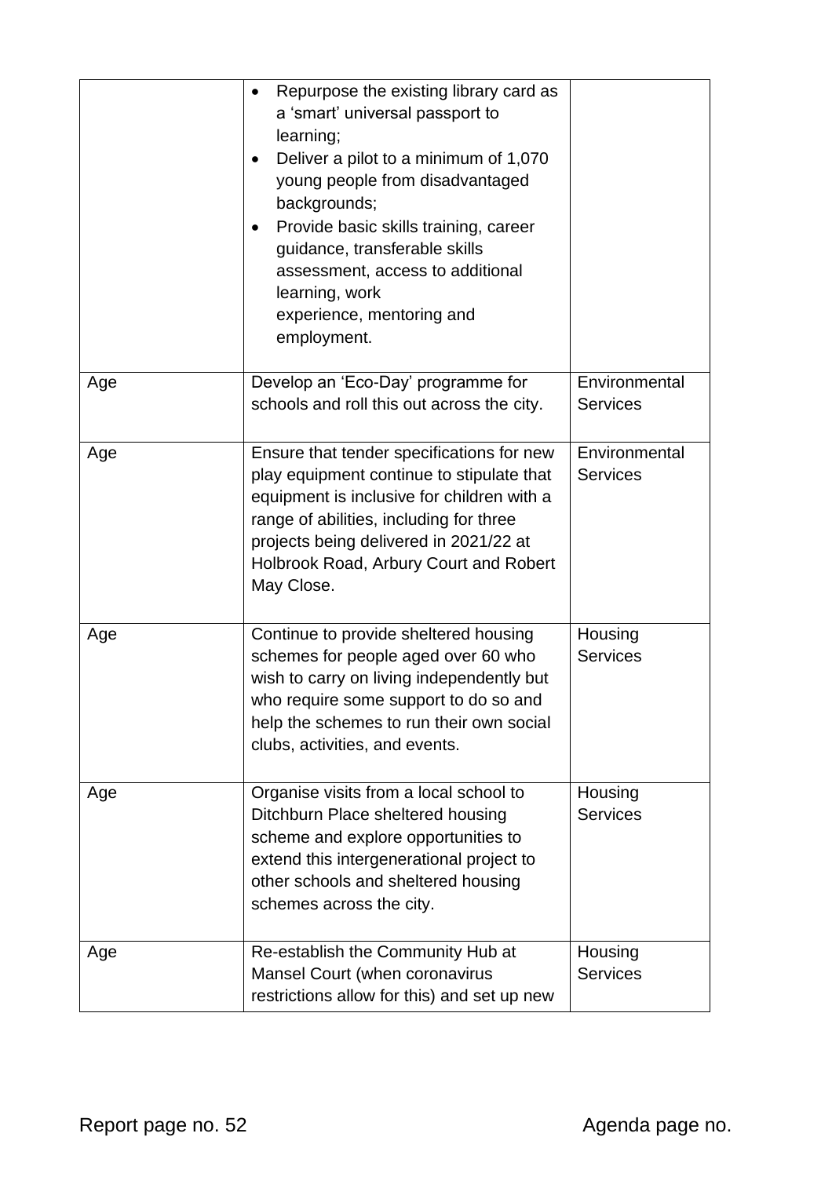| | | |
|---|---|---|
| | <ul><li>Repurpose the existing library card as a 'smart' universal passport to learning;</li><li>Deliver a pilot to a minimum of 1,070 young people from disadvantaged backgrounds;</li><li>Provide basic skills training, career guidance, transferable skills assessment, access to additional learning, work experience, mentoring and employment.</li></ul> | |
| Age | Develop an 'Eco-Day' programme for schools and roll this out across the city. | Environmental Services |
| Age | Ensure that tender specifications for new play equipment continue to stipulate that equipment is inclusive for children with a range of abilities, including for three projects being delivered in 2021/22 at Holbrook Road, Arbury Court and Robert May Close. | Environmental Services |
| Age | Continue to provide sheltered housing schemes for people aged over 60 who wish to carry on living independently but who require some support to do so and help the schemes to run their own social clubs, activities, and events. | Housing Services |
| Age | Organise visits from a local school to Ditchburn Place sheltered housing scheme and explore opportunities to extend this intergenerational project to other schools and sheltered housing schemes across the city. | Housing Services |
| Age | Re-establish the Community Hub at Mansel Court (when coronavirus restrictions allow for this) and set up new | Housing Services |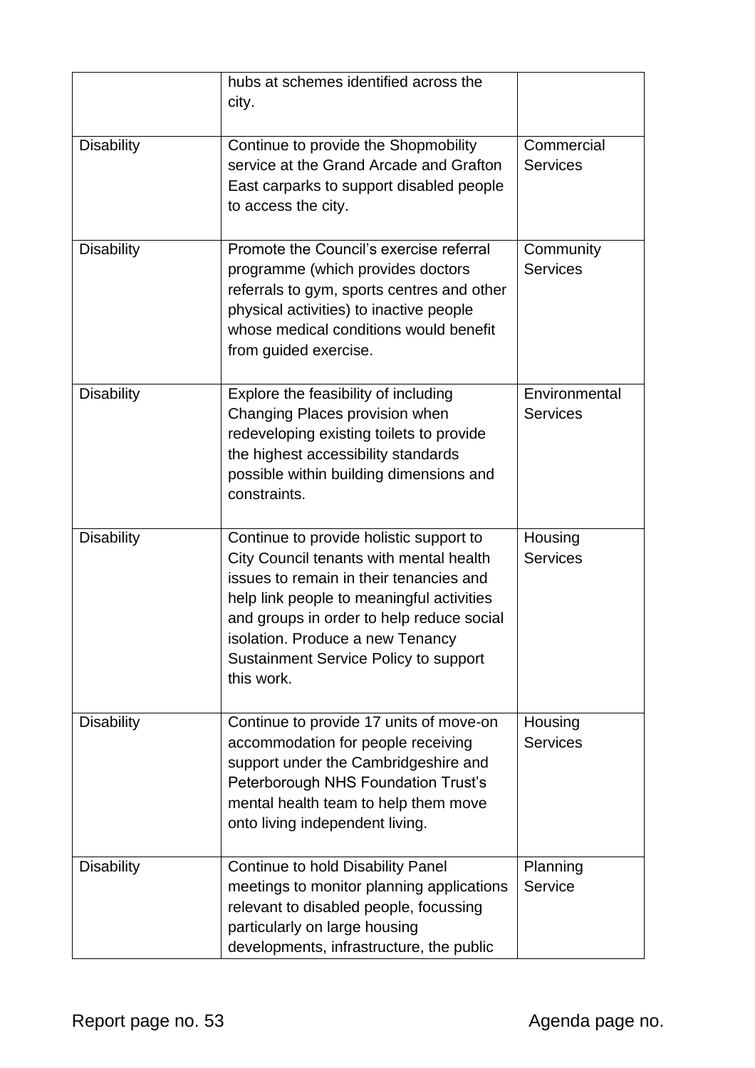| | | |
|---|---|---|
| | hubs at schemes identified across the city. | |
| Disability | Continue to provide the Shopmobility service at the Grand Arcade and Grafton East carparks to support disabled people to access the city. | Commercial Services |
| Disability | Promote the Council's exercise referral programme (which provides doctors referrals to gym, sports centres and other physical activities) to inactive people whose medical conditions would benefit from guided exercise. | Community Services |
| Disability | Explore the feasibility of including Changing Places provision when redeveloping existing toilets to provide the highest accessibility standards possible within building dimensions and constraints. | Environmental Services |
| Disability | Continue to provide holistic support to City Council tenants with mental health issues to remain in their tenancies and help link people to meaningful activities and groups in order to help reduce social isolation. Produce a new Tenancy Sustainment Service Policy to support this work. | Housing Services |
| Disability | Continue to provide 17 units of move-on accommodation for people receiving support under the Cambridgeshire and Peterborough NHS Foundation Trust's mental health team to help them move onto living independent living. | Housing Services |
| Disability | Continue to hold Disability Panel meetings to monitor planning applications relevant to disabled people, focussing particularly on large housing developments, infrastructure, the public | Planning Service |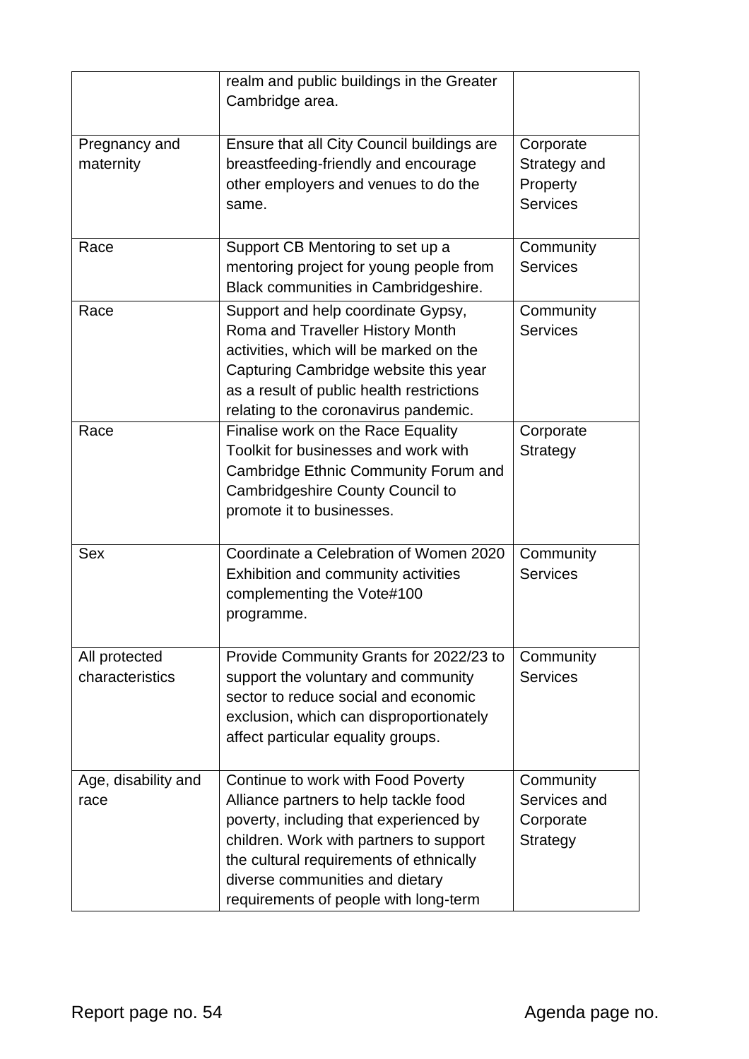| | | |
|---|---|---|
| | realm and public buildings in the Greater Cambridge area. | |
| Pregnancy and maternity | Ensure that all City Council buildings are breastfeeding-friendly and encourage other employers and venues to do the same. | Corporate Strategy and Property Services |
| Race | Support CB Mentoring to set up a mentoring project for young people from Black communities in Cambridgeshire. | Community Services |
| Race | Support and help coordinate Gypsy, Roma and Traveller History Month activities, which will be marked on the Capturing Cambridge website this year as a result of public health restrictions relating to the coronavirus pandemic. | Community Services |
| Race | Finalise work on the Race Equality Toolkit for businesses and work with Cambridge Ethnic Community Forum and Cambridgeshire County Council to promote it to businesses. | Corporate Strategy |
| Sex | Coordinate a Celebration of Women 2020 Exhibition and community activities complementing the Vote#100 programme. | Community Services |
| All protected characteristics | Provide Community Grants for 2022/23 to support the voluntary and community sector to reduce social and economic exclusion, which can disproportionately affect particular equality groups. | Community Services |
| Age, disability and race | Continue to work with Food Poverty Alliance partners to help tackle food poverty, including that experienced by children. Work with partners to support the cultural requirements of ethnically diverse communities and dietary requirements of people with long-term | Community Services and Corporate Strategy |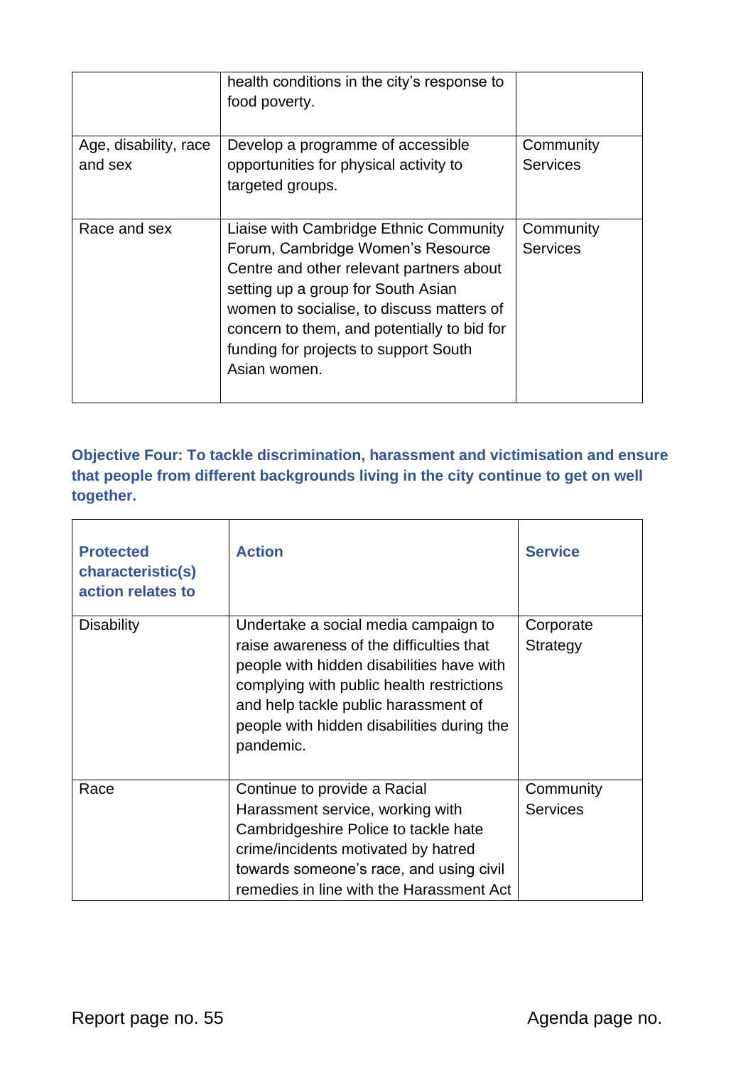| | | |
|---|---|---|
| | health conditions in the city's response to food poverty. | |
| Age, disability, race and sex | Develop a programme of accessible opportunities for physical activity to targeted groups. | Community Services |
| Race and sex | Liaise with Cambridge Ethnic Community Forum, Cambridge Women's Resource Centre and other relevant partners about setting up a group for South Asian women to socialise, to discuss matters of concern to them, and potentially to bid for funding for projects to support South Asian women. | Community Services |

### Objective Four: To tackle discrimination, harassment and victimisation and ensure that people from different backgrounds living in the city continue to get on well together.

| Protected characteristic(s) action relates to | Action | Service |
|---|---|---|
| Disability | Undertake a social media campaign to raise awareness of the difficulties that people with hidden disabilities have with complying with public health restrictions and help tackle public harassment of people with hidden disabilities during the pandemic. | Corporate Strategy |
| Race | Continue to provide a Racial Harassment service, working with Cambridgeshire Police to tackle hate crime/incidents motivated by hatred towards someone's race, and using civil remedies in line with the Harassment Act | Community Services |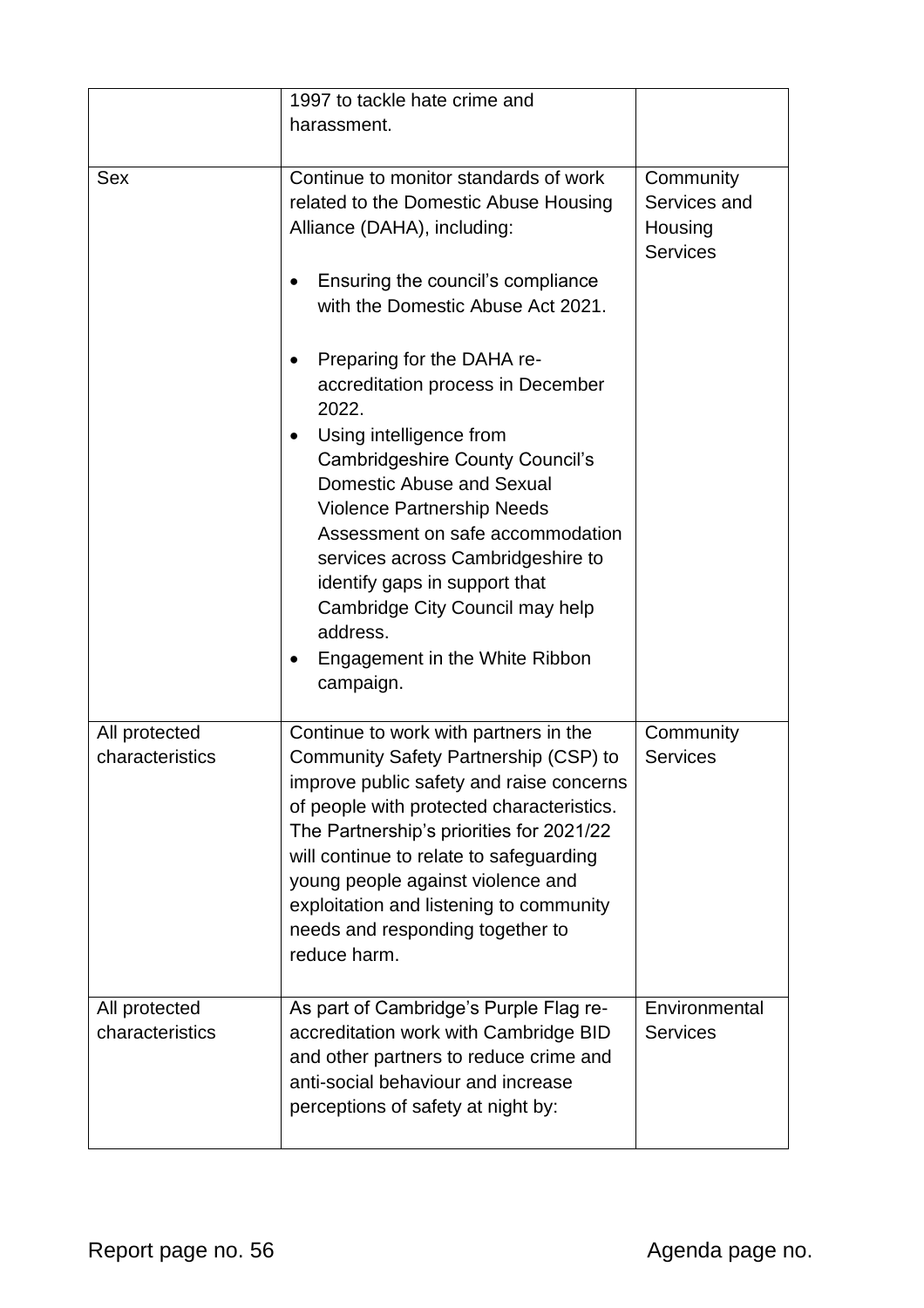| | | |
|---|---|---|
| | 1997 to tackle hate crime and harassment. | |
| Sex | Continue to monitor standards of work related to the Domestic Abuse Housing Alliance (DAHA), including:<br><br>• Ensuring the council's compliance with the Domestic Abuse Act 2021.<br><br>• Preparing for the DAHA re-accreditation process in December 2022.<br>• Using intelligence from Cambridgeshire County Council's Domestic Abuse and Sexual Violence Partnership Needs Assessment on safe accommodation services across Cambridgeshire to identify gaps in support that Cambridge City Council may help address.<br>• Engagement in the White Ribbon campaign. | Community Services and Housing Services |
| All protected characteristics | Continue to work with partners in the Community Safety Partnership (CSP) to improve public safety and raise concerns of people with protected characteristics. The Partnership's priorities for 2021/22 will continue to relate to safeguarding young people against violence and exploitation and listening to community needs and responding together to reduce harm. | Community Services |
| All protected characteristics | As part of Cambridge's Purple Flag re-accreditation work with Cambridge BID and other partners to reduce crime and anti-social behaviour and increase perceptions of safety at night by: | Environmental Services |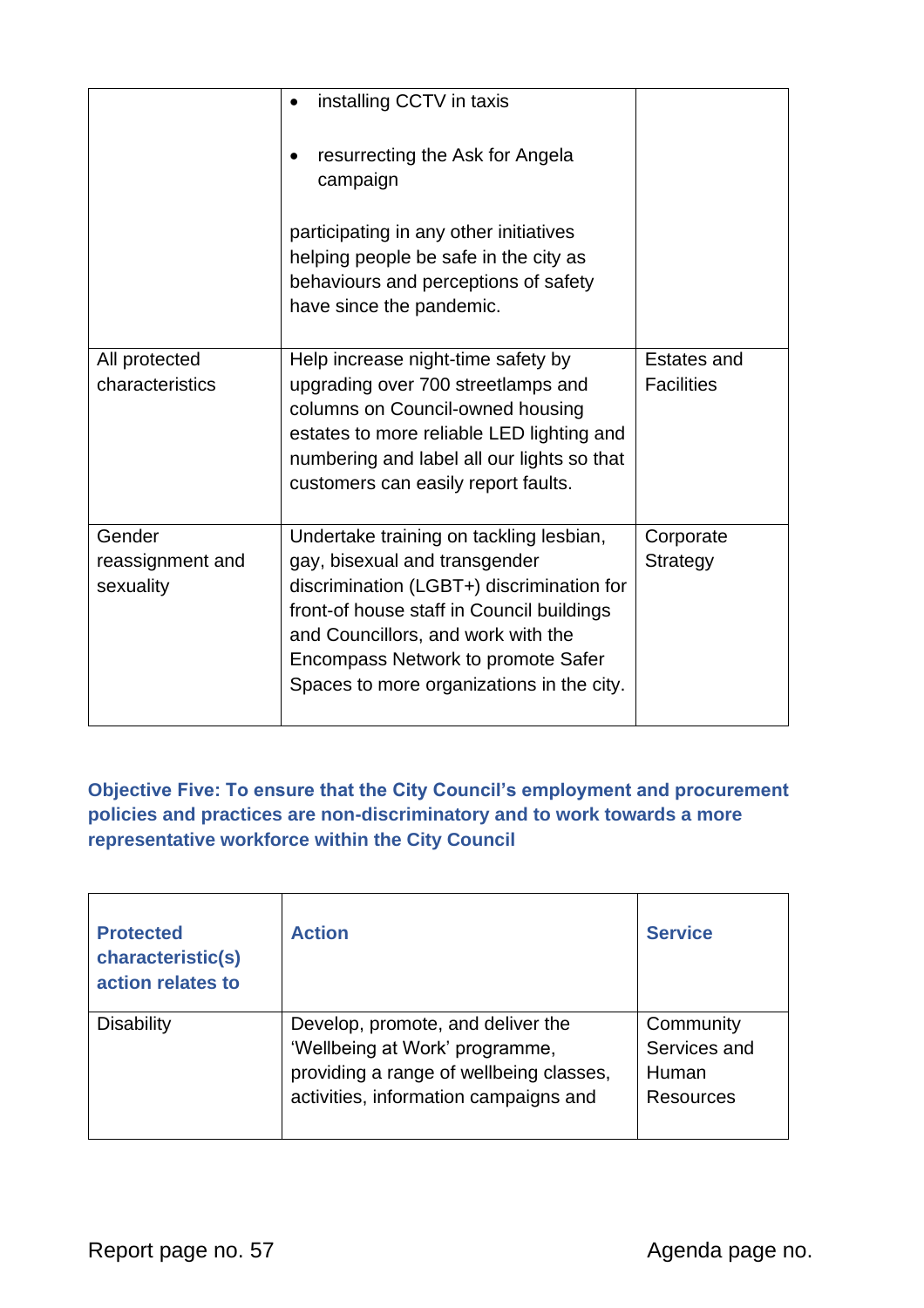| | | |
|---|---|---|
| | • installing CCTV in taxis<br><br>• resurrecting the Ask for Angela campaign<br><br>participating in any other initiatives helping people be safe in the city as behaviours and perceptions of safety have since the pandemic. | |
| All protected characteristics | Help increase night-time safety by upgrading over 700 streetlamps and columns on Council-owned housing estates to more reliable LED lighting and numbering and label all our lights so that customers can easily report faults. | Estates and Facilities |
| Gender reassignment and sexuality | Undertake training on tackling lesbian, gay, bisexual and transgender discrimination (LGBT+) discrimination for front-of house staff in Council buildings and Councillors, and work with the Encompass Network to promote Safer Spaces to more organizations in the city. | Corporate Strategy |

### Objective Five: To ensure that the City Council's employment and procurement policies and practices are non-discriminatory and to work towards a more representative workforce within the City Council

| Protected characteristic(s) action relates to | Action | Service |
|---|---|---|
| Disability | Develop, promote, and deliver the 'Wellbeing at Work' programme, providing a range of wellbeing classes, activities, information campaigns and | Community Services and Human Resources |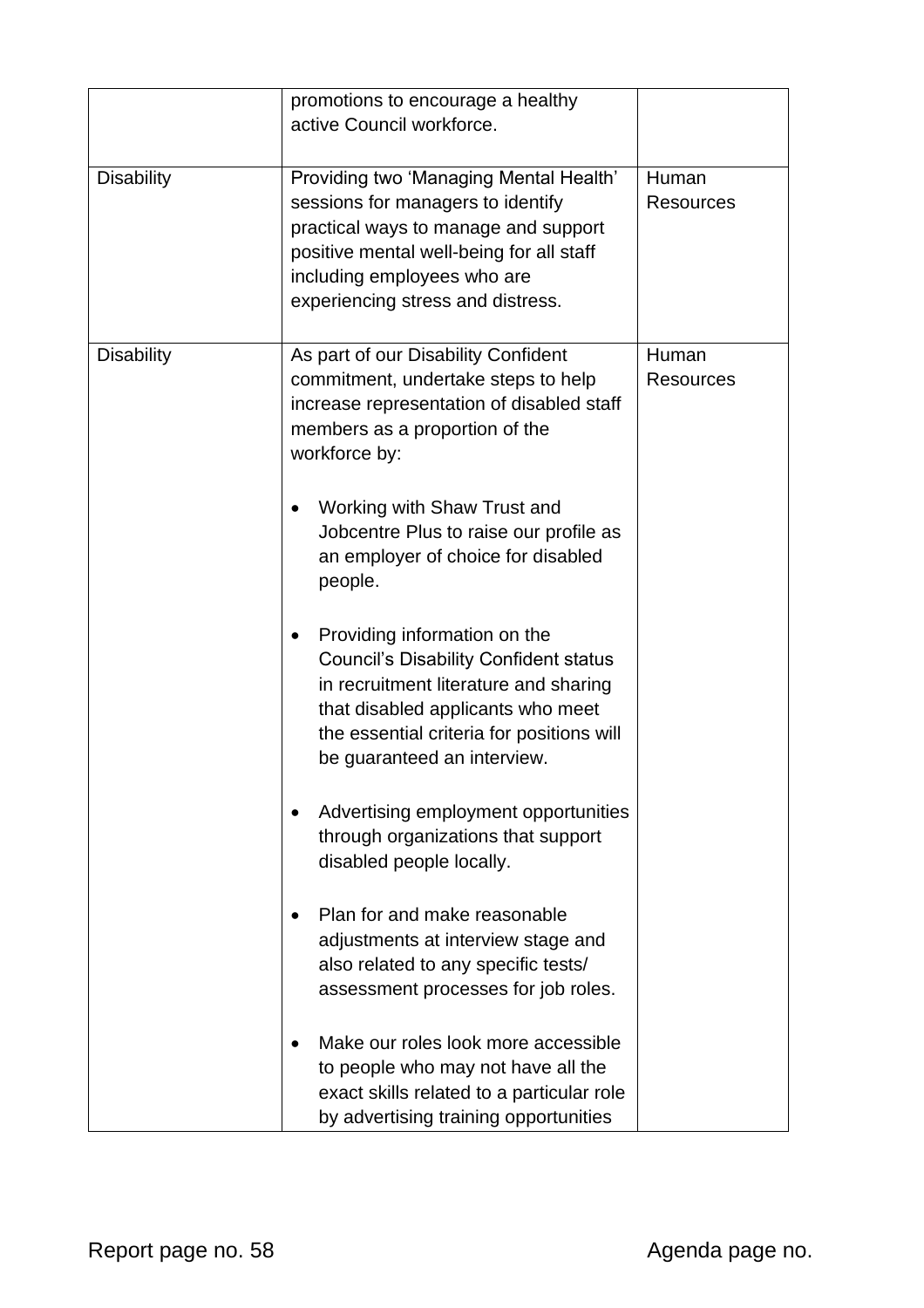| | | |
|---|---|---|
| | promotions to encourage a healthy active Council workforce. | |
| Disability | Providing two 'Managing Mental Health' sessions for managers to identify practical ways to manage and support positive mental well-being for all staff including employees who are experiencing stress and distress. | Human Resources |
| Disability | As part of our Disability Confident commitment, undertake steps to help increase representation of disabled staff members as a proportion of the workforce by:<br><br>• Working with Shaw Trust and Jobcentre Plus to raise our profile as an employer of choice for disabled people.<br><br>• Providing information on the Council's Disability Confident status in recruitment literature and sharing that disabled applicants who meet the essential criteria for positions will be guaranteed an interview.<br><br>• Advertising employment opportunities through organizations that support disabled people locally.<br><br>• Plan for and make reasonable adjustments at interview stage and also related to any specific tests/ assessment processes for job roles.<br><br>• Make our roles look more accessible to people who may not have all the exact skills related to a particular role by advertising training opportunities | Human Resources |

Report page no. 58 Agenda page no.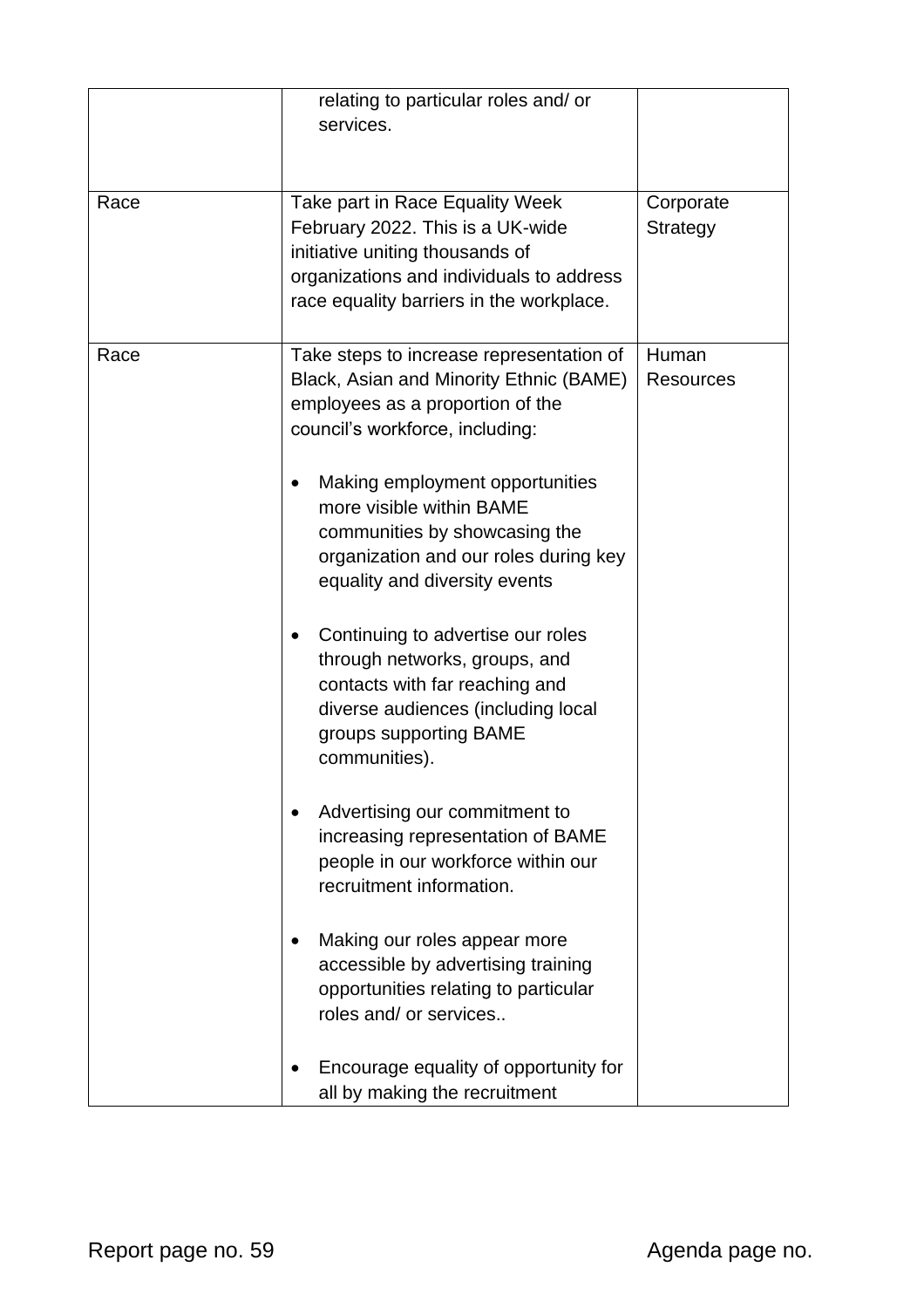| | | |
|---|---|---|
| | relating to particular roles and/ or services. | |
| Race | Take part in Race Equality Week February 2022. This is a UK-wide initiative uniting thousands of organizations and individuals to address race equality barriers in the workplace. | Corporate Strategy |
| Race | Take steps to increase representation of Black, Asian and Minority Ethnic (BAME) employees as a proportion of the council's workforce, including:<br><br>• Making employment opportunities more visible within BAME communities by showcasing the organization and our roles during key equality and diversity events<br><br>• Continuing to advertise our roles through networks, groups, and contacts with far reaching and diverse audiences (including local groups supporting BAME communities).<br><br>• Advertising our commitment to increasing representation of BAME people in our workforce within our recruitment information.<br><br>• Making our roles appear more accessible by advertising training opportunities relating to particular roles and/ or services..<br><br>• Encourage equality of opportunity for all by making the recruitment | Human Resources |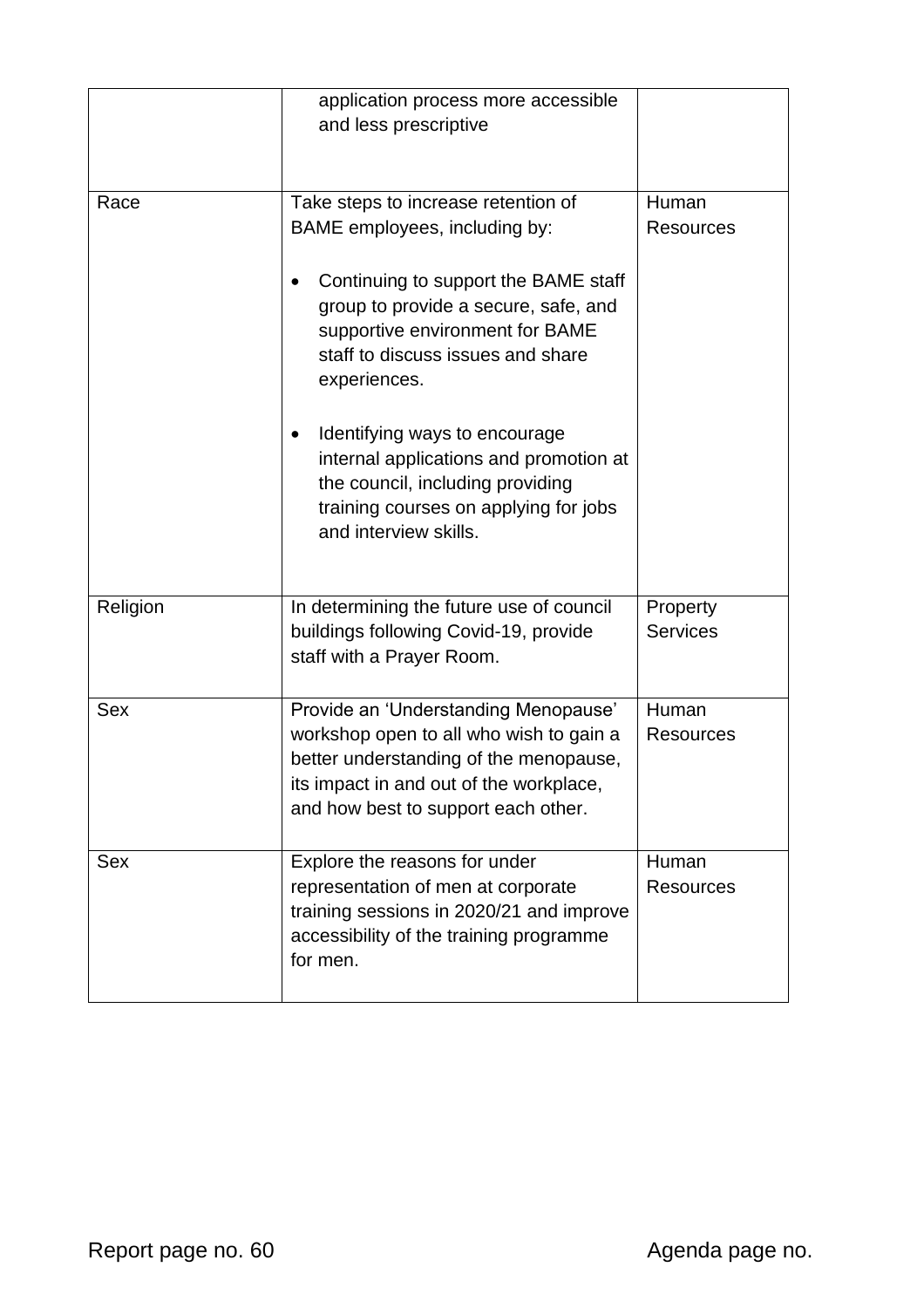| | | |
|---|---|---|
| | application process more accessible and less prescriptive | |
| Race | Take steps to increase retention of BAME employees, including by:<br><br>• Continuing to support the BAME staff group to provide a secure, safe, and supportive environment for BAME staff to discuss issues and share experiences.<br><br>• Identifying ways to encourage internal applications and promotion at the council, including providing training courses on applying for jobs and interview skills. | Human Resources |
| Religion | In determining the future use of council buildings following Covid-19, provide staff with a Prayer Room. | Property Services |
| Sex | Provide an 'Understanding Menopause' workshop open to all who wish to gain a better understanding of the menopause, its impact in and out of the workplace, and how best to support each other. | Human Resources |
| Sex | Explore the reasons for under representation of men at corporate training sessions in 2020/21 and improve accessibility of the training programme for men. | Human Resources |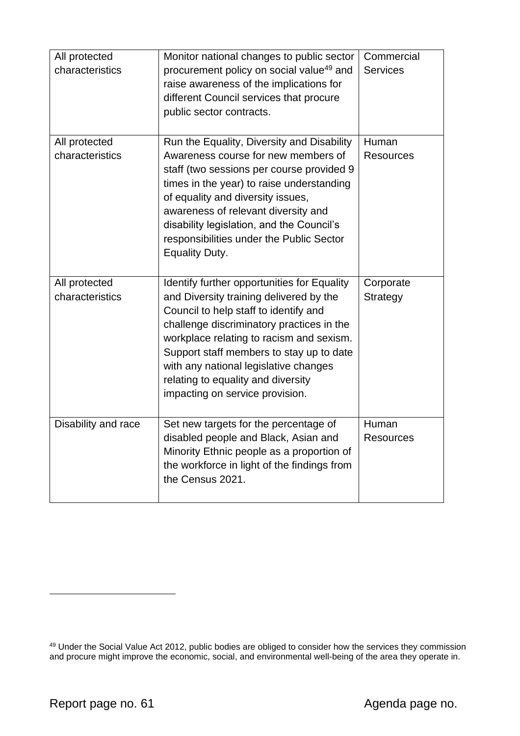| | | |
|---|---|---|
| All protected characteristics | Monitor national changes to public sector procurement policy on social value[49] and raise awareness of the implications for different Council services that procure public sector contracts. | Commercial Services |
| All protected characteristics | Run the Equality, Diversity and Disability Awareness course for new members of staff (two sessions per course provided 9 times in the year) to raise understanding of equality and diversity issues, awareness of relevant diversity and disability legislation, and the Council's responsibilities under the Public Sector Equality Duty. | Human Resources |
| All protected characteristics | Identify further opportunities for Equality and Diversity training delivered by the Council to help staff to identify and challenge discriminatory practices in the workplace relating to racism and sexism. Support staff members to stay up to date with any national legislative changes relating to equality and diversity impacting on service provision. | Corporate Strategy |
| Disability and race | Set new targets for the percentage of disabled people and Black, Asian and Minority Ethnic people as a proportion of the workforce in light of the findings from the Census 2021. | Human Resources |

[49] Under the Social Value Act 2012, public bodies are obliged to consider how the services they commission and procure might improve the economic, social, and environmental well-being of the area they operate in.